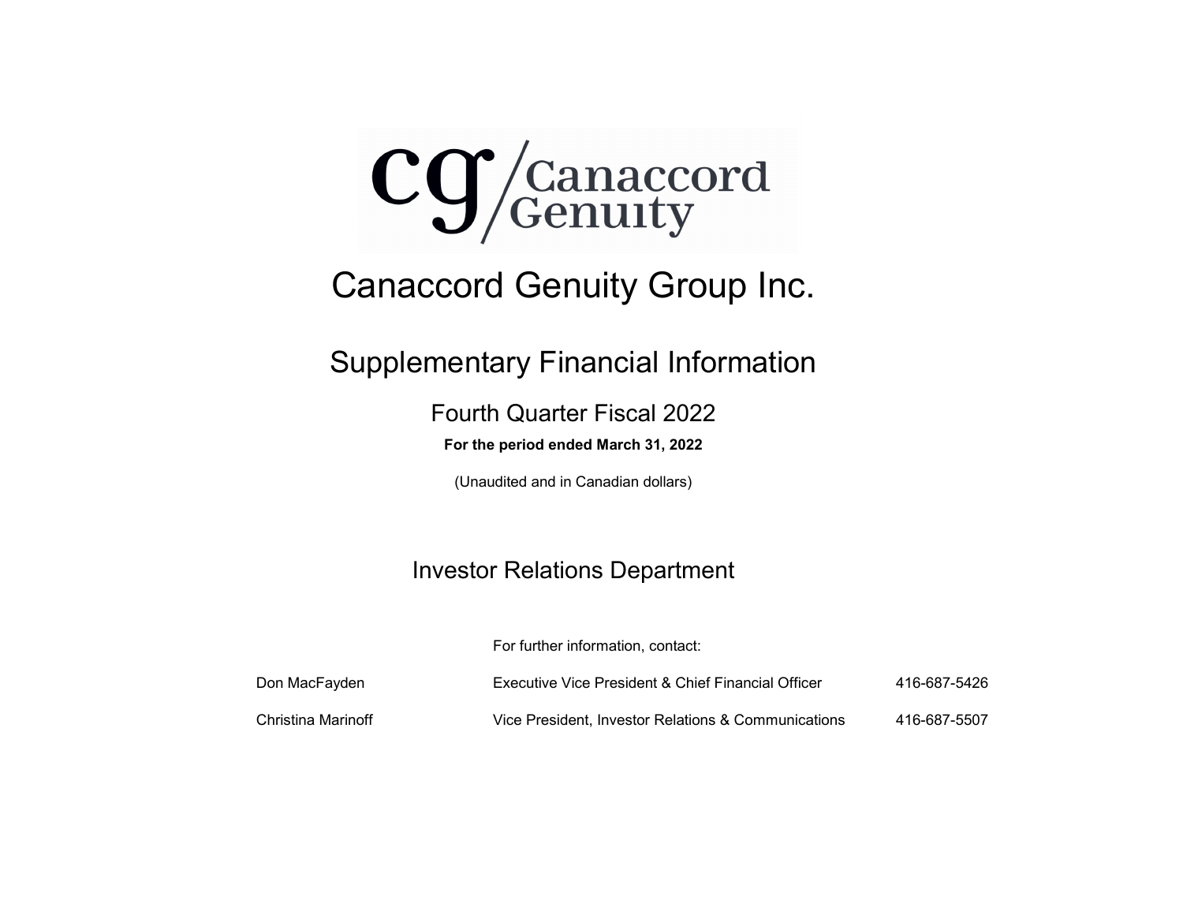# Canaccord Genuity Group Inc.

## Supplementary Financial Information

### Fourth Quarter Fiscal 2022

**For the period ended March 31, 2022**

(Unaudited and in Canadian dollars)

## Investor Relations Department

For further information, contact:

| | | |
|---|---|---|
| Don MacFayden | Executive Vice President & Chief Financial Officer | 416-687-5426 |
| Christina Marinoff | Vice President, Investor Relations & Communications | 416-687-5507 |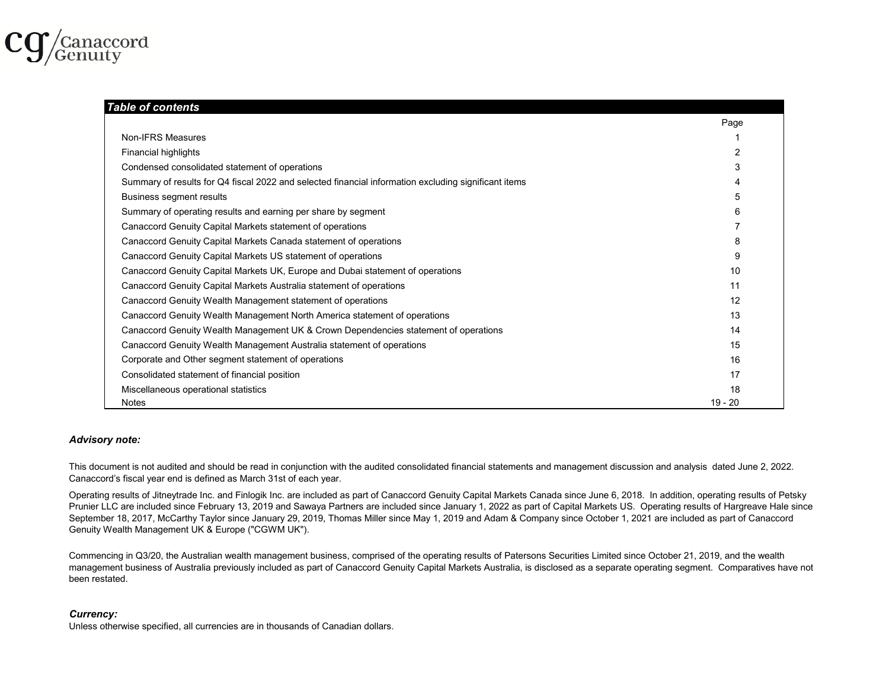Canaccord Genuity

| Table of contents | Page |
| --- | --- |
| Non-IFRS Measures | 1 |
| Financial highlights | 2 |
| Condensed consolidated statement of operations | 3 |
| Summary of results for Q4 fiscal 2022 and selected financial information excluding significant items | 4 |
| Business segment results | 5 |
| Summary of operating results and earning per share by segment | 6 |
| Canaccord Genuity Capital Markets statement of operations | 7 |
| Canaccord Genuity Capital Markets Canada statement of operations | 8 |
| Canaccord Genuity Capital Markets US statement of operations | 9 |
| Canaccord Genuity Capital Markets UK, Europe and Dubai statement of operations | 10 |
| Canaccord Genuity Capital Markets Australia statement of operations | 11 |
| Canaccord Genuity Wealth Management statement of operations | 12 |
| Canaccord Genuity Wealth Management North America statement of operations | 13 |
| Canaccord Genuity Wealth Management UK & Crown Dependencies statement of operations | 14 |
| Canaccord Genuity Wealth Management Australia statement of operations | 15 |
| Corporate and Other segment statement of operations | 16 |
| Consolidated statement of financial position | 17 |
| Miscellaneous operational statistics | 18 |
| Notes | 19 - 20 |

***Advisory note:***

This document is not audited and should be read in conjunction with the audited consolidated financial statements and management discussion and analysis dated June 2, 2022. Canaccord's fiscal year end is defined as March 31st of each year.

Operating results of Jitneytrade Inc. and Finlogik Inc. are included as part of Canaccord Genuity Capital Markets Canada since June 6, 2018. In addition, operating results of Petsky Prunier LLC are included since February 13, 2019 and Sawaya Partners are included since January 1, 2022 as part of Capital Markets US. Operating results of Hargreave Hale since September 18, 2017, McCarthy Taylor since January 29, 2019, Thomas Miller since May 1, 2019 and Adam & Company since October 1, 2021 are included as part of Canaccord Genuity Wealth Management UK & Europe ("CGWM UK").

Commencing in Q3/20, the Australian wealth management business, comprised of the operating results of Patersons Securities Limited since October 21, 2019, and the wealth management business of Australia previously included as part of Canaccord Genuity Capital Markets Australia, is disclosed as a separate operating segment. Comparatives have not been restated.

***Currency:***

Unless otherwise specified, all currencies are in thousands of Canadian dollars.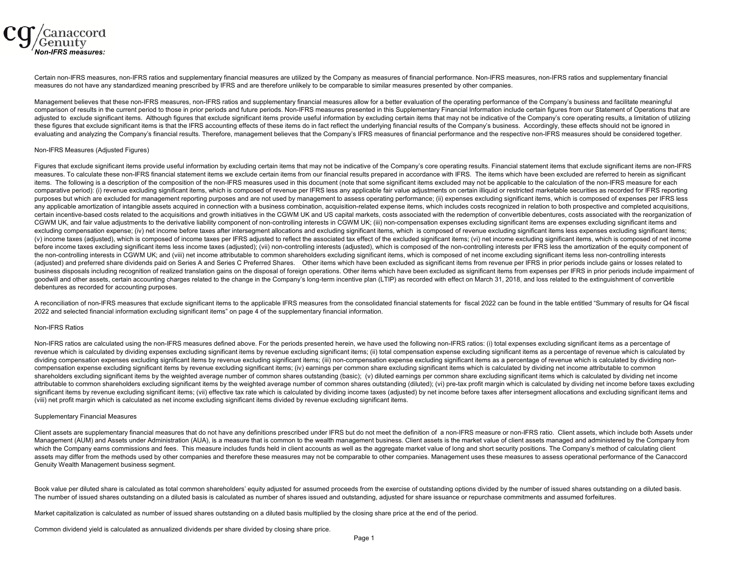## *Non-IFRS measures:*

Certain non-IFRS measures, non-IFRS ratios and supplementary financial measures are utilized by the Company as measures of financial performance. Non-IFRS measures, non-IFRS ratios and supplementary financial measures do not have any standardized meaning prescribed by IFRS and are therefore unlikely to be comparable to similar measures presented by other companies.

Management believes that these non-IFRS measures, non-IFRS ratios and supplementary financial measures allow for a better evaluation of the operating performance of the Company's business and facilitate meaningful comparison of results in the current period to those in prior periods and future periods. Non-IFRS measures presented in this Supplementary Financial Information include certain figures from our Statement of Operations that are adjusted to exclude significant items. Although figures that exclude significant items provide useful information by excluding certain items that may not be indicative of the Company's core operating results, a limitation of utilizing these figures that exclude significant items is that the IFRS accounting effects of these items do in fact reflect the underlying financial results of the Company's business. Accordingly, these effects should not be ignored in evaluating and analyzing the Company's financial results. Therefore, management believes that the Company's IFRS measures of financial performance and the respective non-IFRS measures should be considered together.

Non-IFRS Measures (Adjusted Figures)

Figures that exclude significant items provide useful information by excluding certain items that may not be indicative of the Company's core operating results. Financial statement items that exclude significant items are non-IFRS measures. To calculate these non-IFRS financial statement items we exclude certain items from our financial results prepared in accordance with IFRS. The items which have been excluded are referred to herein as significant items. The following is a description of the composition of the non-IFRS measures used in this document (note that some significant items excluded may not be applicable to the calculation of the non-IFRS measure for each comparative period): (i) revenue excluding significant items, which is composed of revenue per IFRS less any applicable fair value adjustments on certain illiquid or restricted marketable securities as recorded for IFRS reporting purposes but which are excluded for management reporting purposes and are not used by management to assess operating performance; (ii) expenses excluding significant items, which is composed of expenses per IFRS less any applicable amortization of intangible assets acquired in connection with a business combination, acquisition-related expense items, which includes costs recognized in relation to both prospective and completed acquisitions, certain incentive-based costs related to the acquisitions and growth initiatives in the CGWM UK and US capital markets, costs associated with the redemption of convertible debentures, costs associated with the reorganization of CGWM UK, and fair value adjustments to the derivative liability component of non-controlling interests in CGWM UK; (iii) non-compensation expenses excluding significant items are expenses excluding significant items and excluding compensation expense; (iv) net income before taxes after intersegment allocations and excluding significant items, which is composed of revenue excluding significant items less expenses excluding significant items; (v) income taxes (adjusted), which is composed of income taxes per IFRS adjusted to reflect the associated tax effect of the excluded significant items; (vi) net income excluding significant items, which is composed of net income before income taxes excluding significant items less income taxes (adjusted); (vii) non-controlling interests (adjusted), which is composed of the non-controlling interests per IFRS less the amortization of the equity component of the non-controlling interests in CGWM UK; and (viii) net income attributable to common shareholders excluding significant items, which is composed of net income excluding significant items less non-controlling interests (adjusted) and preferred share dividends paid on Series A and Series C Preferred Shares. Other items which have been excluded as significant items from revenue per IFRS in prior periods include gains or losses related to business disposals including recognition of realized translation gains on the disposal of foreign operations. Other items which have been excluded as significant items from expenses per IFRS in prior periods include impairment of goodwill and other assets, certain accounting charges related to the change in the Company's long-term incentive plan (LTIP) as recorded with effect on March 31, 2018, and loss related to the extinguishment of convertible debentures as recorded for accounting purposes.

A reconciliation of non-IFRS measures that exclude significant items to the applicable IFRS measures from the consolidated financial statements for fiscal 2022 can be found in the table entitled "Summary of results for Q4 fiscal 2022 and selected financial information excluding significant items" on page 4 of the supplementary financial information.

Non-IFRS Ratios

Non-IFRS ratios are calculated using the non-IFRS measures defined above. For the periods presented herein, we have used the following non-IFRS ratios: (i) total expenses excluding significant items as a percentage of revenue which is calculated by dividing expenses excluding significant items by revenue excluding significant items; (ii) total compensation expense excluding significant items as a percentage of revenue which is calculated by dividing compensation expenses excluding significant items by revenue excluding significant items; (iii) non-compensation expense excluding significant items as a percentage of revenue which is calculated by dividing non-compensation expense excluding significant items by revenue excluding significant items; (iv) earnings per common share excluding significant items which is calculated by dividing net income attributable to common shareholders excluding significant items by the weighted average number of common shares outstanding (basic); (v) diluted earnings per common share excluding significant items which is calculated by dividing net income attributable to common shareholders excluding significant items by the weighted average number of common shares outstanding (diluted); (vi) pre-tax profit margin which is calculated by dividing net income before taxes excluding significant items by revenue excluding significant items; (vii) effective tax rate which is calculated by dividing income taxes (adjusted) by net income before taxes after intersegment allocations and excluding significant items and (viii) net profit margin which is calculated as net income excluding significant items divided by revenue excluding significant items.

Supplementary Financial Measures

Client assets are supplementary financial measures that do not have any definitions prescribed under IFRS but do not meet the definition of a non-IFRS measure or non-IFRS ratio. Client assets, which include both Assets under Management (AUM) and Assets under Administration (AUA), is a measure that is common to the wealth management business. Client assets is the market value of client assets managed and administered by the Company from which the Company earns commissions and fees. This measure includes funds held in client accounts as well as the aggregate market value of long and short security positions. The Company's method of calculating client assets may differ from the methods used by other companies and therefore these measures may not be comparable to other companies. Management uses these measures to assess operational performance of the Canaccord Genuity Wealth Management business segment.

Book value per diluted share is calculated as total common shareholders' equity adjusted for assumed proceeds from the exercise of outstanding options divided by the number of issued shares outstanding on a diluted basis. The number of issued shares outstanding on a diluted basis is calculated as number of shares issued and outstanding, adjusted for share issuance or repurchase commitments and assumed forfeitures.

Market capitalization is calculated as number of issued shares outstanding on a diluted basis multiplied by the closing share price at the end of the period.

Common dividend yield is calculated as annualized dividends per share divided by closing share price.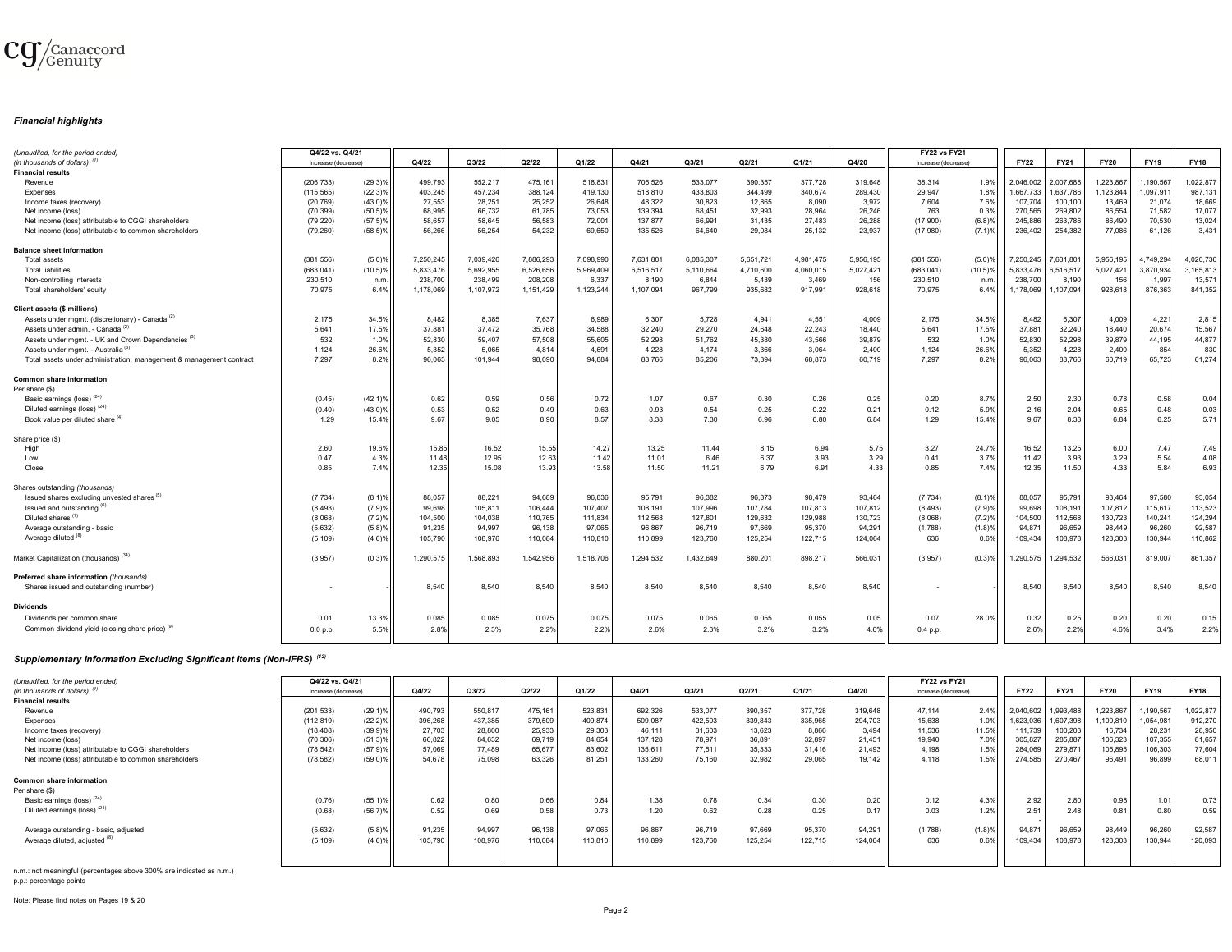### *Financial highlights*

| *(Unaudited, for the period ended)* *(in thousands of dollars)* [1] | Q4/22 vs. Q4/21 Increase (decrease) | | Q4/22 | Q3/22 | Q2/22 | Q1/22 | Q4/21 | Q3/21 | Q2/21 | Q1/21 | Q4/20 | FY22 vs FY21 Increase (decrease) | | FY22 | FY21 | FY20 | FY19 | FY18 |
|---|---|---|---|---|---|---|---|---|---|---|---|---|---|---|---|---|---|---|
| **Financial results** | | | | | | | | | | | | | | | | | | |
| Revenue | (206,733) | (29.3)% | 499,793 | 552,217 | 475,161 | 518,831 | 706,526 | 533,077 | 390,357 | 377,728 | 319,648 | 38,314 | 1.9% | 2,046,002 | 2,007,688 | 1,223,867 | 1,190,567 | 1,022,877 |
| Expenses | (115,565) | (22.3)% | 403,245 | 457,234 | 388,124 | 419,130 | 518,810 | 433,803 | 344,499 | 340,674 | 289,430 | 29,947 | 1.8% | 1,667,733 | 1,637,786 | 1,123,844 | 1,097,911 | 987,131 |
| Income taxes (recovery) | (20,769) | (43.0)% | 27,553 | 28,251 | 25,252 | 26,648 | 48,322 | 30,823 | 12,865 | 8,090 | 3,972 | 7,604 | 7.6% | 107,704 | 100,100 | 13,469 | 21,074 | 18,669 |
| Net income (loss) | (70,399) | (50.5)% | 68,995 | 66,732 | 61,785 | 73,053 | 139,394 | 68,451 | 32,993 | 28,964 | 26,246 | 763 | 0.3% | 270,565 | 269,802 | 86,554 | 71,582 | 17,077 |
| Net income (loss) attributable to CGGI shareholders | (79,220) | (57.5)% | 58,657 | 58,645 | 56,583 | 72,001 | 137,877 | 66,991 | 31,435 | 27,483 | 26,288 | (17,900) | (6.8)% | 245,886 | 263,786 | 86,490 | 70,530 | 13,024 |
| Net income (loss) attributable to common shareholders | (79,260) | (58.5)% | 56,266 | 56,254 | 54,232 | 69,650 | 135,526 | 64,640 | 29,084 | 25,132 | 23,937 | (17,980) | (7.1)% | 236,402 | 254,382 | 77,086 | 61,126 | 3,431 |
| **Balance sheet information** | | | | | | | | | | | | | | | | | | |
| Total assets | (381,556) | (5.0)% | 7,250,245 | 7,039,426 | 7,886,293 | 7,098,990 | 7,631,801 | 6,085,307 | 5,651,721 | 4,981,475 | 5,956,195 | (381,556) | (5.0)% | 7,250,245 | 7,631,801 | 5,956,195 | 4,749,294 | 4,020,736 |
| Total liabilities | (683,041) | (10.5)% | 5,833,476 | 5,692,955 | 6,526,656 | 5,969,409 | 6,516,517 | 5,110,664 | 4,710,600 | 4,060,015 | 5,027,421 | (683,041) | (10.5)% | 5,833,476 | 6,516,517 | 5,027,421 | 3,870,934 | 3,165,813 |
| Non-controlling interests | 230,510 | n.m. | 238,700 | 238,499 | 208,208 | 6,337 | 8,190 | 6,844 | 5,439 | 3,469 | 156 | 230,510 | n.m. | 238,700 | 8,190 | 156 | 1,997 | 13,571 |
| Total shareholders' equity | 70,975 | 6.4% | 1,178,069 | 1,107,972 | 1,151,429 | 1,123,244 | 1,107,094 | 967,799 | 935,682 | 917,991 | 928,618 | 70,975 | 6.4% | 1,178,069 | 1,107,094 | 928,618 | 876,363 | 841,352 |
| **Client assets ($ millions)** | | | | | | | | | | | | | | | | | | |
| Assets under mgmt. (discretionary) - Canada [2] | 2,175 | 34.5% | 8,482 | 8,385 | 7,637 | 6,989 | 6,307 | 5,728 | 4,941 | 4,551 | 4,009 | 2,175 | 34.5% | 8,482 | 6,307 | 4,009 | 4,221 | 2,815 |
| Assets under admin. - Canada [2] | 5,641 | 17.5% | 37,881 | 37,472 | 35,768 | 34,588 | 32,240 | 29,270 | 24,648 | 22,243 | 18,440 | 5,641 | 17.5% | 37,881 | 32,240 | 18,440 | 20,674 | 15,567 |
| Assets under mgmt. - UK and Crown Dependencies [3] | 532 | 1.0% | 52,830 | 59,407 | 57,508 | 55,605 | 52,298 | 51,762 | 45,380 | 43,566 | 39,879 | 532 | 1.0% | 52,830 | 52,298 | 39,879 | 44,195 | 44,877 |
| Assets under mgmt. - Australia [3] | 1,124 | 26.6% | 5,352 | 5,065 | 4,814 | 4,691 | 4,228 | 4,174 | 3,366 | 3,064 | 2,400 | 1,124 | 26.6% | 5,352 | 4,228 | 2,400 | 854 | 830 |
| Total assets under administration, management & management contract | 7,297 | 8.2% | 96,063 | 101,944 | 98,090 | 94,884 | 88,766 | 85,206 | 73,394 | 68,873 | 60,719 | 7,297 | 8.2% | 96,063 | 88,766 | 60,719 | 65,723 | 61,274 |
| **Common share information** | | | | | | | | | | | | | | | | | | |
| Per share ($) | | | | | | | | | | | | | | | | | | |
| Basic earnings (loss) [24] | (0.45) | (42.1)% | 0.62 | 0.59 | 0.56 | 0.72 | 1.07 | 0.67 | 0.30 | 0.26 | 0.25 | 0.20 | 8.7% | 2.50 | 2.30 | 0.78 | 0.58 | 0.04 |
| Diluted earnings (loss) [24] | (0.40) | (43.0)% | 0.53 | 0.52 | 0.49 | 0.63 | 0.93 | 0.54 | 0.25 | 0.22 | 0.21 | 0.12 | 5.9% | 2.16 | 2.04 | 0.65 | 0.48 | 0.03 |
| Book value per diluted share [4] | 1.29 | 15.4% | 9.67 | 9.05 | 8.90 | 8.57 | 8.38 | 7.30 | 6.96 | 6.80 | 6.84 | 1.29 | 15.4% | 9.67 | 8.38 | 6.84 | 6.25 | 5.71 |
| Share price ($) | | | | | | | | | | | | | | | | | | |
| High | 2.60 | 19.6% | 15.85 | 16.52 | 15.55 | 14.27 | 13.25 | 11.44 | 8.15 | 6.94 | 5.75 | 3.27 | 24.7% | 16.52 | 13.25 | 6.00 | 7.47 | 7.49 |
| Low | 0.47 | 4.3% | 11.48 | 12.95 | 12.63 | 11.42 | 11.01 | 6.46 | 6.37 | 3.93 | 3.29 | 0.41 | 3.7% | 11.42 | 3.93 | 3.29 | 5.54 | 4.08 |
| Close | 0.85 | 7.4% | 12.35 | 15.08 | 13.93 | 13.58 | 11.50 | 11.21 | 6.79 | 6.91 | 4.33 | 0.85 | 7.4% | 12.35 | 11.50 | 4.33 | 5.84 | 6.93 |
| Shares outstanding *(thousands)* | | | | | | | | | | | | | | | | | | |
| Issued shares excluding unvested shares [5] | (7,734) | (8.1)% | 88,057 | 88,221 | 94,689 | 96,836 | 95,791 | 96,382 | 96,873 | 98,479 | 93,464 | (7,734) | (8.1)% | 88,057 | 95,791 | 93,464 | 97,580 | 93,054 |
| Issued and outstanding [6] | (8,493) | (7.9)% | 99,698 | 105,811 | 106,444 | 107,407 | 108,191 | 107,996 | 107,784 | 107,813 | 107,812 | (8,493) | (7.9)% | 99,698 | 108,191 | 107,812 | 115,617 | 113,523 |
| Diluted shares [7] | (8,068) | (7.2)% | 104,500 | 104,038 | 110,765 | 111,834 | 112,568 | 127,801 | 129,632 | 129,988 | 130,723 | (8,068) | (7.2)% | 104,500 | 112,568 | 130,723 | 140,241 | 124,294 |
| Average outstanding - basic | (5,632) | (5.8)% | 91,235 | 94,997 | 96,138 | 97,065 | 96,867 | 96,719 | 97,669 | 95,370 | 94,291 | (1,788) | (1.8)% | 94,871 | 96,659 | 98,449 | 96,260 | 92,587 |
| Average diluted [8] | (5,109) | (4.6)% | 105,790 | 108,976 | 110,084 | 110,810 | 110,899 | 123,760 | 125,254 | 122,715 | 124,064 | 636 | 0.6% | 109,434 | 108,978 | 128,303 | 130,944 | 110,862 |
| Market Capitalization (thousands) [34] | (3,957) | (0.3)% | 1,290,575 | 1,568,893 | 1,542,956 | 1,518,706 | 1,294,532 | 1,432,649 | 880,201 | 898,217 | 566,031 | (3,957) | (0.3)% | 1,290,575 | 1,294,532 | 566,031 | 819,007 | 861,357 |
| **Preferred share information** *(thousands)* | | | | | | | | | | | | | | | | | | |
| Shares issued and outstanding (number) | - | - | 8,540 | 8,540 | 8,540 | 8,540 | 8,540 | 8,540 | 8,540 | 8,540 | 8,540 | - | - | 8,540 | 8,540 | 8,540 | 8,540 | 8,540 |
| **Dividends** | | | | | | | | | | | | | | | | | | |
| Dividends per common share | 0.01 | 13.3% | 0.085 | 0.085 | 0.075 | 0.075 | 0.075 | 0.065 | 0.055 | 0.055 | 0.05 | 0.07 | 28.0% | 0.32 | 0.25 | 0.20 | 0.20 | 0.15 |
| Common dividend yield (closing share price) [9] | 0.0 p.p. | 5.5% | 2.8% | 2.3% | 2.2% | 2.2% | 2.6% | 2.3% | 3.2% | 3.2% | 4.6% | 0.4 p.p. | | 2.6% | 2.2% | 4.6% | 3.4% | 2.2% |

### *Supplementary Information Excluding Significant Items (Non-IFRS)* [12]

| *(Unaudited, for the period ended)* *(in thousands of dollars)* [1] | Q4/22 vs. Q4/21 Increase (decrease) | | Q4/22 | Q3/22 | Q2/22 | Q1/22 | Q4/21 | Q3/21 | Q2/21 | Q1/21 | Q4/20 | FY22 vs FY21 Increase (decrease) | | FY22 | FY21 | FY20 | FY19 | FY18 |
|---|---|---|---|---|---|---|---|---|---|---|---|---|---|---|---|---|---|---|
| **Financial results** | | | | | | | | | | | | | | | | | | |
| Revenue | (201,533) | (29.1)% | 490,793 | 550,817 | 475,161 | 523,831 | 692,326 | 533,077 | 390,357 | 377,728 | 319,648 | 47,114 | 2.4% | 2,040,602 | 1,993,488 | 1,223,867 | 1,190,567 | 1,022,877 |
| Expenses | (112,819) | (22.2)% | 396,268 | 437,385 | 379,509 | 409,874 | 509,087 | 422,503 | 339,843 | 335,965 | 294,703 | 15,638 | 1.0% | 1,623,036 | 1,607,398 | 1,100,810 | 1,054,981 | 912,270 |
| Income taxes (recovery) | (18,408) | (39.9)% | 27,703 | 28,800 | 25,933 | 29,303 | 46,111 | 31,603 | 13,623 | 8,866 | 3,494 | 11,536 | 11.5% | 111,739 | 100,203 | 16,734 | 28,231 | 28,950 |
| Net income (loss) | (70,306) | (51.3)% | 66,822 | 84,632 | 69,719 | 84,654 | 137,128 | 78,971 | 36,891 | 32,897 | 21,451 | 19,940 | 7.0% | 305,827 | 285,887 | 106,323 | 107,355 | 81,657 |
| Net income (loss) attributable to CGGI shareholders | (78,542) | (57.9)% | 57,069 | 77,489 | 65,677 | 83,602 | 135,611 | 77,511 | 35,333 | 31,416 | 21,493 | 4,198 | 1.5% | 284,069 | 279,871 | 105,895 | 106,303 | 77,604 |
| Net income (loss) attributable to common shareholders | (78,582) | (59.0)% | 54,678 | 75,098 | 63,326 | 81,251 | 133,260 | 75,160 | 32,982 | 29,065 | 19,142 | 4,118 | 1.5% | 274,585 | 270,467 | 96,491 | 96,899 | 68,011 |
| **Common share information** | | | | | | | | | | | | | | | | | | |
| Per share ($) | | | | | | | | | | | | | | | | | | |
| Basic earnings (loss) [24] | (0.76) | (55.1)% | 0.62 | 0.80 | 0.66 | 0.84 | 1.38 | 0.78 | 0.34 | 0.30 | 0.20 | 0.12 | 4.3% | 2.92 | 2.80 | 0.98 | 1.01 | 0.73 |
| Diluted earnings (loss) [24] | (0.68) | (56.7)% | 0.52 | 0.69 | 0.58 | 0.73 | 1.20 | 0.62 | 0.28 | 0.25 | 0.17 | 0.03 | 1.2% | 2.51 | 2.48 | 0.81 | 0.80 | 0.59 |
| Average outstanding - basic, adjusted | (5,632) | (5.8)% | 91,235 | 94,997 | 96,138 | 97,065 | 96,867 | 96,719 | 97,669 | 95,370 | 94,291 | (1,788) | (1.8)% | 94,871 | 96,659 | 98,449 | 96,260 | 92,587 |
| Average diluted, adjusted [8] | (5,109) | (4.6)% | 105,790 | 108,976 | 110,084 | 110,810 | 110,899 | 123,760 | 125,254 | 122,715 | 124,064 | 636 | 0.6% | 109,434 | 108,978 | 128,303 | 130,944 | 120,093 |

n.m.: not meaningful (percentages above 300% are indicated as n.m.)
p.p.: percentage points

Note: Please find notes on Pages 19 & 20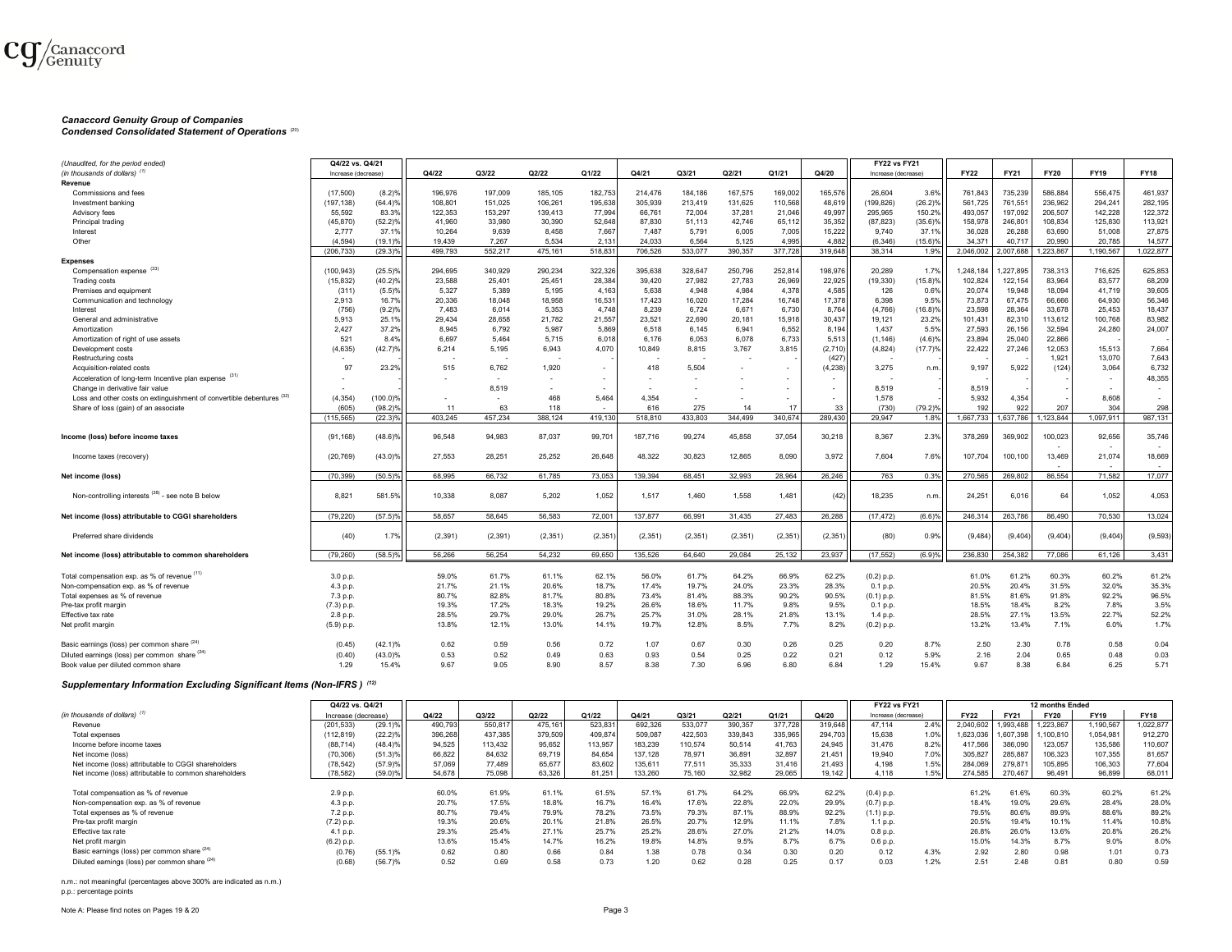### *Canaccord Genuity Group of Companies*
### *Condensed Consolidated Statement of Operations* [20]

| *(Unaudited, for the period ended)* *(in thousands of dollars)* [1] | Q4/22 vs. Q4/21 Increase (decrease) | | Q4/22 | Q3/22 | Q2/22 | Q1/22 | Q4/21 | Q3/21 | Q2/21 | Q1/21 | Q4/20 | FY22 vs FY21 Increase (decrease) | | FY22 | FY21 | FY20 | FY19 | FY18 |
|---|---|---|---|---|---|---|---|---|---|---|---|---|---|---|---|---|---|---|
| **Revenue** | | | | | | | | | | | | | | | | | | |
| Commissions and fees | (17,500) | (8.2)% | 196,976 | 197,009 | 185,105 | 182,753 | 214,476 | 184,186 | 167,575 | 169,002 | 165,576 | 26,604 | 3.6% | 761,843 | 735,239 | 586,884 | 556,475 | 461,937 |
| Investment banking | (197,138) | (64.4)% | 108,801 | 151,025 | 106,261 | 195,638 | 305,939 | 213,419 | 131,625 | 110,568 | 48,619 | (199,826) | (26.2)% | 561,725 | 761,551 | 236,962 | 294,241 | 282,195 |
| Advisory fees | 55,592 | 83.3% | 122,353 | 153,297 | 139,413 | 77,994 | 66,761 | 72,004 | 37,281 | 21,046 | 49,997 | 295,965 | 150.2% | 493,057 | 197,092 | 206,507 | 142,228 | 122,372 |
| Principal trading | (45,870) | (52.2)% | 41,960 | 33,980 | 30,390 | 52,648 | 87,830 | 51,113 | 42,746 | 65,112 | 35,352 | (87,823) | (35.6)% | 158,978 | 246,801 | 108,834 | 125,830 | 113,921 |
| Interest | 2,777 | 37.1% | 10,264 | 9,639 | 8,458 | 7,667 | 7,487 | 5,791 | 6,005 | 7,005 | 15,222 | 9,740 | 37.1% | 36,028 | 26,288 | 63,690 | 51,008 | 27,875 |
| Other | (4,594) | (19.1)% | 19,439 | 7,267 | 5,534 | 2,131 | 24,033 | 6,564 | 5,125 | 4,995 | 4,882 | (6,346) | (15.6)% | 34,371 | 40,717 | 20,990 | 20,785 | 14,577 |
| | (206,733) | (29.3)% | 499,793 | 552,217 | 475,161 | 518,831 | 706,526 | 533,077 | 390,357 | 377,728 | 319,648 | 38,314 | 1.9% | 2,046,002 | 2,007,688 | 1,223,867 | 1,190,567 | 1,022,877 |
| **Expenses** | | | | | | | | | | | | | | | | | | |
| Compensation expense [33] | (100,943) | (25.5)% | 294,695 | 340,929 | 290,234 | 322,326 | 395,638 | 328,647 | 250,796 | 252,814 | 198,976 | 20,289 | 1.7% | 1,248,184 | 1,227,895 | 738,313 | 716,625 | 625,853 |
| Trading costs | (15,832) | (40.2)% | 23,588 | 25,401 | 25,451 | 28,384 | 39,420 | 27,982 | 27,783 | 26,969 | 22,925 | (19,330) | (15.8)% | 102,824 | 122,154 | 83,964 | 83,577 | 68,209 |
| Premises and equipment | (311) | (5.5)% | 5,327 | 5,389 | 5,195 | 4,163 | 5,638 | 4,948 | 4,984 | 4,378 | 4,585 | 126 | 0.6% | 20,074 | 19,948 | 18,094 | 41,719 | 39,605 |
| Communication and technology | 2,913 | 16.7% | 20,336 | 18,048 | 18,958 | 16,531 | 17,423 | 16,020 | 17,284 | 16,748 | 17,378 | 6,398 | 9.5% | 73,873 | 67,475 | 66,666 | 64,930 | 56,346 |
| Interest | (756) | (9.2)% | 7,483 | 6,014 | 5,353 | 4,748 | 8,239 | 6,724 | 6,671 | 6,730 | 8,764 | (4,766) | (16.8)% | 23,598 | 28,364 | 33,678 | 25,453 | 18,437 |
| General and administrative | 5,913 | 25.1% | 29,434 | 28,658 | 21,782 | 21,557 | 23,521 | 22,690 | 20,181 | 15,918 | 30,437 | 19,121 | 23.2% | 101,431 | 82,310 | 113,612 | 100,768 | 83,982 |
| Amortization | 2,427 | 37.2% | 8,945 | 6,792 | 5,987 | 5,869 | 6,518 | 6,145 | 6,941 | 6,552 | 8,194 | 1,437 | 5.5% | 27,593 | 26,156 | 32,594 | 24,280 | 24,007 |
| Amortization of right of use assets | 521 | 8.4% | 6,697 | 5,464 | 5,715 | 6,018 | 6,176 | 6,053 | 6,078 | 6,733 | 5,513 | (1,146) | (4.6)% | 23,894 | 25,040 | 22,866 | - | - |
| Development costs | (4,635) | (42.7)% | 6,214 | 5,195 | 6,943 | 4,070 | 10,849 | 8,815 | 3,767 | 3,815 | (2,710) | (4,824) | (17.7)% | 22,422 | 27,246 | 12,053 | 15,513 | 7,664 |
| Restructuring costs | - | - | - | - | - | - | - | - | - | - | (427) | - | - | - | - | 1,921 | 13,070 | 7,643 |
| Acquisition-related costs | 97 | 23.2% | 515 | 6,762 | 1,920 | - | 418 | 5,504 | - | - | (4,238) | 3,275 | n.m. | 9,197 | 5,922 | (124) | 3,064 | 6,732 |
| Acceleration of long-term incentive plan expense [31] | - | - | - | - | - | - | - | - | - | - | - | - | - | - | - | - | - | 48,355 |
| Change in derivative fair value | - | - | - | 8,519 | - | - | - | - | - | - | - | 8,519 | - | 8,519 | - | - | - | - |
| Loss and other costs on extinguishment of convertible debentures [32] | (4,354) | (100.0)% | - | - | 468 | 5,464 | 4,354 | - | - | - | - | 1,578 | - | 5,932 | 4,354 | - | 8,608 | - |
| Share of loss (gain) of an associate | (605) | (98.2)% | 11 | 63 | 118 | - | 616 | 275 | 14 | 17 | 33 | (730) | (79.2)% | 192 | 922 | 207 | 304 | 298 |
| | (115,565) | (22.3)% | 403,245 | 457,234 | 388,124 | 419,130 | 518,810 | 433,803 | 344,499 | 340,674 | 289,430 | 29,947 | 1.8% | 1,667,733 | 1,637,786 | 1,123,844 | 1,097,911 | 987,131 |
| **Income (loss) before income taxes** | (91,168) | (48.6)% | 96,548 | 94,983 | 87,037 | 99,701 | 187,716 | 99,274 | 45,858 | 37,054 | 30,218 | 8,367 | 2.3% | 378,269 | 369,902 | 100,023 | 92,656 | 35,746 |
| Income taxes (recovery) | (20,769) | (43.0)% | 27,553 | 28,251 | 25,252 | 26,648 | 48,322 | 30,823 | 12,865 | 8,090 | 3,972 | 7,604 | 7.6% | 107,704 | 100,100 | 13,469 | 21,074 | 18,669 |
| **Net income (loss)** | (70,399) | (50.5)% | 68,995 | 66,732 | 61,785 | 73,053 | 139,394 | 68,451 | 32,993 | 28,964 | 26,246 | 763 | 0.3% | 270,565 | 269,802 | 86,554 | 71,582 | 17,077 |
| Non-controlling interests [38] - see note B below | 8,821 | 581.5% | 10,338 | 8,087 | 5,202 | 1,052 | 1,517 | 1,460 | 1,558 | 1,481 | (42) | 18,235 | n.m. | 24,251 | 6,016 | 64 | 1,052 | 4,053 |
| **Net income (loss) attributable to CGGI shareholders** | (79,220) | (57.5)% | 58,657 | 58,645 | 56,583 | 72,001 | 137,877 | 66,991 | 31,435 | 27,483 | 26,288 | (17,472) | (6.6)% | 246,314 | 263,786 | 86,490 | 70,530 | 13,024 |
| Preferred share dividends | (40) | 1.7% | (2,391) | (2,391) | (2,351) | (2,351) | (2,351) | (2,351) | (2,351) | (2,351) | (2,351) | (80) | 0.9% | (9,484) | (9,404) | (9,404) | (9,404) | (9,593) |
| **Net income (loss) attributable to common shareholders** | (79,260) | (58.5)% | 56,266 | 56,254 | 54,232 | 69,650 | 135,526 | 64,640 | 29,084 | 25,132 | 23,937 | (17,552) | (6.9)% | 236,830 | 254,382 | 77,086 | 61,126 | 3,431 |
| Total compensation exp. as % of revenue [11] | 3.0 p.p. | | 59.0% | 61.7% | 61.1% | 62.1% | 56.0% | 61.7% | 64.2% | 66.9% | 62.2% | (0.2) p.p. | | 61.0% | 61.2% | 60.3% | 60.2% | 61.2% |
| Non-compensation exp. as % of revenue | 4.3 p.p. | | 21.7% | 21.1% | 20.6% | 18.7% | 17.4% | 19.7% | 24.0% | 23.3% | 28.3% | 0.1 p.p. | | 20.5% | 20.4% | 31.5% | 32.0% | 35.3% |
| Total expenses as % of revenue | 7.3 p.p. | | 80.7% | 82.8% | 81.7% | 80.8% | 73.4% | 81.4% | 88.3% | 90.2% | 90.5% | (0.1) p.p. | | 81.5% | 81.6% | 91.8% | 92.2% | 96.5% |
| Pre-tax profit margin | (7.3) p.p. | | 19.3% | 17.2% | 18.3% | 19.2% | 26.6% | 18.6% | 11.7% | 9.8% | 9.5% | 0.1 p.p. | | 18.5% | 18.4% | 8.2% | 7.8% | 3.5% |
| Effective tax rate | 2.8 p.p. | | 28.5% | 29.7% | 29.0% | 26.7% | 25.7% | 31.0% | 28.1% | 21.8% | 13.1% | 1.4 p.p. | | 28.5% | 27.1% | 13.5% | 22.7% | 52.2% |
| Net profit margin | (5.9) p.p. | | 13.8% | 12.1% | 13.0% | 14.1% | 19.7% | 12.8% | 8.5% | 7.7% | 8.2% | (0.2) p.p. | | 13.2% | 13.4% | 7.1% | 6.0% | 1.7% |
| Basic earnings (loss) per common share [24] | (0.45) | (42.1)% | 0.62 | 0.59 | 0.56 | 0.72 | 1.07 | 0.67 | 0.30 | 0.26 | 0.25 | 0.20 | 8.7% | 2.50 | 2.30 | 0.78 | 0.58 | 0.04 |
| Diluted earnings (loss) per common share [24] | (0.40) | (43.0)% | 0.53 | 0.52 | 0.49 | 0.63 | 0.93 | 0.54 | 0.25 | 0.22 | 0.21 | 0.12 | 5.9% | 2.16 | 2.04 | 0.65 | 0.48 | 0.03 |
| Book value per diluted common share | 1.29 | 15.4% | 9.67 | 9.05 | 8.90 | 8.57 | 8.38 | 7.30 | 6.96 | 6.80 | 6.84 | 1.29 | 15.4% | 9.67 | 8.38 | 6.84 | 6.25 | 5.71 |

### *Supplementary Information Excluding Significant Items (Non-IFRS )* [12]

| *(in thousands of dollars)* [1] | Q4/22 vs. Q4/21 Increase (decrease) | | Q4/22 | Q3/22 | Q2/22 | Q1/22 | Q4/21 | Q3/21 | Q2/21 | Q1/21 | Q4/20 | FY22 vs FY21 Increase (decrease) | | 12 months Ended FY22 | FY21 | FY20 | FY19 | FY18 |
|---|---|---|---|---|---|---|---|---|---|---|---|---|---|---|---|---|---|---|
| Revenue | (201,533) | (29.1)% | 490,793 | 550,817 | 475,161 | 523,831 | 692,326 | 533,077 | 390,357 | 377,728 | 319,648 | 47,114 | 2.4% | 2,040,602 | 1,993,488 | 1,223,867 | 1,190,567 | 1,022,877 |
| Total expenses | (112,819) | (22.2)% | 396,268 | 437,385 | 379,509 | 409,874 | 509,087 | 422,503 | 339,843 | 335,965 | 294,703 | 15,638 | 1.0% | 1,623,036 | 1,607,398 | 1,100,810 | 1,054,981 | 912,270 |
| Income before income taxes | (88,714) | (48.4)% | 94,525 | 113,432 | 95,652 | 113,957 | 183,239 | 110,574 | 50,514 | 41,763 | 24,945 | 31,476 | 8.2% | 417,566 | 386,090 | 123,057 | 135,586 | 110,607 |
| Net income (loss) | (70,306) | (51.3)% | 66,822 | 84,632 | 69,719 | 84,654 | 137,128 | 78,971 | 36,891 | 32,897 | 21,451 | 19,940 | 7.0% | 305,827 | 285,887 | 106,323 | 107,355 | 81,657 |
| Net income (loss) attributable to CGGI shareholders | (78,542) | (57.9)% | 57,069 | 77,489 | 65,677 | 83,602 | 135,611 | 77,511 | 35,333 | 31,416 | 21,493 | 4,198 | 1.5% | 284,069 | 279,871 | 105,895 | 106,303 | 77,604 |
| Net income (loss) attributable to common shareholders | (78,582) | (59.0)% | 54,678 | 75,098 | 63,326 | 81,251 | 133,260 | 75,160 | 32,982 | 29,065 | 19,142 | 4,118 | 1.5% | 274,585 | 270,467 | 96,491 | 96,899 | 68,011 |
| Total compensation exp. as % of revenue | 2.9 p.p. | | 60.0% | 61.9% | 61.1% | 61.5% | 57.1% | 61.7% | 64.2% | 66.9% | 62.2% | (0.4) p.p. | | 61.2% | 61.6% | 60.3% | 60.2% | 61.2% |
| Non-compensation exp. as % of revenue | 4.3 p.p. | | 20.7% | 17.5% | 18.8% | 16.7% | 16.4% | 17.6% | 22.8% | 22.0% | 29.9% | (0.7) p.p. | | 18.4% | 19.0% | 29.6% | 28.4% | 28.0% |
| Total expenses as % of revenue | 7.2 p.p. | | 80.7% | 79.4% | 79.9% | 78.2% | 73.5% | 79.3% | 87.1% | 88.9% | 92.2% | (1.1) p.p. | | 79.5% | 80.6% | 89.9% | 88.6% | 89.2% |
| Pre-tax profit margin | (7.2) p.p. | | 19.3% | 20.6% | 20.1% | 21.8% | 26.5% | 20.7% | 12.9% | 11.1% | 7.8% | 1.1 p.p. | | 20.5% | 19.4% | 10.1% | 11.4% | 10.8% |
| Effective tax rate | 4.1 p.p. | | 29.3% | 25.4% | 27.1% | 25.7% | 25.2% | 28.6% | 27.0% | 21.2% | 14.0% | 0.8 p.p. | | 26.8% | 26.0% | 13.6% | 20.8% | 26.2% |
| Net profit margin | (6.2) p.p. | | 13.6% | 15.4% | 14.7% | 16.2% | 19.8% | 14.8% | 9.5% | 8.7% | 6.7% | 0.6 p.p. | | 15.0% | 14.3% | 8.7% | 9.0% | 8.0% |
| Basic earnings (loss) per common share [24] | (0.76) | (55.1)% | 0.62 | 0.80 | 0.66 | 0.84 | 1.38 | 0.78 | 0.34 | 0.30 | 0.20 | 0.12 | 4.3% | 2.92 | 2.80 | 0.98 | 1.01 | 0.73 |
| Diluted earnings (loss) per common share [24] | (0.68) | (56.7)% | 0.52 | 0.69 | 0.58 | 0.73 | 1.20 | 0.62 | 0.28 | 0.25 | 0.17 | 0.03 | 1.2% | 2.51 | 2.48 | 0.81 | 0.80 | 0.59 |

n.m.: not meaningful (percentages above 300% are indicated as n.m.)
p.p.: percentage points

Note A: Please find notes on Pages 19 & 20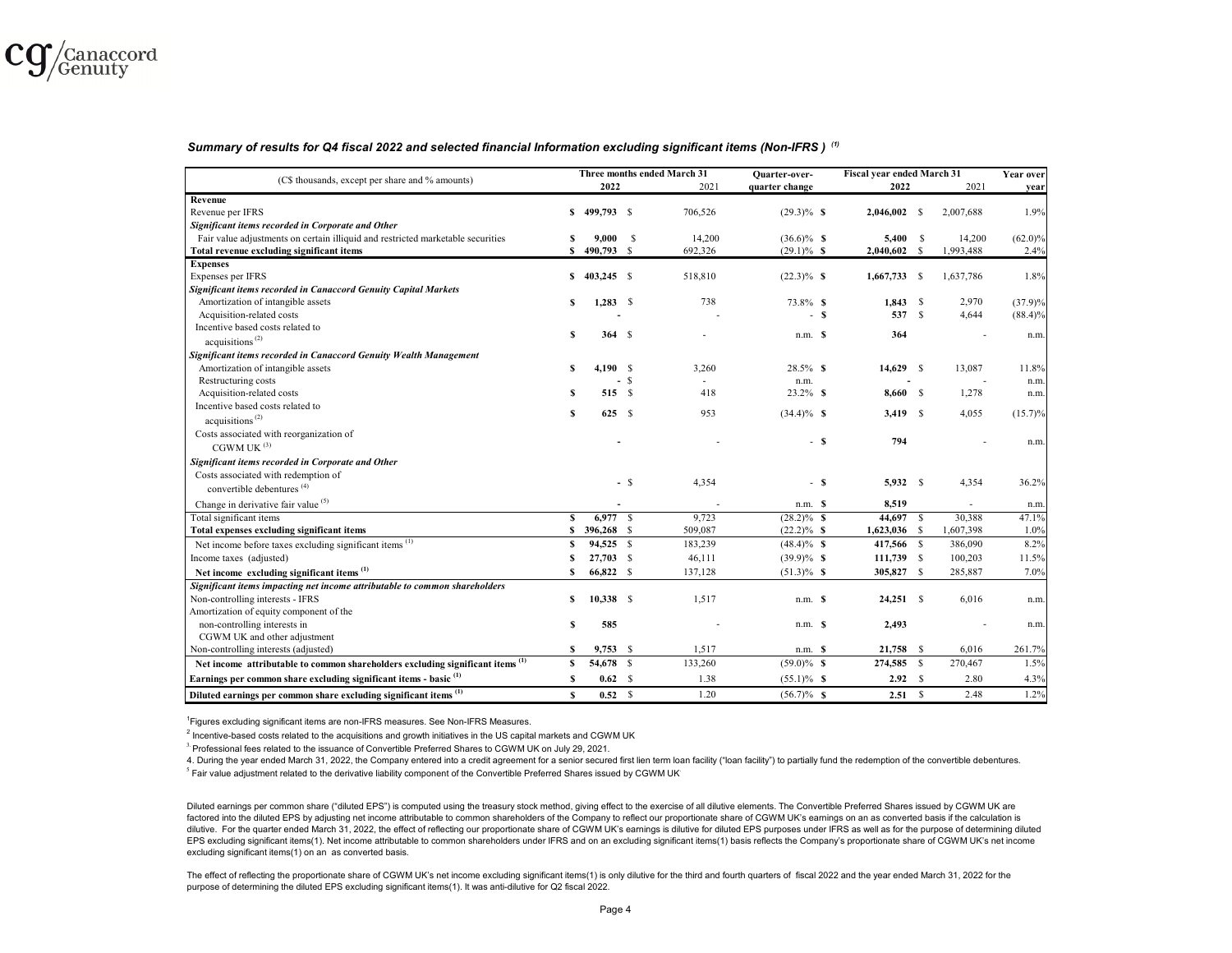*Summary of results for Q4 fiscal 2022 and selected financial Information excluding significant items (Non-IFRS )* [(1)]

| (C$ thousands, except per share and % amounts) | Three months ended March 31 2022 | 2021 | Quarter-over-quarter change | Fiscal year ended March 31 2022 | 2021 | Year over year |
|---|---|---|---|---|---|---|
| **Revenue** | | | | | | |
| Revenue per IFRS | $ 499,793 | $ 706,526 | (29.3)% | $ 2,046,002 | $ 2,007,688 | 1.9% |
| ***Significant items recorded in Corporate and Other*** | | | | | | |
| Fair value adjustments on certain illiquid and restricted marketable securities | $ 9,000 | $ 14,200 | (36.6)% | $ 5,400 | $ 14,200 | (62.0)% |
| **Total revenue excluding significant items** | $ 490,793 | $ 692,326 | (29.1)% | $ 2,040,602 | $ 1,993,488 | 2.4% |
| **Expenses** | | | | | | |
| Expenses per IFRS | $ 403,245 | $ 518,810 | (22.3)% | $ 1,667,733 | $ 1,637,786 | 1.8% |
| ***Significant items recorded in Canaccord Genuity Capital Markets*** | | | | | | |
| Amortization of intangible assets | $ 1,283 | $ 738 | 73.8% | $ 1,843 | $ 2,970 | (37.9)% |
| Acquisition-related costs | - | - | - | $ 537 | $ 4,644 | (88.4)% |
| Incentive based costs related to acquisitions [(2)] | $ 364 | $ - | n.m. | $ 364 | - | n.m. |
| ***Significant items recorded in Canaccord Genuity Wealth Management*** | | | | | | |
| Amortization of intangible assets | $ 4,190 | $ 3,260 | 28.5% | $ 14,629 | $ 13,087 | 11.8% |
| Restructuring costs | - | $ - | n.m. | - | - | n.m. |
| Acquisition-related costs | $ 515 | $ 418 | 23.2% | $ 8,660 | $ 1,278 | n.m. |
| Incentive based costs related to acquisitions [(2)] | $ 625 | $ 953 | (34.4)% | $ 3,419 | $ 4,055 | (15.7)% |
| Costs associated with reorganization of CGWM UK [(3)] | - | - | - | $ 794 | - | n.m. |
| ***Significant items recorded in Corporate and Other*** | | | | | | |
| Costs associated with redemption of convertible debentures [(4)] | - | $ 4,354 | - | $ 5,932 | $ 4,354 | 36.2% |
| Change in derivative fair value [(5)] | - | - | n.m. | $ 8,519 | - | n.m. |
| Total significant items | $ 6,977 | $ 9,723 | (28.2)% | $ 44,697 | $ 30,388 | 47.1% |
| **Total expenses excluding significant items** | $ 396,268 | $ 509,087 | (22.2)% | $ 1,623,036 | $ 1,607,398 | 1.0% |
| Net income before taxes excluding significant items [(1)] | $ 94,525 | $ 183,239 | (48.4)% | $ 417,566 | $ 386,090 | 8.2% |
| Income taxes (adjusted) | $ 27,703 | $ 46,111 | (39.9)% | $ 111,739 | $ 100,203 | 11.5% |
| **Net income excluding significant items** [(1)] | $ 66,822 | $ 137,128 | (51.3)% | $ 305,827 | $ 285,887 | 7.0% |
| ***Significant items impacting net income attributable to common shareholders*** | | | | | | |
| Non-controlling interests - IFRS | $ 10,338 | $ 1,517 | n.m. | $ 24,251 | $ 6,016 | n.m. |
| Amortization of equity component of the non-controlling interests in CGWM UK and other adjustment | $ 585 | - | n.m. | $ 2,493 | - | n.m. |
| Non-controlling interests (adjusted) | $ 9,753 | $ 1,517 | n.m. | $ 21,758 | $ 6,016 | 261.7% |
| **Net income attributable to common shareholders excluding significant items** [(1)] | $ 54,678 | $ 133,260 | (59.0)% | $ 274,585 | $ 270,467 | 1.5% |
| **Earnings per common share excluding significant items - basic** [(1)] | $ 0.62 | $ 1.38 | (55.1)% | $ 2.92 | $ 2.80 | 4.3% |
| **Diluted earnings per common share excluding significant items** [(1)] | $ 0.52 | $ 1.20 | (56.7)% | $ 2.51 | $ 2.48 | 1.2% |

[1]Figures excluding significant items are non-IFRS measures. See Non-IFRS Measures.

[2] Incentive-based costs related to the acquisitions and growth initiatives in the US capital markets and CGWM UK

[3] Professional fees related to the issuance of Convertible Preferred Shares to CGWM UK on July 29, 2021.

4. During the year ended March 31, 2022, the Company entered into a credit agreement for a senior secured first lien term loan facility ("loan facility") to partially fund the redemption of the convertible debentures.

[5] Fair value adjustment related to the derivative liability component of the Convertible Preferred Shares issued by CGWM UK

Diluted earnings per common share ("diluted EPS") is computed using the treasury stock method, giving effect to the exercise of all dilutive elements. The Convertible Preferred Shares issued by CGWM UK are factored into the diluted EPS by adjusting net income attributable to common shareholders of the Company to reflect our proportionate share of CGWM UK's earnings on an as converted basis if the calculation is dilutive. For the quarter ended March 31, 2022, the effect of reflecting our proportionate share of CGWM UK's earnings is dilutive for diluted EPS purposes under IFRS as well as for the purpose of determining diluted EPS excluding significant items(1). Net income attributable to common shareholders under IFRS and on an excluding significant items(1) basis reflects the Company's proportionate share of CGWM UK's net income excluding significant items(1) on an as converted basis.

The effect of reflecting the proportionate share of CGWM UK's net income excluding significant items(1) is only dilutive for the third and fourth quarters of fiscal 2022 and the year ended March 31, 2022 for the purpose of determining the diluted EPS excluding significant items(1). It was anti-dilutive for Q2 fiscal 2022.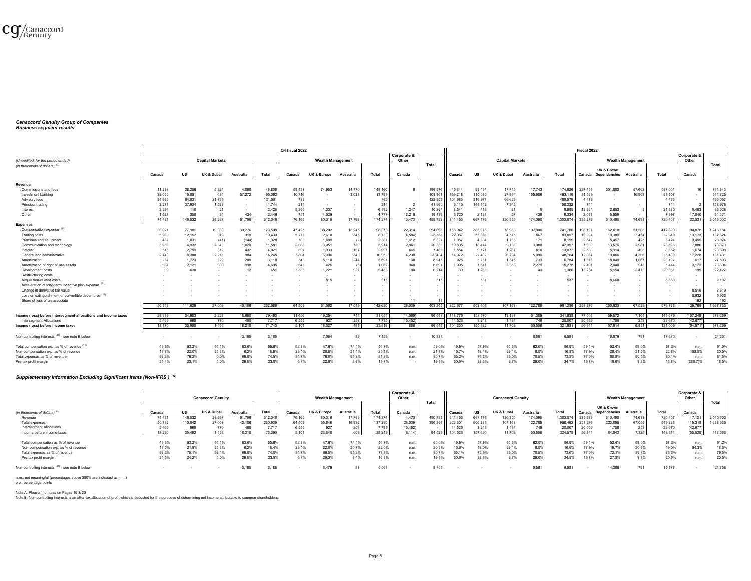### *Canaccord Genuity Group of Companies*
### *Business segment results*

*(Unaudited, for the period ended)*
*(in thousands of dollars)* [1]

| | Q4 fiscal 2022 | | | | | | | | | | | | Fiscal 2022 | | | | | | | | | | |
|---|---|---|---|---|---|---|---|---|---|---|---|---|---|---|---|---|---|---|---|---|---|---|---|
| | Capital Markets | | | | | Wealth Management | | | | Corporate & Other | Total | Capital Markets | | | | | Wealth Management | | | | Corporate & Other | Total |
| | Canada | US | UK & Dubai | Australia | Total | Canada | UK & Europe | Australia | Total | Canada | | Canada | US | UK & Dubai | Australia | Total | Canada | UK & Crown Dependencies | Australia | Total | Canada | |
| **Revenue** | | | | | | | | | | | | | | | | | | | | | | |
| Commissions and fees | 11,238 | 28,256 | 5,224 | 4,090 | 48,808 | 58,437 | 74,953 | 14,770 | 148,160 | 8 | 196,976 | 45,844 | 93,494 | 17,745 | 17,743 | 174,826 | 227,456 | 301,883 | 57,662 | 587,001 | 16 | 761,843 |
| Investment banking | 22,055 | 15,051 | 684 | 57,272 | 95,062 | 10,716 | - | 3,023 | 13,739 | | 108,801 | 169,218 | 110,030 | 27,964 | 155,906 | 463,118 | 81,639 | - | 16,968 | 98,607 | - | 561,725 |
| Advisory fees | 34,995 | 64,831 | 21,735 | - | 121,561 | 792 | - | - | 792 | | 122,353 | 104,985 | 316,971 | 66,623 | - | 488,579 | 4,478 | - | - | 4,478 | - | 493,057 |
| Principal trading | 2,271 | 37,934 | 1,539 | - | 41,744 | 214 | - | - | 214 | 2 | 41,960 | 6,145 | 144,142 | 7,945 | - | 158,232 | 744 | - | - | 744 | 2 | 158,978 |
| Interest | 2,294 | 110 | 21 | - | 2,425 | 5,255 | 1,337 | - | 6,592 | 1,247 | 10,264 | 8,541 | 418 | 21 | 5 | 8,985 | 18,924 | 2,653 | 3 | 21,580 | 5,463 | 36,028 |
| Other | 1,628 | 350 | 34 | 434 | 2,446 | 751 | 4,026 | - | 4,777 | 12,216 | 19,439 | 6,720 | 2,121 | 57 | 436 | 9,334 | 2,038 | 5,959 | - | 7,997 | 17,040 | 34,371 |
| | 74,481 | 146,532 | 29,237 | 61,796 | 312,046 | 76,165 | 80,316 | 17,793 | 174,274 | 13,473 | 499,793 | 341,453 | 667,176 | 120,355 | 174,090 | 1,303,074 | 335,279 | 310,495 | 74,633 | 720,407 | 22,521 | 2,046,002 |
| **Expenses** | | | | | | | | | | | | | | | | | | | | | | |
| Compensation expense [33] | 36,921 | 77,981 | 19,330 | 39,276 | 173,508 | 47,426 | 38,202 | 13,245 | 98,873 | 22,314 | 294,695 | 168,942 | 385,975 | 78,963 | 107,906 | 741,786 | 198,197 | 162,618 | 51,505 | 412,320 | 94,078 | 1,248,184 |
| Trading costs | 5,989 | 12,152 | 979 | 319 | 19,439 | 5,278 | 2,610 | 845 | 8,733 | (4,584) | 23,588 | 22,067 | 55,608 | 4,515 | 867 | 83,057 | 19,097 | 10,389 | 3,454 | 32,940 | (13,173) | 102,824 |
| Premises and equipment | 482 | 1,031 | (41) | (144) | 1,328 | 700 | 1,689 | (2) | 2,387 | 1,612 | 5,327 | 1,957 | 4,304 | 1,763 | 171 | 8,195 | 2,542 | 5,457 | 425 | 8,424 | 3,455 | 20,074 |
| Communication and technology | 3,286 | 4,932 | 2,343 | 1,020 | 11,581 | 2,083 | 3,051 | 780 | 5,914 | 2,841 | 20,336 | 10,805 | 18,474 | 9,138 | 3,980 | 42,397 | 7,039 | 13,576 | 2,981 | 23,596 | 7,880 | 73,873 |
| Interest | 518 | 2,759 | 312 | 432 | 4,021 | 897 | 1,933 | 167 | 2,997 | 465 | 7,483 | 1,854 | 9,121 | 1,287 | 810 | 13,072 | 2,533 | 5,914 | 405 | 8,852 | 1,674 | 23,598 |
| General and administrative | 2,743 | 8,300 | 2,218 | 984 | 14,245 | 3,804 | 6,306 | 849 | 10,959 | 4,230 | 29,434 | 14,072 | 22,402 | 6,294 | 5,996 | 48,764 | 12,067 | 19,066 | 4,306 | 35,439 | 17,228 | 101,431 |
| Amortization | 257 | 1,723 | 929 | 209 | 3,118 | 343 | 5,110 | 244 | 5,697 | 130 | 8,945 | 925 | 3,281 | 1,845 | 733 | 6,784 | 1,076 | 18,049 | 1,067 | 20,192 | 617 | 27,593 |
| Amortization of right of use assets | 637 | 2,121 | 939 | 998 | 4,695 | 643 | 425 | (6) | 1,062 | 940 | 6,697 | 1,995 | 7,641 | 3,363 | 2,279 | 15,278 | 2,491 | 2,040 | 913 | 5,444 | 3,172 | 23,894 |
| Development costs | 9 | 630 | - | 12 | 651 | 3,335 | 1,221 | 927 | 5,483 | 80 | 6,214 | 60 | 1,263 | - | 43 | 1,366 | 13,234 | 5,154 | 2,473 | 20,861 | 195 | 22,422 |
| Restructuring costs | - | - | - | - | - | - | - | - | - | - | - | - | - | - | - | - | - | - | - | - | - | - |
| Acquisition-related costs | - | - | - | - | - | - | 515 | - | 515 | - | 515 | - | 537 | - | - | 537 | - | 8,660 | - | 8,660 | - | 9,197 |
| Acceleration of long-term incentive plan expense [31] | - | - | - | - | - | - | - | - | - | - | - | - | - | - | - | - | - | - | - | - | - | - |
| Change in derivative fair value | - | - | - | - | - | - | - | - | - | - | - | - | - | - | - | - | - | - | - | - | 8,519 | 8,519 |
| Loss on extinguishment of convertible debentures [32] | - | - | - | - | - | - | - | - | - | - | - | - | - | - | - | - | - | - | - | - | 5,932 | 5,932 |
| Share of loss of an associate | - | - | - | - | - | - | - | - | - | 11 | 11 | - | - | - | - | - | - | - | - | - | 192 | 192 |
| | 50,842 | 111,629 | 27,009 | 43,106 | 232,586 | 64,509 | 61,062 | 17,049 | 142,620 | 28,039 | 403,245 | 222,677 | 508,606 | 107,168 | 122,785 | 961,236 | 258,276 | 250,923 | 67,529 | 576,728 | 129,769 | 1,667,733 |
| **Income (loss) before intersegment allocations and income taxes** | 23,639 | 34,903 | 2,228 | 18,690 | 79,460 | 11,656 | 19,254 | 744 | 31,654 | (14,566) | 96,548 | 118,776 | 158,570 | 13,187 | 51,305 | 341,838 | 77,003 | 59,572 | 7,104 | 143,679 | (107,248) | 378,269 |
| Intersegment Allocations | 5,469 | 998 | 770 | 480 | 7,717 | 6,555 | 927 | 253 | 7,735 | (15,452) | - | 14,526 | 3,248 | 1,484 | 749 | 20,007 | 20,659 | 1,758 | 253 | 22,670 | (42,677) | - |
| **Income (loss) before income taxes** | 18,170 | 33,905 | 1,458 | 18,210 | 71,743 | 5,101 | 18,327 | 491 | 23,919 | 886 | 96,548 | 104,250 | 155,322 | 11,703 | 50,556 | 321,831 | 56,344 | 57,814 | 6,851 | 121,009 | (64,571) | 378,269 |
| Non-controlling interests [36] - see note B below | - | - | - | 3,185 | 3,185 | - | 7,064 | 89 | 7,153 | - | 10,338 | - | - | - | 6,581 | 6,581 | - | 16,879 | 791 | 17,670 | - | 24,251 |
| Total compensation exp. as % of revenue [11] | 49.6% | 53.2% | 66.1% | 63.6% | 55.6% | 62.3% | 47.6% | 74.4% | 56.7% | n.m. | 59.0% | 49.5% | 57.9% | 65.6% | 62.0% | 56.9% | 59.1% | 52.4% | 69.0% | 57.2% | n.m. | 61.0% |
| Non-compensation exp. as % of revenue | 18.7% | 23.0% | 26.3% | 6.2% | 18.9% | 22.4% | 28.5% | 21.4% | 25.1% | n.m. | 21.7% | 15.7% | 18.4% | 23.4% | 8.5% | 16.8% | 17.9% | 28.4% | 21.5% | 22.8% | 158.5% | 20.5% |
| Total expenses as % of revenue | 68.3% | 76.2% | 0.0% | 69.8% | 74.5% | 84.7% | 76.0% | 95.8% | 81.8% | n.m. | 80.7% | 65.2% | 76.2% | 89.0% | 70.5% | 73.8% | 77.0% | 80.8% | 90.5% | 80.1% | n.m. | 81.5% |
| Pre-tax profit margin | 24.4% | 23.1% | 5.0% | 29.5% | 23.0% | 6.7% | 22.8% | 2.8% | 13.7% | - | 19.3% | 30.5% | 23.3% | 9.7% | 29.0% | 24.7% | 16.8% | 18.6% | 9.2% | 16.8% | (286.7)% | 18.5% |

### *Supplementary Information Excluding Significant Items (Non-IFRS )* [12]

*(in thousands of dollars)* [1]

| | Canaccord Genuity | | | | | Wealth Management | | | | Corporate & Other | Total | Canaccord Genuity | | | | | Wealth Management | | | | Corporate & Other | Total |
|---|---|---|---|---|---|---|---|---|---|---|---|---|---|---|---|---|---|---|---|---|---|---|
| | Canada | US | UK & Dubai | Australia | Total | Canada | UK & Europe | Australia | Total | Canada | | Canada | US | UK & Dubai | Australia | Total | Canada | UK & Crown Dependencies | Australia | Total | Canada | |
| Revenue | 74,481 | 146,532 | 29,237 | 61,796 | 312,046 | 76,165 | 80,316 | 17,793 | 174,274 | 4,473 | 490,793 | 341,453 | 667,176 | 120,355 | 174,090 | 1,303,074 | 335,279 | 310,495 | 74,633 | 720,407 | 17,121 | 2,040,602 |
| Total expenses | 50,782 | 110,042 | 27,009 | 43,106 | 230,939 | 64,509 | 55,849 | 16,932 | 137,290 | 28,039 | 396,268 | 222,301 | 506,238 | 107,168 | 122,785 | 958,492 | 258,276 | 223,895 | 67,055 | 549,226 | 115,318 | 1,623,036 |
| Intersegment Allocations | 5,469 | 998 | 770 | 480 | 7,717 | 6,555 | 927 | 253 | 7,735 | (15,452) | - | 14,526 | 3,248 | 1,484 | 749 | 20,007 | 20,659 | 1,758 | 253 | 22,670 | (42,677) | - |
| Income before income taxes | 18,230 | 35,492 | 1,458 | 18,210 | 73,390 | 5,101 | 23,540 | 608 | 29,249 | (8,114) | 94,525 | 104,626 | 157,690 | 11,703 | 50,556 | 324,575 | 56,344 | 84,842 | 7,325 | 148,511 | (55,520) | 417,566 |
| Total compensation exp. as % of revenue | 49.6% | 53.2% | 66.1% | 63.6% | 55.6% | 62.3% | 47.6% | 74.4% | 56.7% | n.m. | 60.0% | 49.5% | 57.9% | 65.6% | 62.0% | 56.9% | 59.1% | 52.4% | 69.0% | 57.2% | n.m. | 61.2% |
| Non-compensation exp. as % of revenue | 18.6% | 21.9% | 26.3% | 6.2% | 18.4% | 22.4% | 22.0% | 20.7% | 22.0% | n.m. | 20.3% | 15.6% | 18.0% | 23.4% | 8.5% | 16.6% | 17.9% | 19.7% | 20.8% | 19.0% | 94.3% | 18.3% |
| Total expenses as % of revenue | 68.2% | 75.1% | 92.4% | 69.8% | 74.0% | 84.7% | 69.5% | 95.2% | 78.8% | n.m. | 80.7% | 65.1% | 75.9% | 89.0% | 70.5% | 73.6% | 77.0% | 72.1% | 89.8% | 76.2% | n.m. | 79.5% |
| Pre-tax profit margin | 24.5% | 24.2% | 5.0% | 29.5% | 23.5% | 6.7% | 29.3% | 3.4% | 16.8% | n.m. | 19.3% | 30.6% | 23.6% | 9.7% | 29.0% | 24.9% | 16.8% | 27.3% | 9.8% | 20.6% | n.m. | 20.5% |
| Non-controlling interests [36] - see note B below | - | - | - | 3,185 | 3,185 | - | 6,479 | 89 | 6,568 | - | 9,753 | - | - | - | 6,581 | 6,581 | - | 14,386 | 791 | 15,177 | - | 21,758 |

n.m.: not meaningful (percentages above 300% are indicated as n.m.)
p.p.: percentage points

Note A: Please find notes on Pages 19 & 20
Note B: Non-controlling interests is an after-tax allocation of profit which is deducted for the purposes of determining net income attributable to common shareholders.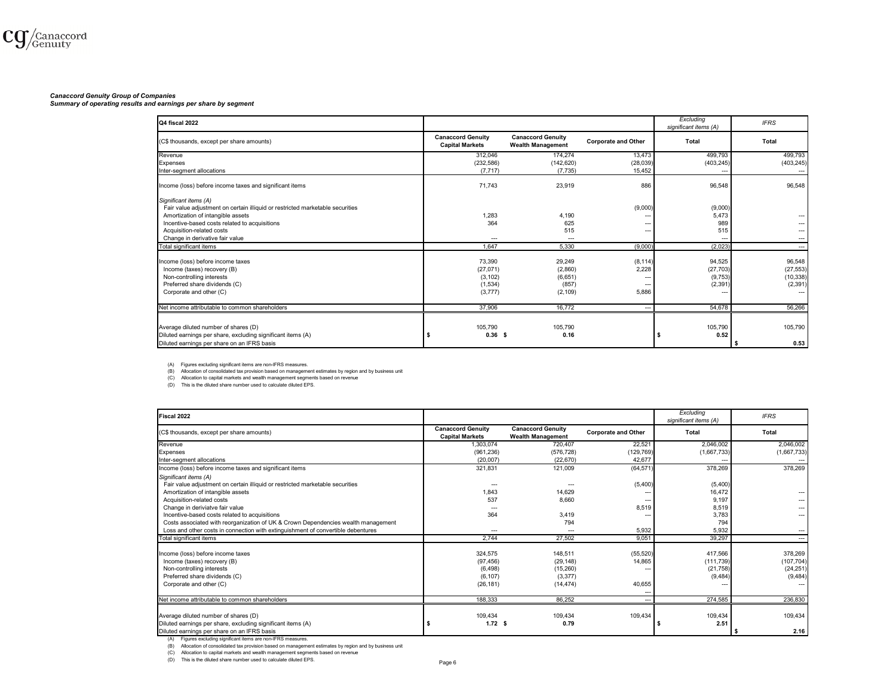*Canaccord Genuity Group of Companies*
*Summary of operating results and earnings per share by segment*

| Q4 fiscal 2022 | | | | Excluding significant items (A) | IFRS |
|---|---|---|---|---|---|
| (C$ thousands, except per share amounts) | Canaccord Genuity Capital Markets | Canaccord Genuity Wealth Management | Corporate and Other | Total | Total |
| Revenue | 312,046 | 174,274 | 13,473 | 499,793 | 499,793 |
| Expenses | (232,586) | (142,620) | (28,039) | (403,245) | (403,245) |
| Inter-segment allocations | (7,717) | (7,735) | 15,452 | --- | --- |
| Income (loss) before income taxes and significant items | 71,743 | 23,919 | 886 | 96,548 | 96,548 |
| *Significant items (A)* | | | | | |
| Fair value adjustment on certain illiquid or restricted marketable securities | | | (9,000) | (9,000) | |
| Amortization of intangible assets | 1,283 | 4,190 | --- | 5,473 | --- |
| Incentive-based costs related to acquisitions | 364 | 625 | --- | 989 | --- |
| Acquisition-related costs | | 515 | --- | 515 | --- |
| Change in derivative fair value | --- | --- | | --- | --- |
| Total significant items | 1,647 | 5,330 | (9,000) | (2,023) | --- |
| Income (loss) before income taxes | 73,390 | 29,249 | (8,114) | 94,525 | 96,548 |
| Income (taxes) recovery (B) | (27,071) | (2,860) | 2,228 | (27,703) | (27,553) |
| Non-controlling interests | (3,102) | (6,651) | --- | (9,753) | (10,338) |
| Preferred share dividends (C) | (1,534) | (857) | --- | (2,391) | (2,391) |
| Corporate and other (C) | (3,777) | (2,109) | 5,886 | --- | --- |
| Net income attributable to common shareholders | 37,906 | 16,772 | --- | 54,678 | 56,266 |
| Average diluted number of shares (D) | 105,790 | 105,790 | | 105,790 | 105,790 |
| Diluted earnings per share, excluding significant items (A) | $ 0.36 | $ 0.16 | | $ 0.52 | |
| Diluted earnings per share on an IFRS basis | | | | | $ 0.53 |

(A) Figures excluding significant items are non-IFRS measures.
(B) Allocation of consolidated tax provision based on management estimates by region and by business unit
(C) Allocation to capital markets and wealth management segments based on revenue
(D) This is the diluted share number used to calculate diluted EPS.

| Fiscal 2022 | | | | Excluding significant items (A) | IFRS |
|---|---|---|---|---|---|
| (C$ thousands, except per share amounts) | Canaccord Genuity Capital Markets | Canaccord Genuity Wealth Management | Corporate and Other | Total | Total |
| Revenue | 1,303,074 | 720,407 | 22,521 | 2,046,002 | 2,046,002 |
| Expenses | (961,236) | (576,728) | (129,769) | (1,667,733) | (1,667,733) |
| Inter-segment allocations | (20,007) | (22,670) | 42,677 | --- | --- |
| Income (loss) before income taxes and significant items | 321,831 | 121,009 | (64,571) | 378,269 | 378,269 |
| *Significant items (A)* | | | | | |
| Fair value adjustment on certain illiquid or restricted marketable securities | --- | --- | (5,400) | (5,400) | |
| Amortization of intangible assets | 1,843 | 14,629 | --- | 16,472 | --- |
| Acquisition-related costs | 537 | 8,660 | --- | 9,197 | --- |
| Change in deriviatve fair value | --- | --- | 8,519 | 8,519 | --- |
| Incentive-based costs related to acquisitions | 364 | 3,419 | --- | 3,783 | --- |
| Costs associated with reorganization of UK & Crown Dependencies wealth management | | 794 | | 794 | |
| Loss and other costs in connection with extinguishment of convertible debentures | --- | --- | 5,932 | 5,932 | --- |
| Total significant items | 2,744 | 27,502 | 9,051 | 39,297 | --- |
| Income (loss) before income taxes | 324,575 | 148,511 | (55,520) | 417,566 | 378,269 |
| Income (taxes) recovery (B) | (97,456) | (29,148) | 14,865 | (111,739) | (107,704) |
| Non-controlling interests | (6,498) | (15,260) | --- | (21,758) | (24,251) |
| Preferred share dividends (C) | (6,107) | (3,377) | | (9,484) | (9,484) |
| Corporate and other (C) | (26,181) | (14,474) | 40,655 | --- | --- |
| Net income attributable to common shareholders | 188,333 | 86,252 | --- | 274,585 | 236,830 |
| Average diluted number of shares (D) | 109,434 | 109,434 | 109,434 | 109,434 | 109,434 |
| Diluted earnings per share, excluding significant items (A) | $ 1.72 | $ 0.79 | | $ 2.51 | |
| Diluted earnings per share on an IFRS basis | | | | | $ 2.16 |

(A) Figures excluding significant items are non-IFRS measures.
(B) Allocation of consolidated tax provision based on management estimates by region and by business unit
(C) Allocation to capital markets and wealth management segments based on revenue
(D) This is the diluted share number used to calculate diluted EPS.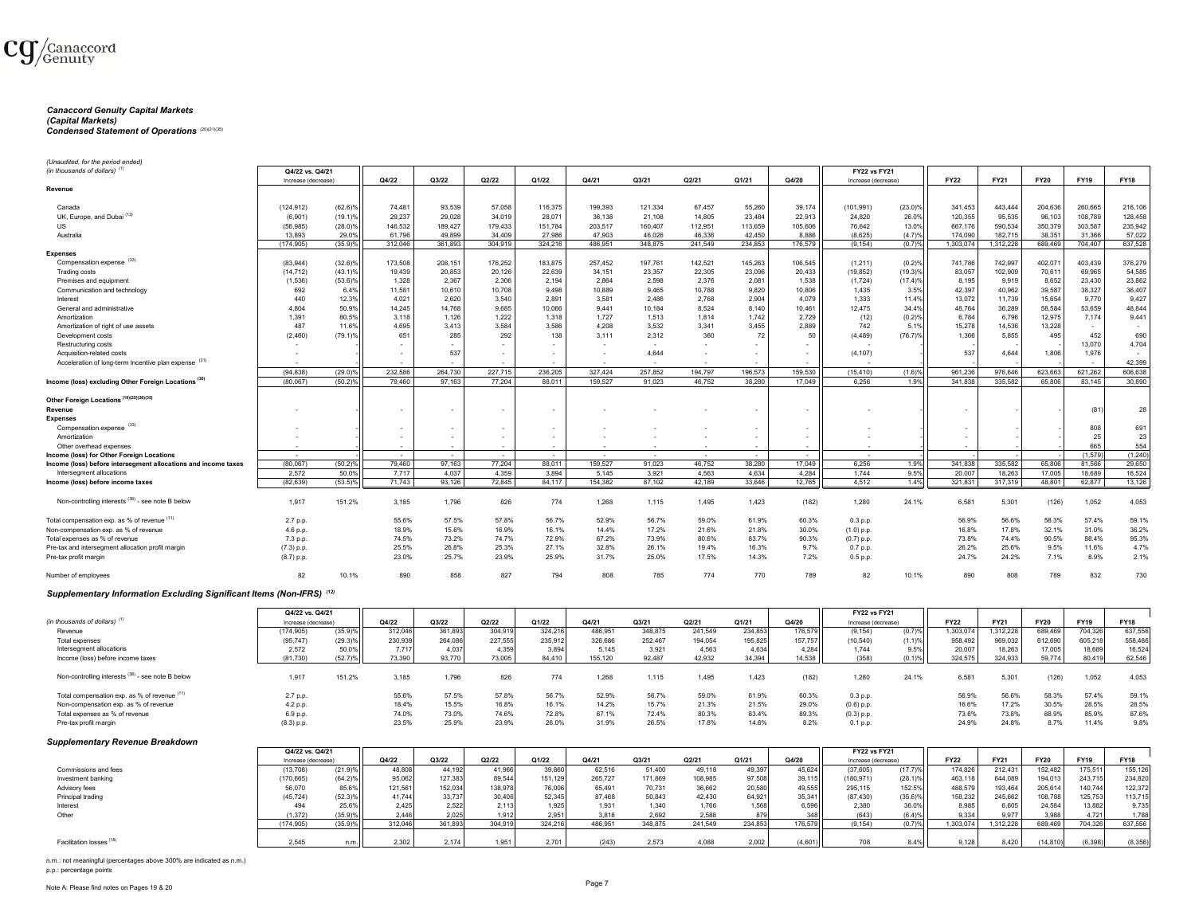***Canaccord Genuity Capital Markets***
***(Capital Markets)***
***Condensed Statement of Operations*** (20)(21)(35)

*(Unaudited, for the period ended)*
*(in thousands of dollars)* (1)

| | Q4/22 vs. Q4/21 | | Q4/22 | Q3/22 | Q2/22 | Q1/22 | Q4/21 | Q3/21 | Q2/21 | Q1/21 | Q4/20 | FY22 vs FY21 | | FY22 | FY21 | FY20 | FY19 | FY18 |
|---|---|---|---|---|---|---|---|---|---|---|---|---|---|---|---|---|---|---|
| | Increase (decrease) | | | | | | | | | | | Increase (decrease) | | | | | | |
| **Revenue** | | | | | | | | | | | | | | | | | | |
| Canada | (124,912) | (62.6)% | 74,481 | 93,539 | 57,058 | 116,375 | 199,393 | 121,334 | 67,457 | 55,260 | 39,174 | (101,991) | (23.0)% | 341,453 | 443,444 | 204,636 | 260,665 | 216,106 |
| UK, Europe, and Dubai (13) | (6,901) | (19.1)% | 29,237 | 29,028 | 34,019 | 28,071 | 36,138 | 21,108 | 14,805 | 23,484 | 22,913 | 24,820 | 26.0% | 120,355 | 95,535 | 96,103 | 108,789 | 128,458 |
| US | (56,985) | (28.0)% | 146,532 | 189,427 | 179,433 | 151,784 | 203,517 | 160,407 | 112,951 | 113,659 | 105,606 | 76,642 | 13.0% | 667,176 | 590,534 | 350,379 | 303,587 | 235,942 |
| Australia | 13,893 | 29.0% | 61,796 | 49,899 | 34,409 | 27,986 | 47,903 | 46,026 | 46,336 | 42,450 | 8,886 | (8,625) | (4.7)% | 174,090 | 182,715 | 38,351 | 31,366 | 57,022 |
| | (174,905) | (35.9)% | 312,046 | 361,893 | 304,919 | 324,216 | 486,951 | 348,875 | 241,549 | 234,853 | 176,579 | (9,154) | (0.7)% | 1,303,074 | 1,312,228 | 689,469 | 704,407 | 637,528 |
| **Expenses** | | | | | | | | | | | | | | | | | | |
| Compensation expense (33) | (83,944) | (32.6)% | 173,508 | 208,151 | 176,252 | 183,875 | 257,452 | 197,761 | 142,521 | 145,263 | 106,545 | (1,211) | (0.2)% | 741,786 | 742,997 | 402,071 | 403,439 | 376,279 |
| Trading costs | (14,712) | (43.1)% | 19,439 | 20,853 | 20,126 | 22,639 | 34,151 | 23,357 | 22,305 | 23,096 | 20,433 | (19,852) | (19.3)% | 83,057 | 102,909 | 70,611 | 69,965 | 54,585 |
| Premises and equipment | (1,536) | (53.6)% | 1,328 | 2,367 | 2,306 | 2,194 | 2,864 | 2,598 | 2,376 | 2,081 | 1,538 | (1,724) | (17.4)% | 8,195 | 9,919 | 8,652 | 23,430 | 23,862 |
| Communication and technology | 692 | 6.4% | 11,581 | 10,610 | 10,708 | 9,498 | 10,889 | 9,465 | 10,788 | 9,820 | 10,806 | 1,435 | 3.5% | 42,397 | 40,962 | 39,587 | 38,327 | 36,407 |
| Interest | 440 | 12.3% | 4,021 | 2,620 | 3,540 | 2,891 | 3,581 | 2,486 | 2,768 | 2,904 | 4,079 | 1,333 | 11.4% | 13,072 | 11,739 | 15,654 | 9,770 | 9,427 |
| General and administrative | 4,804 | 50.9% | 14,245 | 14,768 | 9,685 | 10,066 | 9,441 | 10,184 | 8,524 | 8,140 | 10,461 | 12,475 | 34.4% | 48,764 | 36,289 | 58,584 | 53,659 | 48,844 |
| Amortization | 1,391 | 80.5% | 3,118 | 1,126 | 1,222 | 1,318 | 1,727 | 1,513 | 1,814 | 1,742 | 2,729 | (12) | (0.2)% | 6,784 | 6,796 | 12,975 | 7,174 | 9,441 |
| Amortization of right of use assets | 487 | 11.6% | 4,695 | 3,413 | 3,584 | 3,586 | 4,208 | 3,532 | 3,341 | 3,455 | 2,889 | 742 | 5.1% | 15,278 | 14,536 | 13,228 | - | - |
| Development costs | (2,460) | (79.1)% | 651 | 285 | 292 | 138 | 3,111 | 2,312 | 360 | 72 | 50 | (4,489) | (76.7)% | 1,366 | 5,855 | 495 | 452 | 690 |
| Restructuring costs | - | - | - | - | - | - | - | - | - | - | - | - | - | - | - | - | 13,070 | 4,704 |
| Acquisition-related costs | - | - | - | 537 | - | - | - | 4,644 | - | - | - | (4,107) | - | 537 | 4,644 | 1,806 | 1,976 | - |
| Acceleration of long-term incentive plan expense (31) | - | - | - | - | - | - | - | - | - | - | - | - | - | - | - | - | - | 42,399 |
| | (94,838) | (29.0)% | 232,586 | 264,730 | 227,715 | 236,205 | 327,424 | 257,852 | 194,797 | 196,573 | 159,530 | (15,410) | (1.6)% | 961,236 | 976,646 | 623,663 | 621,262 | 606,638 |
| **Income (loss) excluding Other Foreign Locations (30)** | (80,067) | (50.2)% | 79,460 | 97,163 | 77,204 | 88,011 | 159,527 | 91,023 | 46,752 | 38,280 | 17,049 | 6,256 | 1.9% | 341,838 | 335,582 | 65,806 | 83,145 | 30,890 |
| **Other Foreign Locations (19)(25)(26)(35)** | | | | | | | | | | | | | | | | | | |
| **Revenue** | - | - | - | - | - | - | - | - | - | - | - | - | - | - | - | - | (81) | 28 |
| **Expenses** | | | | | | | | | | | | | | | | | | |
| Compensation expense (33) | - | - | - | - | - | - | - | - | - | - | - | - | - | - | - | - | 808 | 691 |
| Amortization | - | - | - | - | - | - | - | - | - | - | - | - | - | - | - | - | 25 | 23 |
| Other overhead expenses | - | - | - | - | - | - | - | - | - | - | - | - | - | - | - | - | 665 | 554 |
| **Income (loss) for Other Foreign Locations** | - | - | - | - | - | - | - | - | - | - | - | - | - | - | - | - | (1,579) | (1,240) |
| **Income (loss) before intersegment allocations and income taxes** | (80,067) | (50.2)% | 79,460 | 97,163 | 77,204 | 88,011 | 159,527 | 91,023 | 46,752 | 38,280 | 17,049 | 6,256 | 1.9% | 341,838 | 335,582 | 65,806 | 81,566 | 29,650 |
| Intersegment allocations | 2,572 | 50.0% | 7,717 | 4,037 | 4,359 | 3,894 | 5,145 | 3,921 | 4,563 | 4,634 | 4,284 | 1,744 | 9.5% | 20,007 | 18,263 | 17,005 | 18,689 | 16,524 |
| **Income (loss) before income taxes** | (82,639) | (53.5)% | 71,743 | 93,126 | 72,845 | 84,117 | 154,382 | 87,102 | 42,189 | 33,646 | 12,765 | 4,512 | 1.4% | 321,831 | 317,319 | 48,801 | 62,877 | 13,126 |
| Non-controlling interests (38) - see note B below | 1,917 | 151.2% | 3,185 | 1,796 | 826 | 774 | 1,268 | 1,115 | 1,495 | 1,423 | (182) | 1,280 | 24.1% | 6,581 | 5,301 | (126) | 1,052 | 4,053 |
| Total compensation exp. as % of revenue (11) | 2.7 p.p. | | 55.6% | 57.5% | 57.8% | 56.7% | 52.9% | 56.7% | 59.0% | 61.9% | 60.3% | 0.3 p.p. | | 56.9% | 56.6% | 58.3% | 57.4% | 59.1% |
| Non-compensation exp. as % of revenue | 4.6 p.p. | | 18.9% | 15.6% | 16.9% | 16.1% | 14.4% | 17.2% | 21.6% | 21.8% | 30.0% | (1.0) p.p. | | 16.8% | 17.8% | 32.1% | 31.0% | 36.2% |
| Total expenses as % of revenue | 7.3 p.p. | | 74.5% | 73.2% | 74.7% | 72.9% | 67.2% | 73.9% | 80.6% | 83.7% | 90.3% | (0.7) p.p. | | 73.8% | 74.4% | 90.5% | 88.4% | 95.3% |
| Pre-tax and intersegment allocation profit margin | (7.3) p.p. | | 25.5% | 26.8% | 25.3% | 27.1% | 32.8% | 26.1% | 19.4% | 16.3% | 9.7% | 0.7 p.p. | | 26.2% | 25.6% | 9.5% | 11.6% | 4.7% |
| Pre-tax profit margin | (8.7) p.p. | | 23.0% | 25.7% | 23.9% | 25.9% | 31.7% | 25.0% | 17.5% | 14.3% | 7.2% | 0.5 p.p. | | 24.7% | 24.2% | 7.1% | 8.9% | 2.1% |
| Number of employees | 82 | 10.1% | 890 | 858 | 827 | 794 | 808 | 785 | 774 | 770 | 789 | 82 | 10.1% | 890 | 808 | 789 | 832 | 730 |

### *Supplementary Information Excluding Significant Items (Non-IFRS)* (12)

| *(in thousands of dollars)* (1) | Q4/22 vs. Q4/21 | | Q4/22 | Q3/22 | Q2/22 | Q1/22 | Q4/21 | Q3/21 | Q2/21 | Q1/21 | Q4/20 | FY22 vs FY21 | | FY22 | FY21 | FY20 | FY19 | FY18 |
|---|---|---|---|---|---|---|---|---|---|---|---|---|---|---|---|---|---|---|
| | Increase (decrease) | | | | | | | | | | | Increase (decrease) | | | | | | |
| Revenue | (174,905) | (35.9)% | 312,046 | 361,893 | 304,919 | 324,216 | 486,951 | 348,875 | 241,549 | 234,853 | 176,579 | (9,154) | (0.7)% | 1,303,074 | 1,312,228 | 689,469 | 704,326 | 637,556 |
| Total expenses | (95,747) | (29.3)% | 230,939 | 264,086 | 227,555 | 235,912 | 326,686 | 252,467 | 194,054 | 195,825 | 157,757 | (10,540) | (1.1)% | 958,492 | 969,032 | 612,690 | 605,218 | 558,486 |
| Intersegment allocations | 2,572 | 50.0% | 7,717 | 4,037 | 4,359 | 3,894 | 5,145 | 3,921 | 4,563 | 4,634 | 4,284 | 1,744 | 9.5% | 20,007 | 18,263 | 17,005 | 18,689 | 16,524 |
| Income (loss) before income taxes | (81,730) | (52.7)% | 73,390 | 93,770 | 73,005 | 84,410 | 155,120 | 92,487 | 42,932 | 34,394 | 14,538 | (358) | (0.1)% | 324,575 | 324,933 | 59,774 | 80,419 | 62,546 |
| Non-controlling interests (38) - see note B below | 1,917 | 151.2% | 3,185 | 1,796 | 826 | 774 | 1,268 | 1,115 | 1,495 | 1,423 | (182) | 1,280 | 24.1% | 6,581 | 5,301 | (126) | 1,052 | 4,053 |
| Total compensation exp. as % of revenue (11) | 2.7 p.p. | | 55.6% | 57.5% | 57.8% | 56.7% | 52.9% | 56.7% | 59.0% | 61.9% | 60.3% | 0.3 p.p. | | 56.9% | 56.6% | 58.3% | 57.4% | 59.1% |
| Non-compensation exp. as % of revenue | 4.2 p.p. | | 18.4% | 15.5% | 16.8% | 16.1% | 14.2% | 15.7% | 21.3% | 21.5% | 29.0% | (0.6) p.p. | | 16.6% | 17.2% | 30.5% | 28.5% | 28.5% |
| Total expenses as % of revenue | 6.9 p.p. | | 74.0% | 73.0% | 74.6% | 72.8% | 67.1% | 72.4% | 80.3% | 83.4% | 89.3% | (0.3) p.p. | | 73.6% | 73.8% | 88.9% | 85.9% | 87.6% |
| Pre-tax profit margin | (8.3) p.p. | | 23.5% | 25.9% | 23.9% | 26.0% | 31.9% | 26.5% | 17.8% | 14.6% | 8.2% | 0.1 p.p. | | 24.9% | 24.8% | 8.7% | 11.4% | 9.8% |

### *Supplementary Revenue Breakdown*

| | Q4/22 vs. Q4/21 | | Q4/22 | Q3/22 | Q2/22 | Q1/22 | Q4/21 | Q3/21 | Q2/21 | Q1/21 | Q4/20 | FY22 vs FY21 | | FY22 | FY21 | FY20 | FY19 | FY18 |
|---|---|---|---|---|---|---|---|---|---|---|---|---|---|---|---|---|---|---|
| | Increase (decrease) | | | | | | | | | | | Increase (decrease) | | | | | | |
| Commissions and fees | (13,708) | (21.9)% | 48,808 | 44,192 | 41,966 | 39,860 | 62,516 | 51,400 | 49,118 | 49,397 | 45,624 | (37,605) | (17.7)% | 174,826 | 212,431 | 152,462 | 175,511 | 155,126 |
| Investment banking | (170,665) | (64.2)% | 95,062 | 127,383 | 89,544 | 151,129 | 265,727 | 171,869 | 108,985 | 97,508 | 39,115 | (180,971) | (28.1)% | 463,118 | 644,089 | 194,013 | 243,715 | 234,820 |
| Advisory fees | 56,070 | 85.6% | 121,561 | 152,034 | 138,978 | 76,006 | 65,491 | 70,731 | 36,662 | 20,580 | 49,555 | 295,115 | 152.5% | 488,579 | 193,464 | 205,614 | 140,744 | 122,372 |
| Principal trading | (45,724) | (52.3)% | 41,744 | 33,737 | 30,406 | 52,345 | 87,468 | 50,843 | 42,430 | 64,921 | 35,341 | (87,430) | (35.6)% | 158,232 | 245,662 | 108,788 | 125,753 | 113,715 |
| Interest | 494 | 25.6% | 2,425 | 2,522 | 2,113 | 1,925 | 1,931 | 1,340 | 1,766 | 1,568 | 6,596 | 2,380 | 36.0% | 8,985 | 6,605 | 24,584 | 13,882 | 9,735 |
| Other | (1,372) | (35.9)% | 2,446 | 2,025 | 1,912 | 2,951 | 3,818 | 2,692 | 2,588 | 879 | 348 | (643) | (6.4)% | 9,334 | 9,977 | 3,988 | 4,721 | 1,788 |
| | (174,905) | (35.9)% | 312,046 | 361,893 | 304,919 | 324,216 | 486,951 | 348,875 | 241,549 | 234,853 | 176,579 | (9,154) | (0.7)% | 1,303,074 | 1,312,228 | 689,469 | 704,326 | 637,556 |
| Facilitation losses (18) | 2,545 | n.m. | 2,302 | 2,174 | 1,951 | 2,701 | (243) | 2,573 | 4,088 | 2,002 | (4,601) | 708 | 8.4% | 9,128 | 8,420 | (14,810) | (6,398) | (8,356) |

n.m.: not meaningful (percentages above 300% are indicated as n.m.)
p.p.: percentage points

Note A: Please find notes on Pages 19 & 20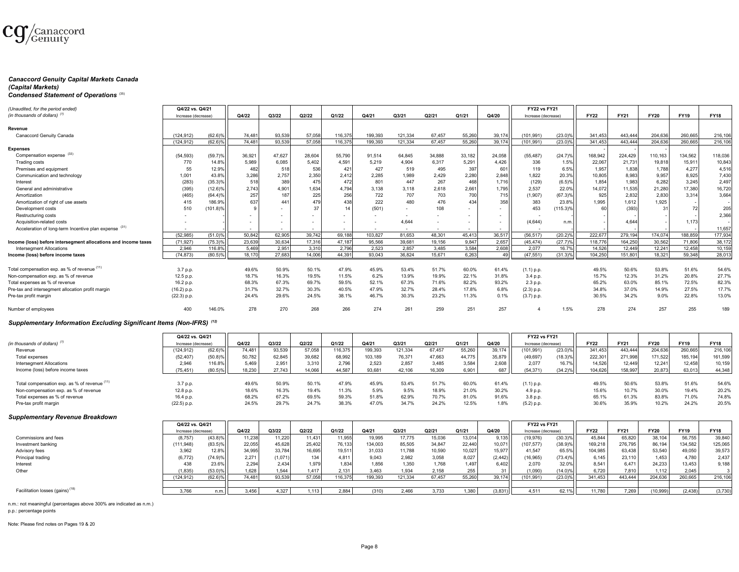### *Canaccord Genuity Capital Markets Canada*
### *(Capital Markets)*
### *Condensed Statement of Operations* [35]

| *(Unaudited, for the period ended)* *(in thousands of dollars)* [1] | Q4/22 vs. Q4/21 Increase (decrease) | | Q4/22 | Q3/22 | Q2/22 | Q1/22 | Q4/21 | Q3/21 | Q2/21 | Q1/21 | Q4/20 | FY22 vs FY21 Increase (decrease) | | FY22 | FY21 | FY20 | FY19 | FY18 |
|---|---|---|---|---|---|---|---|---|---|---|---|---|---|---|---|---|---|---|
| **Revenue** | | | | | | | | | | | | | | | | | | |
| Canaccord Genuity Canada | (124,912) | (62.6)% | 74,481 | 93,539 | 57,058 | 116,375 | 199,393 | 121,334 | 67,457 | 55,260 | 39,174 | (101,991) | (23.0)% | 341,453 | 443,444 | 204,636 | 260,665 | 216,106 |
| | (124,912) | (62.6)% | 74,481 | 93,539 | 57,058 | 116,375 | 199,393 | 121,334 | 67,457 | 55,260 | 39,174 | (101,991) | (23.0)% | 341,453 | 443,444 | 204,636 | 260,665 | 216,106 |
| **Expenses** | | | | | | | | | | | | | | - | - | - | | |
| Compensation expense [33] | (54,593) | (59.7)% | 36,921 | 47,627 | 28,604 | 55,790 | 91,514 | 64,845 | 34,888 | 33,182 | 24,058 | (55,487) | (24.7)% | 168,942 | 224,429 | 110,163 | 134,562 | 118,036 |
| Trading costs | 770 | 14.8% | 5,989 | 6,085 | 5,402 | 4,591 | 5,219 | 4,904 | 6,317 | 5,291 | 4,426 | 336 | 1.5% | 22,067 | 21,731 | 19,818 | 15,911 | 10,843 |
| Premises and equipment | 55 | 12.9% | 482 | 518 | 536 | 421 | 427 | 519 | 495 | 397 | 601 | 119 | 6.5% | 1,957 | 1,838 | 1,788 | 4,277 | 4,516 |
| Communication and technology | 1,001 | 43.8% | 3,286 | 2,757 | 2,350 | 2,412 | 2,285 | 1,989 | 2,429 | 2,280 | 2,848 | 1,822 | 20.3% | 10,805 | 8,983 | 9,957 | 8,925 | 7,430 |
| Interest | (283) | (35.3)% | 518 | 389 | 475 | 472 | 801 | 447 | 267 | 468 | 1,716 | (129) | (6.5)% | 1,854 | 1,983 | 6,282 | 3,245 | 2,497 |
| General and administrative | (395) | (12.6)% | 2,743 | 4,901 | 1,634 | 4,794 | 3,138 | 3,118 | 2,618 | 2,661 | 1,795 | 2,537 | 22.0% | 14,072 | 11,535 | 21,280 | 17,380 | 16,720 |
| Amortization | (465) | (64.4)% | 257 | 187 | 225 | 256 | 722 | 707 | 703 | 700 | 715 | (1,907) | (67.3)% | 925 | 2,832 | 2,830 | 3,314 | 3,664 |
| Amortization of right of use assets | 415 | 186.9% | 637 | 441 | 479 | 438 | 222 | 480 | 476 | 434 | 358 | 383 | 23.8% | 1,995 | 1,612 | 1,925 | - | - |
| Development costs | 510 | (101.8)% | 9 | - | 37 | 14 | (501) | - | 108 | - | - | 453 | (115.3)% | 60 | (393) | 31 | 72 | 205 |
| Restructuring costs | - | | - | - | - | - | - | - | - | - | - | - | | - | - | - | - | 2,366 |
| Acquisition-related costs | - | | - | - | - | - | - | 4,644 | - | - | - | (4,644) | n.m. | - | 4,644 | - | 1,173 | - |
| Acceleration of long-term Incentive plan expense [31] | - | | - | - | - | - | - | - | - | - | - | - | | - | - | - | - | 11,657 |
| | (52,985) | (51.0)% | 50,842 | 62,905 | 39,742 | 69,188 | 103,827 | 81,653 | 48,301 | 45,413 | 36,517 | (56,517) | (20.2)% | 222,677 | 279,194 | 174,074 | 188,859 | 177,934 |
| **Income (loss) before intersegment allocations and income taxes** | (71,927) | (75.3)% | 23,639 | 30,634 | 17,316 | 47,187 | 95,566 | 39,681 | 19,156 | 9,847 | 2,657 | (45,474) | (27.7)% | 118,776 | 164,250 | 30,562 | 71,806 | 38,172 |
| Intersegment Allocations | 2,946 | 116.8% | 5,469 | 2,951 | 3,310 | 2,796 | 2,523 | 2,857 | 3,485 | 3,584 | 2,608 | 2,077 | 16.7% | 14,526 | 12,449 | 12,241 | 12,458 | 10,159 |
| **Income (loss) before income taxes** | (74,873) | (80.5)% | 18,170 | 27,683 | 14,006 | 44,391 | 93,043 | 36,824 | 15,671 | 6,263 | 49 | (47,551) | (31.3)% | 104,250 | 151,801 | 18,321 | 59,348 | 28,013 |
| | | | | | | | | | | | | | | | | | | |
| Total compensation exp. as % of revenue [11] | 3.7 p.p. | | 49.6% | 50.9% | 50.1% | 47.9% | 45.9% | 53.4% | 51.7% | 60.0% | 61.4% | (1.1) p.p. | | 49.5% | 50.6% | 53.8% | 51.6% | 54.6% |
| Non-compensation exp. as % of revenue | 12.5 p.p. | | 18.7% | 16.3% | 19.5% | 11.5% | 6.2% | 13.9% | 19.9% | 22.1% | 31.8% | 3.4 p.p. | | 15.7% | 12.3% | 31.2% | 20.8% | 27.7% |
| Total expenses as % of revenue | 16.2 p.p. | | 68.3% | 67.3% | 69.7% | 59.5% | 52.1% | 67.3% | 71.6% | 82.2% | 93.2% | 2.3 p.p. | | 65.2% | 63.0% | 85.1% | 72.5% | 82.3% |
| Pre-tax and intersegment allocation profit margin | (16.2) p.p. | | 31.7% | 32.7% | 30.3% | 40.5% | 47.9% | 32.7% | 28.4% | 17.8% | 6.8% | (2.3) p.p. | | 34.8% | 37.0% | 14.9% | 27.5% | 17.7% |
| Pre-tax profit margin | (22.3) p.p. | | 24.4% | 29.6% | 24.5% | 38.1% | 46.7% | 30.3% | 23.2% | 11.3% | 0.1% | (3.7) p.p. | | 30.5% | 34.2% | 9.0% | 22.8% | 13.0% |
| | | | | | | | | | | | | | | | | | | |
| Number of employees | 400 | 146.0% | 278 | 270 | 268 | 266 | 274 | 261 | 259 | 251 | 257 | 4 | 1.5% | 278 | 274 | 257 | 255 | 189 |

### *Supplementary Information Excluding Significant Items (Non-IFRS)* [12]

| *(in thousands of dollars)* [1] | Q4/22 vs. Q4/21 Increase (decrease) | | Q4/22 | Q3/22 | Q2/22 | Q1/22 | Q4/21 | Q3/21 | Q2/21 | Q1/21 | Q4/20 | FY22 vs FY21 Increase (decrease) | | FY22 | FY21 | FY20 | FY19 | FY18 |
|---|---|---|---|---|---|---|---|---|---|---|---|---|---|---|---|---|---|---|
| Revenue | (124,912) | (62.6)% | 74,481 | 93,539 | 57,058 | 116,375 | 199,393 | 121,334 | 67,457 | 55,260 | 39,174 | (101,991) | (23.0)% | 341,453 | 443,444 | 204,636 | 260,665 | 216,106 |
| Total expenses | (52,407) | (50.8)% | 50,782 | 62,845 | 39,682 | 68,992 | 103,189 | 76,371 | 47,663 | 44,775 | 35,879 | (49,697) | (18.3)% | 222,301 | 271,998 | 171,522 | 185,194 | 161,599 |
| Intersegment Allocations | 2,946 | 116.8% | 5,469 | 2,951 | 3,310 | 2,796 | 2,523 | 2,857 | 3,485 | 3,584 | 2,608 | 2,077 | 16.7% | 14,526 | 12,449 | 12,241 | 12,458 | 10,159 |
| Income (loss) before income taxes | (75,451) | (80.5)% | 18,230 | 27,743 | 14,066 | 44,587 | 93,681 | 42,106 | 16,309 | 6,901 | 687 | (54,371) | (34.2)% | 104,626 | 158,997 | 20,873 | 63,013 | 44,348 |
| | | | | | | | | | | | | | | | | | | |
| Total compensation exp. as % of revenue [11] | 3.7 p.p. | | 49.6% | 50.9% | 50.1% | 47.9% | 45.9% | 53.4% | 51.7% | 60.0% | 61.4% | (1.1) p.p. | | 49.5% | 50.6% | 53.8% | 51.6% | 54.6% |
| Non-compensation exp. as % of revenue | 12.8 p.p. | | 18.6% | 16.3% | 19.4% | 11.3% | 5.9% | 9.5% | 18.9% | 21.0% | 30.2% | 4.9 p.p. | | 15.6% | 10.7% | 30.0% | 19.4% | 20.2% |
| Total expenses as % of revenue | 16.4 p.p. | | 68.2% | 67.2% | 69.5% | 59.3% | 51.8% | 62.9% | 70.7% | 81.0% | 91.6% | 3.8 p.p. | | 65.1% | 61.3% | 83.8% | 71.0% | 74.8% |
| Pre-tax profit margin | (22.5) p.p. | | 24.5% | 29.7% | 24.7% | 38.3% | 47.0% | 34.7% | 24.2% | 12.5% | 1.8% | (5.2) p.p. | | 30.6% | 35.9% | 10.2% | 24.2% | 20.5% |

### *Supplementary Revenue Breakdown*

| | Q4/22 vs. Q4/21 Increase (decrease) | | Q4/22 | Q3/22 | Q2/22 | Q1/22 | Q4/21 | Q3/21 | Q2/21 | Q1/21 | Q4/20 | FY22 vs FY21 Increase (decrease) | | FY22 | FY21 | FY20 | FY19 | FY18 |
|---|---|---|---|---|---|---|---|---|---|---|---|---|---|---|---|---|---|---|
| Commissions and fees | (8,757) | (43.8)% | 11,238 | 11,220 | 11,431 | 11,955 | 19,995 | 17,775 | 15,036 | 13,014 | 9,135 | (19,976) | (30.3)% | 45,844 | 65,820 | 38,104 | 56,755 | 39,840 |
| Investment banking | (111,948) | (83.5)% | 22,055 | 45,628 | 25,402 | 76,133 | 134,003 | 85,505 | 34,847 | 22,440 | 10,071 | (107,577) | (38.9)% | 169,218 | 276,795 | 86,194 | 134,582 | 125,065 |
| Advisory fees | 3,962 | 12.8% | 34,995 | 33,784 | 16,695 | 19,511 | 31,033 | 11,788 | 10,590 | 10,027 | 15,977 | 41,547 | 65.5% | 104,985 | 63,438 | 53,540 | 49,050 | 39,573 |
| Principal trading | (6,772) | (74.9)% | 2,271 | (1,071) | 134 | 4,811 | 9,043 | 2,982 | 3,058 | 8,027 | (2,442) | (16,965) | (73.4)% | 6,145 | 23,110 | 1,453 | 4,780 | 2,437 |
| Interest | 438 | 23.6% | 2,294 | 2,434 | 1,979 | 1,834 | 1,856 | 1,350 | 1,768 | 1,497 | 6,402 | 2,070 | 32.0% | 8,541 | 6,471 | 24,233 | 13,453 | 9,188 |
| Other | (1,835) | (53.0)% | 1,628 | 1,544 | 1,417 | 2,131 | 3,463 | 1,934 | 2,158 | 255 | 31 | (1,090) | (14.0)% | 6,720 | 7,810 | 1,112 | 2,045 | 3 |
| | (124,912) | (62.6)% | 74,481 | 93,539 | 57,058 | 116,375 | 199,393 | 121,334 | 67,457 | 55,260 | 39,174 | (101,991) | (23.0)% | 341,453 | 443,444 | 204,636 | 260,665 | 216,106 |
| | | | | | | | | | | | | | | | | | | |
| Facilitation losses (gains) [18] | 3,766 | n.m. | 3,456 | 4,327 | 1,113 | 2,884 | (310) | 2,466 | 3,733 | 1,380 | (3,831) | 4,511 | 62.1% | 11,780 | 7,269 | (10,999) | (2,438) | (3,730) |

n.m.: not meaningful (percentages above 300% are indicated as n.m.)
p.p.: percentage points

Note: Please find notes on Pages 19 & 20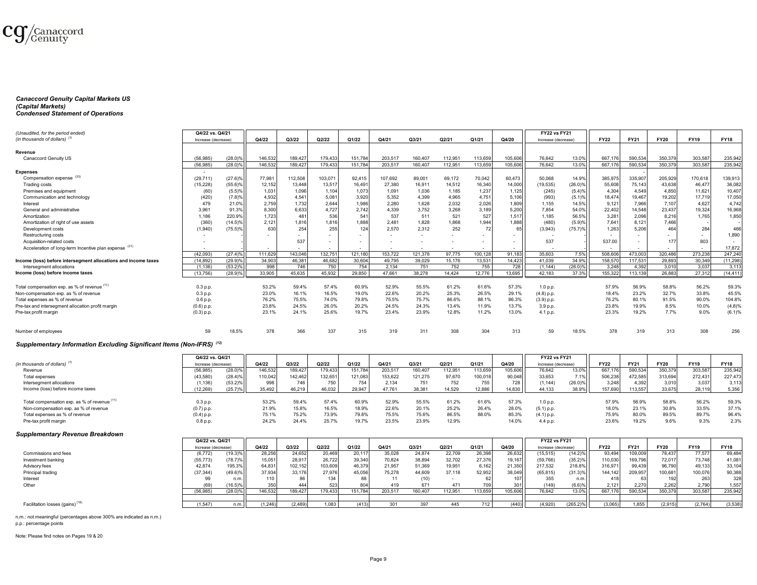### *Canaccord Genuity Capital Markets US*
### *(Capital Markets)*
### *Condensed Statement of Operations*

| *(Unaudited, for the period ended)* *(in thousands of dollars)* (1) | Q4/22 vs. Q4/21 Increase (decrease) | | Q4/22 | Q3/22 | Q2/22 | Q1/22 | Q4/21 | Q3/21 | Q2/21 | Q1/21 | Q4/20 | FY22 vs FY21 Increase (decrease) | | FY22 | FY21 | FY20 | FY19 | FY18 |
|---|---|---|---|---|---|---|---|---|---|---|---|---|---|---|---|---|---|---|
| **Revenue** | | | | | | | | | | | | | | | | | | |
| Canaccord Genuity US | (56,985) | (28.0)% | 146,532 | 189,427 | 179,433 | 151,784 | 203,517 | 160,407 | 112,951 | 113,659 | 105,606 | 76,642 | 13.0% | 667,176 | 590,534 | 350,379 | 303,587 | 235,942 |
| | (56,985) | (28.0)% | 146,532 | 189,427 | 179,433 | 151,784 | 203,517 | 160,407 | 112,951 | 113,659 | 105,606 | 76,642 | 13.0% | 667,176 | 590,534 | 350,379 | 303,587 | 235,942 |
| **Expenses** | - | | | | | | | | | | | | | | - | | | |
| Compensation expense (33) | (29,711) | (27.6)% | 77,981 | 112,508 | 103,071 | 92,415 | 107,692 | 89,001 | 69,172 | 70,042 | 60,473 | 50,068 | 14.9% | 385,975 | 335,907 | 205,929 | 170,618 | 139,913 |
| Trading costs | (15,228) | (55.6)% | 12,152 | 13,448 | 13,517 | 16,491 | 27,380 | 16,911 | 14,512 | 16,340 | 14,000 | (19,535) | (26.0)% | 55,608 | 75,143 | 43,638 | 46,477 | 36,082 |
| Premises and equipment | (60) | (5.5)% | 1,031 | 1,096 | 1,104 | 1,073 | 1,091 | 1,036 | 1,185 | 1,237 | 1,125 | (245) | (5.4)% | 4,304 | 4,549 | 4,850 | 11,621 | 10,407 |
| Communication and technology | (420) | (7.8)% | 4,932 | 4,541 | 5,081 | 3,920 | 5,352 | 4,399 | 4,965 | 4,751 | 5,106 | (993) | (5.1)% | 18,474 | 19,467 | 19,202 | 17,719 | 17,050 |
| Interest | 479 | 21.0% | 2,759 | 1,732 | 2,644 | 1,986 | 2,280 | 1,628 | 2,032 | 2,026 | 1,809 | 1,155 | 14.5% | 9,121 | 7,966 | 7,107 | 4,627 | 4,742 |
| General and administrative | 3,961 | 91.3% | 8,300 | 6,633 | 4,727 | 2,742 | 4,339 | 3,752 | 3,268 | 3,189 | 5,200 | 7,854 | 54.0% | 22,402 | 14,548 | 23,437 | 19,324 | 16,968 |
| Amortization | 1,186 | 220.9% | 1,723 | 481 | 536 | 541 | 537 | 511 | 521 | 527 | 1,517 | 1,185 | 56.5% | 3,281 | 2,096 | 8,216 | 1,765 | 1,850 |
| Amortization of right of use assets | (360) | (14.5)% | 2,121 | 1,816 | 1,816 | 1,888 | 2,481 | 1,828 | 1,868 | 1,944 | 1,888 | (480) | (5.9)% | 7,641 | 8,121 | 7,466 | - | - |
| Development costs | (1,940) | (75.5)% | 630 | 254 | 255 | 124 | 2,570 | 2,312 | 252 | 72 | 65 | (3,943) | (75.7)% | 1,263 | 5,206 | 464 | 284 | 466 |
| Restructuring costs | - | - | - | - | - | - | - | - | - | - | - | - | - | - | - | - | - | 1,890 |
| Acquisition-related costs | - | - | - | 537 | - | - | - | - | - | - | - | 537 | - | 537.00 | - | 177 | 803 | - |
| Acceleration of long-term incentive plan expense (31) | - | - | - | - | - | - | - | - | - | - | - | - | - | - | - | - | - | 17,872 |
| | (42,093) | (27.4)% | 111,629 | 143,046 | 132,751 | 121,180 | 153,722 | 121,378 | 97,775 | 100,128 | 91,183 | 35,603 | 7.5% | 508,606 | 473,003 | 320,486 | 273,238 | 247,240 |
| **Income (loss) before intersegment allocations and income taxes** | (14,892) | (29.9)% | 34,903 | 46,381 | 46,682 | 30,604 | 49,795 | 39,029 | 15,176 | 13,531 | 14,423 | 41,039 | 34.9% | 158,570 | 117,531 | 29,893 | 30,349 | (11,298) |
| Intersegment allocations | (1,136) | (53.2)% | 998 | 746 | 750 | 754 | 2,134 | 751 | 752 | 755 | 728 | (1,144) | (26.0)% | 3,248 | 4,392 | 3,010 | 3,037 | 3,113 |
| **Income (loss) before income taxes** | (13,756) | (28.9)% | 33,905 | 45,635 | 45,932 | 29,850 | 47,661 | 38,278 | 14,424 | 12,776 | 13,695 | 42,183 | 37.3% | 155,322 | 113,139 | 26,883 | 27,312 | (14,411) |
| Total compensation exp. as % of revenue (11) | 0.3 p.p. | | 53.2% | 59.4% | 57.4% | 60.9% | 52.9% | 55.5% | 61.2% | 61.6% | 57.3% | 1.0 p.p. | | 57.9% | 56.9% | 58.8% | 56.2% | 59.3% |
| Non-compensation exp. as % of revenue | 0.3 p.p. | | 23.0% | 16.1% | 16.5% | 19.0% | 22.6% | 20.2% | 25.3% | 26.5% | 29.1% | (4.8) p.p. | | 18.4% | 23.2% | 32.7% | 33.8% | 45.5% |
| Total expenses as % of revenue | 0.6 p.p. | | 76.2% | 75.5% | 74.0% | 79.8% | 75.5% | 75.7% | 86.6% | 88.1% | 86.3% | (3.9) p.p. | | 76.2% | 80.1% | 91.5% | 90.0% | 104.8% |
| Pre-tax and intersegment allocation profit margin | (0.6) p.p. | | 23.8% | 24.5% | 26.0% | 20.2% | 24.5% | 24.3% | 13.4% | 11.9% | 13.7% | 3.9 p.p. | | 23.8% | 19.9% | 8.5% | 10.0% | (4.8)% |
| Pre-tax profit margin | (0.3) p.p. | | 23.1% | 24.1% | 25.6% | 19.7% | 23.4% | 23.9% | 12.8% | 11.2% | 13.0% | 4.1 p.p. | | 23.3% | 19.2% | 7.7% | 9.0% | (6.1)% |
| Number of employees | 59 | 18.5% | 378 | 366 | 337 | 315 | 319 | 311 | 308 | 304 | 313 | 59 | 18.5% | 378 | 319 | 313 | 308 | 256 |

### *Supplementary Information Excluding Significant Items (Non-IFRS)* (12)

| *(in thousands of dollars)* (1) | Q4/22 vs. Q4/21 Increase (decrease) | | Q4/22 | Q3/22 | Q2/22 | Q1/22 | Q4/21 | Q3/21 | Q2/21 | Q1/21 | Q4/20 | FY22 vs FY21 Increase (decrease) | | FY22 | FY21 | FY20 | FY19 | FY18 |
|---|---|---|---|---|---|---|---|---|---|---|---|---|---|---|---|---|---|---|
| Revenue | (56,985) | (28.0)% | 146,532 | 189,427 | 179,433 | 151,784 | 203,517 | 160,407 | 112,951 | 113,659 | 105,606 | 76,642 | 13.0% | 667,176 | 590,534 | 350,379 | 303,587 | 235,942 |
| Total expenses | (43,580) | (28.4)% | 110,042 | 142,462 | 132,651 | 121,083 | 153,622 | 121,275 | 97,670 | 100,018 | 90,048 | 33,653 | 7.1% | 506,238 | 472,585 | 313,694 | 272,431 | 227,473 |
| Intersegment allocations | (1,136) | (53.2)% | 998 | 746 | 750 | 754 | 2,134 | 751 | 752 | 755 | 728 | (1,144) | (26.0)% | 3,248 | 4,392 | 3,010 | 3,037 | 3,113 |
| Income (loss) before income taxes | (12,269) | (25.7)% | 35,492 | 46,219 | 46,032 | 29,947 | 47,761 | 38,381 | 14,529 | 12,886 | 14,830 | 44,133 | 38.9% | 157,690 | 113,557 | 33,675 | 28,119 | 5,356 |
| Total compensation exp. as % of revenue (11) | 0.3 p.p. | | 53.2% | 59.4% | 57.4% | 60.9% | 52.9% | 55.5% | 61.2% | 61.6% | 57.3% | 1.0 p.p. | | 57.9% | 56.9% | 58.8% | 56.2% | 59.3% |
| Non-compensation exp. as % of revenue | (0.7) p.p. | | 21.9% | 15.8% | 16.5% | 18.9% | 22.6% | 20.1% | 25.2% | 26.4% | 28.0% | (5.1) p.p. | | 18.0% | 23.1% | 30.8% | 33.5% | 37.1% |
| Total expenses as % of revenue | (0.4) p.p. | | 75.1% | 75.2% | 73.9% | 79.8% | 75.5% | 75.6% | 86.5% | 88.0% | 85.3% | (4.1) p.p. | | 75.9% | 80.0% | 89.5% | 89.7% | 96.4% |
| Pre-tax profit margin | 0.8 p.p. | | 24.2% | 24.4% | 25.7% | 19.7% | 23.5% | 23.9% | 12.9% | | 14.0% | 4.4 p.p. | | 23.6% | 19.2% | 9.6% | 9.3% | 2.3% |

### *Supplementary Revenue Breakdown*

| | Q4/22 vs. Q4/21 Increase (decrease) | | Q4/22 | Q3/22 | Q2/22 | Q1/22 | Q4/21 | Q3/21 | Q2/21 | Q1/21 | Q4/20 | FY22 vs FY21 Increase (decrease) | | FY22 | FY21 | FY20 | FY19 | FY18 |
|---|---|---|---|---|---|---|---|---|---|---|---|---|---|---|---|---|---|---|
| Commissions and fees | (6,772) | (19.3)% | 28,256 | 24,652 | 20,469 | 20,117 | 35,028 | 24,874 | 22,709 | 26,398 | 26,632 | (15,515) | (14.2)% | 93,494 | 109,009 | 78,437 | 77,577 | 69,484 |
| Investment banking | (55,773) | (78.7)% | 15,051 | 28,917 | 26,722 | 39,340 | 70,824 | 38,894 | 32,702 | 27,376 | 19,167 | (59,766) | (35.2)% | 110,030 | 169,796 | 72,017 | 73,748 | 41,081 |
| Advisory fees | 42,874 | 195.3% | 64,831 | 102,152 | 103,609 | 46,379 | 21,957 | 51,369 | 19,951 | 6,162 | 21,350 | 217,532 | 218.8% | 316,971 | 99,439 | 96,790 | 49,133 | 33,104 |
| Principal trading | (37,344) | (49.6)% | 37,934 | 33,176 | 27,976 | 45,056 | 75,278 | 44,609 | 37,118 | 52,952 | 38,049 | (65,815) | (31.3)% | 144,142 | 209,957 | 100,681 | 100,076 | 90,388 |
| Interest | 99 | n.m. | 110 | 86 | 134 | 88 | 11 | (10) | - | 62 | 107 | 355 | n.m. | 418 | 63 | 192 | 263 | 328 |
| Other | (69) | (16.5)% | 350 | 444 | 523 | 804 | 419 | 671 | 471 | 709 | 301 | (149) | (6.6)% | 2,121 | 2,270 | 2,262 | 2,790 | 1,557 |
| | (56,985) | (28.0)% | 146,532 | 189,427 | 179,433 | 151,784 | 203,517 | 160,407 | 112,951 | 113,659 | 105,606 | 76,642 | 13.0% | 667,176 | 590,534 | 350,379 | 303,587 | 235,942 |
| Facilitation losses (gains) (18) | (1,547) | n.m. | (1,246) | (2,489) | 1,083 | (413) | 301 | 397 | 445 | 712 | (440) | (4,920) | (265.2)% | (3,065) | 1,855 | (2,915) | (2,764) | (3,538) |

n.m.: not meaningful (percentages above 300% are indicated as n.m.)
p.p.: percentage points

Note: Please find notes on Pages 19 & 20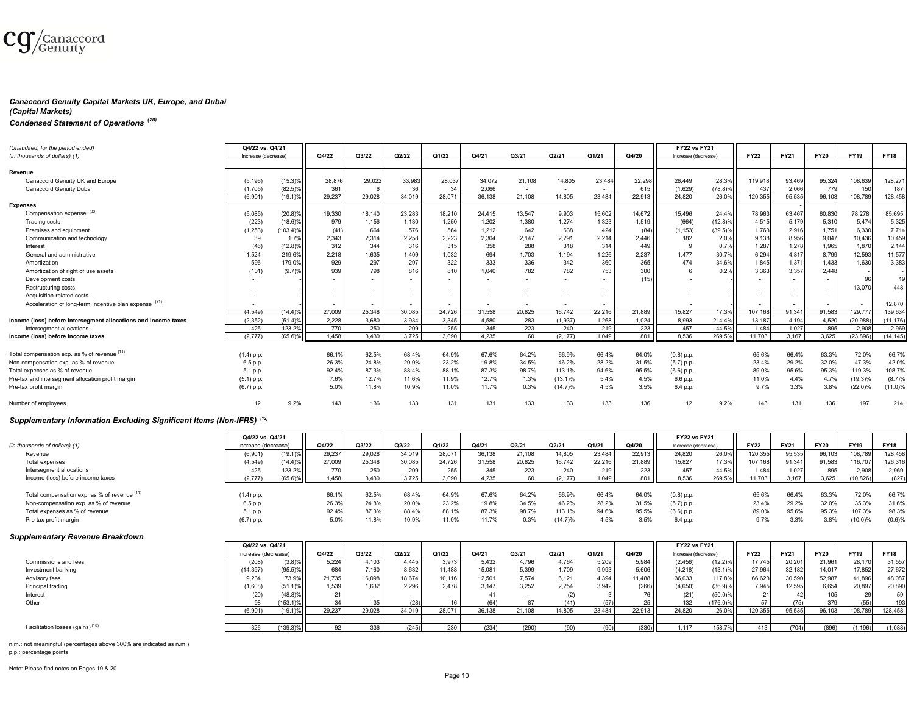### *Canaccord Genuity Capital Markets UK, Europe, and Dubai (Capital Markets)*

### *Condensed Statement of Operations* [28]

| *(Unaudited, for the period ended)* *(in thousands of dollars) (1)* | Q4/22 vs. Q4/21 Increase (decrease) | | Q4/22 | Q3/22 | Q2/22 | Q1/22 | Q4/21 | Q3/21 | Q2/21 | Q1/21 | Q4/20 | FY22 vs FY21 Increase (decrease) | | FY22 | FY21 | FY20 | FY19 | FY18 |
|---|---|---|---|---|---|---|---|---|---|---|---|---|---|---|---|---|---|---|
| **Revenue** | | | | | | | | | | | | | | | | | | |
| Canaccord Genuity UK and Europe | (5,196) | (15.3)% | 28,876 | 29,022 | 33,983 | 28,037 | 34,072 | 21,108 | 14,805 | 23,484 | 22,298 | 26,449 | 28.3% | 119,918 | 93,469 | 95,324 | 108,639 | 128,271 |
| Canaccord Genuity Dubai | (1,705) | (82.5)% | 361 | 6 | 36 | 34 | 2,066 | - | - | - | 615 | (1,629) | (78.8)% | 437 | 2,066 | 779 | 150 | 187 |
| | (6,901) | (19.1)% | 29,237 | 29,028 | 34,019 | 28,071 | 36,138 | 21,108 | 14,805 | 23,484 | 22,913 | 24,820 | 26.0% | 120,355 | 95,535 | 96,103 | 108,789 | 128,458 |
| **Expenses** | | | | | | | | | | | | | | | | | | |
| Compensation expense [33] | (5,085) | (20.8)% | 19,330 | 18,140 | 23,283 | 18,210 | 24,415 | 13,547 | 9,903 | 15,602 | 14,672 | 15,496 | 24.4% | 78,963 | 63,467 | 60,830 | 78,278 | 85,695 |
| Trading costs | (223) | (18.6)% | 979 | 1,156 | 1,130 | 1,250 | 1,202 | 1,380 | 1,274 | 1,323 | 1,519 | (664) | (12.8)% | 4,515 | 5,179 | 5,310 | 5,474 | 5,325 |
| Premises and equipment | (1,253) | (103.4)% | (41) | 664 | 576 | 564 | 1,212 | 642 | 638 | 424 | (84) | (1,153) | (39.5)% | 1,763 | 2,916 | 1,751 | 6,330 | 7,714 |
| Communication and technology | 39 | 1.7% | 2,343 | 2,314 | 2,258 | 2,223 | 2,304 | 2,147 | 2,291 | 2,214 | 2,446 | 182 | 2.0% | 9,138 | 8,956 | 9,047 | 10,436 | 10,459 |
| Interest | (46) | (12.8)% | 312 | 344 | 316 | 315 | 358 | 288 | 318 | 314 | 449 | 9 | 0.7% | 1,287 | 1,278 | 1,965 | 1,870 | 2,144 |
| General and administrative | 1,524 | 219.6% | 2,218 | 1,635 | 1,409 | 1,032 | 694 | 1,703 | 1,194 | 1,226 | 2,237 | 1,477 | 30.7% | 6,294 | 4,817 | 8,799 | 12,593 | 11,577 |
| Amortization | 596 | 179.0% | 929 | 297 | 297 | 322 | 333 | 336 | 342 | 360 | 365 | 474 | 34.6% | 1,845 | 1,371 | 1,433 | 1,630 | 3,383 |
| Amortization of right of use assets | (101) | (9.7)% | 939 | 798 | 816 | 810 | 1,040 | 782 | 782 | 753 | 300 | 6 | 0.2% | 3,363 | 3,357 | 2,448 | - | - |
| Development costs | - | | - | - | - | - | - | - | - | - | (15) | - | | - | - | - | 96 | 19 |
| Restructuring costs | - | | - | - | - | - | - | - | - | - | | - | | - | - | - | 13,070 | 448 |
| Acquisition-related costs | - | | - | - | - | - | - | - | - | - | | - | | - | - | - | | |
| Acceleration of long-term Incentive plan expense [31] | - | | - | - | - | - | - | - | - | - | | - | | - | - | - | - | 12,870 |
| | (4,549) | (14.4)% | 27,009 | 25,348 | 30,085 | 24,726 | 31,558 | 20,825 | 16,742 | 22,216 | 21,889 | 15,827 | 17.3% | 107,168 | 91,341 | 91,583 | 129,777 | 139,634 |
| **Income (loss) before intersegment allocations and income taxes** | (2,352) | (51.4)% | 2,228 | 3,680 | 3,934 | 3,345 | 4,580 | 283 | (1,937) | 1,268 | 1,024 | 8,993 | 214.4% | 13,187 | 4,194 | 4,520 | (20,988) | (11,176) |
| Intersegment allocations | 425 | 123.2% | 770 | 250 | 209 | 255 | 345 | 223 | 240 | 219 | 223 | 457 | 44.5% | 1,484 | 1,027 | 895 | 2,908 | 2,969 |
| **Income (loss) before income taxes** | (2,777) | (65.6)% | 1,458 | 3,430 | 3,725 | 3,090 | 4,235 | 60 | (2,177) | 1,049 | 801 | 8,536 | 269.5% | 11,703 | 3,167 | 3,625 | (23,896) | (14,145) |
| | | | | | | | | | | | | | | | | | | |
| Total compensation exp. as % of revenue [11] | (1.4) p.p. | | 66.1% | 62.5% | 68.4% | 64.9% | 67.6% | 64.2% | 66.9% | 66.4% | 64.0% | (0.8) p.p. | | 65.6% | 66.4% | 63.3% | 72.0% | 66.7% |
| Non-compensation exp. as % of revenue | 6.5 p.p. | | 26.3% | 24.8% | 20.0% | 23.2% | 19.8% | 34.5% | 46.2% | 28.2% | 31.5% | (5.7) p.p. | | 23.4% | 29.2% | 32.0% | 47.3% | 42.0% |
| Total expenses as % of revenue | 5.1 p.p. | | 92.4% | 87.3% | 88.4% | 88.1% | 87.3% | 98.7% | 113.1% | 94.6% | 95.5% | (6.6) p.p. | | 89.0% | 95.6% | 95.3% | 119.3% | 108.7% |
| Pre-tax and intersegment allocation profit margin | (5.1) p.p. | | 7.6% | 12.7% | 11.6% | 11.9% | 12.7% | 1.3% | (13.1)% | 5.4% | 4.5% | 6.6 p.p. | | 11.0% | 4.4% | 4.7% | (19.3)% | (8.7)% |
| Pre-tax profit margin | (6.7) p.p. | | 5.0% | 11.8% | 10.9% | 11.0% | 11.7% | 0.3% | (14.7)% | 4.5% | 3.5% | 6.4 p.p. | | 9.7% | 3.3% | 3.8% | (22.0)% | (11.0)% |
| | | | | | | | | | | | | | | | | | | |
| Number of employees | 12 | 9.2% | 143 | 136 | 133 | 131 | 131 | 133 | 133 | 133 | 136 | 12 | 9.2% | 143 | 131 | 136 | 197 | 214 |

### *Supplementary Information Excluding Significant Items (Non-IFRS)* [12]

| *(in thousands of dollars) (1)* | Q4/22 vs. Q4/21 Increase (decrease) | | Q4/22 | Q3/22 | Q2/22 | Q1/22 | Q4/21 | Q3/21 | Q2/21 | Q1/21 | Q4/20 | FY22 vs FY21 Increase (decrease) | | FY22 | FY21 | FY20 | FY19 | FY18 |
|---|---|---|---|---|---|---|---|---|---|---|---|---|---|---|---|---|---|---|
| Revenue | (6,901) | (19.1)% | 29,237 | 29,028 | 34,019 | 28,071 | 36,138 | 21,108 | 14,805 | 23,484 | 22,913 | 24,820 | 26.0% | 120,355 | 95,535 | 96,103 | 108,789 | 128,458 |
| Total expenses | (4,549) | (14.4)% | 27,009 | 25,348 | 30,085 | 24,726 | 31,558 | 20,825 | 16,742 | 22,216 | 21,889 | 15,827 | 17.3% | 107,168 | 91,341 | 91,583 | 116,707 | 126,316 |
| Intersegment allocations | 425 | 123.2% | 770 | 250 | 209 | 255 | 345 | 223 | 240 | 219 | 223 | 457 | 44.5% | 1,484 | 1,027 | 895 | 2,908 | 2,969 |
| Income (loss) before income taxes | (2,777) | (65.6)% | 1,458 | 3,430 | 3,725 | 3,090 | 4,235 | 60 | (2,177) | 1,049 | 801 | 8,536 | 269.5% | 11,703 | 3,167 | 3,625 | (10,826) | (827) |
| | | | | | | | | | | | | | | | | | | |
| Total compensation exp. as % of revenue [11] | (1.4) p.p. | | 66.1% | 62.5% | 68.4% | 64.9% | 67.6% | 64.2% | 66.9% | 66.4% | 64.0% | (0.8) p.p. | | 65.6% | 66.4% | 63.3% | 72.0% | 66.7% |
| Non-compensation exp. as % of revenue | 6.5 p.p. | | 26.3% | 24.8% | 20.0% | 23.2% | 19.8% | 34.5% | 46.2% | 28.2% | 31.5% | (5.7) p.p. | | 23.4% | 29.2% | 32.0% | 35.3% | 31.6% |
| Total expenses as % of revenue | 5.1 p.p. | | 92.4% | 87.3% | 88.4% | 88.1% | 87.3% | 98.7% | 113.1% | 94.6% | 95.5% | (6.6) p.p. | | 89.0% | 95.6% | 95.3% | 107.3% | 98.3% |
| Pre-tax profit margin | (6.7) p.p. | | 5.0% | 11.8% | 10.9% | 11.0% | 11.7% | 0.3% | (14.7)% | 4.5% | 3.5% | 6.4 p.p. | | 9.7% | 3.3% | 3.8% | (10.0)% | (0.6)% |

### *Supplementary Revenue Breakdown*

| | Q4/22 vs. Q4/21 Increase (decrease) | | Q4/22 | Q3/22 | Q2/22 | Q1/22 | Q4/21 | Q3/21 | Q2/21 | Q1/21 | Q4/20 | FY22 vs FY21 Increase (decrease) | | FY22 | FY21 | FY20 | FY19 | FY18 |
|---|---|---|---|---|---|---|---|---|---|---|---|---|---|---|---|---|---|---|
| Commissions and fees | (208) | (3.8)% | 5,224 | 4,103 | 4,445 | 3,973 | 5,432 | 4,796 | 4,764 | 5,209 | 5,984 | (2,456) | (12.2)% | 17,745 | 20,201 | 21,961 | 28,170 | 31,557 |
| Investment banking | (14,397) | (95.5)% | 684 | 7,160 | 8,632 | 11,488 | 15,081 | 5,399 | 1,709 | 9,993 | 5,606 | (4,218) | (13.1)% | 27,964 | 32,182 | 14,017 | 17,852 | 27,672 |
| Advisory fees | 9,234 | 73.9% | 21,735 | 16,098 | 18,674 | 10,116 | 12,501 | 7,574 | 6,121 | 4,394 | 11,488 | 36,033 | 117.8% | 66,623 | 30,590 | 52,987 | 41,896 | 48,087 |
| Principal trading | (1,608) | (51.1)% | 1,539 | 1,632 | 2,296 | 2,478 | 3,147 | 3,252 | 2,254 | 3,942 | (266) | (4,650) | (36.9)% | 7,945 | 12,595 | 6,654 | 20,897 | 20,890 |
| Interest | (20) | (48.8)% | 21 | - | - | - | 41 | - | (2) | 3 | 76 | (21) | (50.0)% | 21 | 42 | 105 | 29 | 59 |
| Other | 98 | (153.1)% | 34 | 35 | (28) | 16 | (64) | 87 | (41) | (57) | 25 | 132 | (176.0)% | 57 | (75) | 379 | (55) | 193 |
| | (6,901) | (19.1)% | 29,237 | 29,028 | 34,019 | 28,071 | 36,138 | 21,108 | 14,805 | 23,484 | 22,913 | 24,820 | 26.0% | 120,355 | 95,535 | 96,103 | 108,789 | 128,458 |
| | | | | | | | | | | | | | | | | | | |
| Facilitation losses (gains) [18] | 326 | (139.3)% | 92 | 336 | (245) | 230 | (234) | (290) | (90) | (90) | (330) | 1,117 | 158.7% | 413 | (704) | (896) | (1,196) | (1,088) |

n.m.: not meaningful (percentages above 300% are indicated as n.m.)
p.p.: percentage points

Note: Please find notes on Pages 19 & 20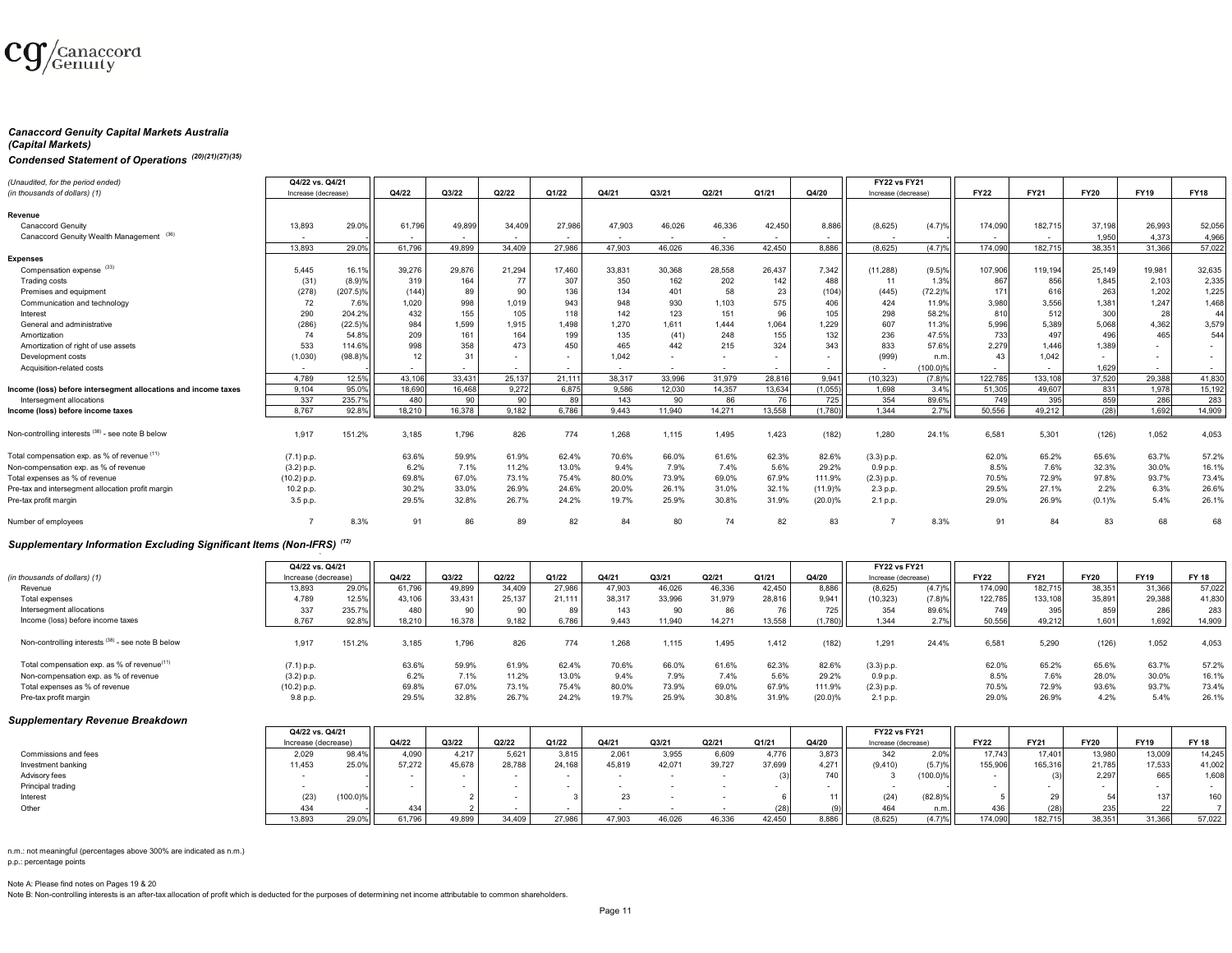### *Canaccord Genuity Capital Markets Australia (Capital Markets)*

### *Condensed Statement of Operations* (20)(21)(27)(35)

| *(Unaudited, for the period ended)* *(in thousands of dollars) (1)* | Q4/22 vs. Q4/21 Increase (decrease) | | Q4/22 | Q3/22 | Q2/22 | Q1/22 | Q4/21 | Q3/21 | Q2/21 | Q1/21 | Q4/20 | FY22 vs FY21 Increase (decrease) | | FY22 | FY21 | FY20 | FY19 | FY18 |
|---|---|---|---|---|---|---|---|---|---|---|---|---|---|---|---|---|---|---|
| **Revenue** | | | | | | | | | | | | | | | | | | |
| Canaccord Genuity | 13,893 | 29.0% | 61,796 | 49,899 | 34,409 | 27,986 | 47,903 | 46,026 | 46,336 | 42,450 | 8,886 | (8,625) | (4.7)% | 174,090 | 182,715 | 37,198 | 26,993 | 52,056 |
| Canaccord Genuity Wealth Management (36) | - | - | - | - | - | - | - | - | - | - | - | - | - | - | - | 1,950 | 4,373 | 4,966 |
| | 13,893 | 29.0% | 61,796 | 49,899 | 34,409 | 27,986 | 47,903 | 46,026 | 46,336 | 42,450 | 8,886 | (8,625) | (4.7)% | 174,090 | 182,715 | 38,351 | 31,366 | 57,022 |
| **Expenses** | | | | | | | | | | | | | | | | | | |
| Compensation expense (33) | 5,445 | 16.1% | 39,276 | 29,876 | 21,294 | 17,460 | 33,831 | 30,368 | 28,558 | 26,437 | 7,342 | (11,288) | (9.5)% | 107,906 | 119,194 | 25,149 | 19,981 | 32,635 |
| Trading costs | (31) | (8.9)% | 319 | 164 | 77 | 307 | 350 | 162 | 202 | 142 | 488 | 11 | 1.3% | 867 | 856 | 1,845 | 2,103 | 2,335 |
| Premises and equipment | (278) | (207.5)% | (144) | 89 | 90 | 136 | 134 | 401 | 58 | 23 | (104) | (445) | (72.2)% | 171 | 616 | 263 | 1,202 | 1,225 |
| Communication and technology | 72 | 7.6% | 1,020 | 998 | 1,019 | 943 | 948 | 930 | 1,103 | 575 | 406 | 424 | 11.9% | 3,980 | 3,556 | 1,381 | 1,247 | 1,468 |
| Interest | 290 | 204.2% | 432 | 155 | 105 | 118 | 142 | 123 | 151 | 96 | 105 | 298 | 58.2% | 810 | 512 | 300 | 28 | 44 |
| General and administrative | (286) | (22.5)% | 984 | 1,599 | 1,915 | 1,498 | 1,270 | 1,611 | 1,444 | 1,064 | 1,229 | 607 | 11.3% | 5,996 | 5,389 | 5,068 | 4,362 | 3,579 |
| Amortization | 74 | 54.8% | 209 | 161 | 164 | 199 | 135 | (41) | 248 | 155 | 132 | 236 | 47.5% | 733 | 497 | 496 | 465 | 544 |
| Amortization of right of use assets | 533 | 114.6% | 998 | 358 | 473 | 450 | 465 | 442 | 215 | 324 | 343 | 833 | 57.6% | 2,279 | 1,446 | 1,389 | - | - |
| Development costs | (1,030) | (98.8)% | 12 | 31 | - | - | 1,042 | - | - | - | - | (999) | n.m. | 43 | 1,042 | - | - | - |
| Acquisition-related costs | - | - | - | - | - | - | - | - | - | - | - | - | (100.0)% | - | - | 1,629 | - | - |
| | 4,789 | 12.5% | 43,106 | 33,431 | 25,137 | 21,111 | 38,317 | 33,996 | 31,979 | 28,816 | 9,941 | (10,323) | (7.8)% | 122,785 | 133,108 | 37,520 | 29,388 | 41,830 |
| **Income (loss) before intersegment allocations and income taxes** | 9,104 | 95.0% | 18,690 | 16,468 | 9,272 | 6,875 | 9,586 | 12,030 | 14,357 | 13,634 | (1,055) | 1,698 | 3.4% | 51,305 | 49,607 | 831 | 1,978 | 15,192 |
| Intersegment allocations | 337 | 235.7% | 480 | 90 | 90 | 89 | 143 | 90 | 86 | 76 | 725 | 354 | 89.6% | 749 | 395 | 859 | 286 | 283 |
| **Income (loss) before income taxes** | 8,767 | 92.8% | 18,210 | 16,378 | 9,182 | 6,786 | 9,443 | 11,940 | 14,271 | 13,558 | (1,780) | 1,344 | 2.7% | 50,556 | 49,212 | (28) | 1,692 | 14,909 |
| Non-controlling interests (38) - see note B below | 1,917 | 151.2% | 3,185 | 1,796 | 826 | 774 | 1,268 | 1,115 | 1,495 | 1,423 | (182) | 1,280 | 24.1% | 6,581 | 5,301 | (126) | 1,052 | 4,053 |
| Total compensation exp. as % of revenue (11) | (7.1) p.p. | | 63.6% | 59.9% | 61.9% | 62.4% | 70.6% | 66.0% | 61.6% | 62.3% | 82.6% | (3.3) p.p. | | 62.0% | 65.2% | 65.6% | 63.7% | 57.2% |
| Non-compensation exp. as % of revenue | (3.2) p.p. | | 6.2% | 7.1% | 11.2% | 13.0% | 9.4% | 7.9% | 7.4% | 5.6% | 29.2% | 0.9 p.p. | | 8.5% | 7.6% | 32.3% | 30.0% | 16.1% |
| Total expenses as % of revenue | (10.2) p.p. | | 69.8% | 67.0% | 73.1% | 75.4% | 80.0% | 73.9% | 69.0% | 67.9% | 111.9% | (2.3) p.p. | | 70.5% | 72.9% | 97.8% | 93.7% | 73.4% |
| Pre-tax and intersegment allocation profit margin | 10.2 p.p. | | 30.2% | 33.0% | 26.9% | 24.6% | 20.0% | 26.1% | 31.0% | 32.1% | (11.9)% | 2.3 p.p. | | 29.5% | 27.1% | 2.2% | 6.3% | 26.6% |
| Pre-tax profit margin | 3.5 p.p. | | 29.5% | 32.8% | 26.7% | 24.2% | 19.7% | 25.9% | 30.8% | 31.9% | (20.0)% | 2.1 p.p. | | 29.0% | 26.9% | (0.1)% | 5.4% | 26.1% |
| Number of employees | 7 | 8.3% | 91 | 86 | 89 | 82 | 84 | 80 | 74 | 82 | 83 | 7 | 8.3% | 91 | 84 | 83 | 68 | 68 |

### *Supplementary Information Excluding Significant Items (Non-IFRS)* (12)

| *(in thousands of dollars) (1)* | Q4/22 vs. Q4/21 Increase (decrease) | | Q4/22 | Q3/22 | Q2/22 | Q1/22 | Q4/21 | Q3/21 | Q2/21 | Q1/21 | Q4/20 | FY22 vs FY21 Increase (decrease) | | FY22 | FY21 | FY20 | FY19 | FY 18 |
|---|---|---|---|---|---|---|---|---|---|---|---|---|---|---|---|---|---|---|
| Revenue | 13,893 | 29.0% | 61,796 | 49,899 | 34,409 | 27,986 | 47,903 | 46,026 | 46,336 | 42,450 | 8,886 | (8,625) | (4.7)% | 174,090 | 182,715 | 38,351 | 31,366 | 57,022 |
| Total expenses | 4,789 | 12.5% | 43,106 | 33,431 | 25,137 | 21,111 | 38,317 | 33,996 | 31,979 | 28,816 | 9,941 | (10,323) | (7.8)% | 122,785 | 133,108 | 35,891 | 29,388 | 41,830 |
| Intersegment allocations | 337 | 235.7% | 480 | 90 | 90 | 89 | 143 | 90 | 86 | 76 | 725 | 354 | 89.6% | 749 | 395 | 859 | 286 | 283 |
| Income (loss) before income taxes | 8,767 | 92.8% | 18,210 | 16,378 | 9,182 | 6,786 | 9,443 | 11,940 | 14,271 | 13,558 | (1,780) | 1,344 | 2.7% | 50,556 | 49,212 | 1,601 | 1,692 | 14,909 |
| Non-controlling interests (38) - see note B below | 1,917 | 151.2% | 3,185 | 1,796 | 826 | 774 | 1,268 | 1,115 | 1,495 | 1,412 | (182) | 1,291 | 24.4% | 6,581 | 5,290 | (126) | 1,052 | 4,053 |
| Total compensation exp. as % of revenue(11) | (7.1) p.p. | | 63.6% | 59.9% | 61.9% | 62.4% | 70.6% | 66.0% | 61.6% | 62.3% | 82.6% | (3.3) p.p. | | 62.0% | 65.2% | 65.6% | 63.7% | 57.2% |
| Non-compensation exp. as % of revenue | (3.2) p.p. | | 6.2% | 7.1% | 11.2% | 13.0% | 9.4% | 7.9% | 7.4% | 5.6% | 29.2% | 0.9 p.p. | | 8.5% | 7.6% | 28.0% | 30.0% | 16.1% |
| Total expenses as % of revenue | (10.2) p.p. | | 69.8% | 67.0% | 73.1% | 75.4% | 80.0% | 73.9% | 69.0% | 67.9% | 111.9% | (2.3) p.p. | | 70.5% | 72.9% | 93.6% | 93.7% | 73.4% |
| Pre-tax profit margin | 9.8 p.p. | | 29.5% | 32.8% | 26.7% | 24.2% | 19.7% | 25.9% | 30.8% | 31.9% | (20.0)% | 2.1 p.p. | | 29.0% | 26.9% | 4.2% | 5.4% | 26.1% |

### *Supplementary Revenue Breakdown*

| | Q4/22 vs. Q4/21 Increase (decrease) | | Q4/22 | Q3/22 | Q2/22 | Q1/22 | Q4/21 | Q3/21 | Q2/21 | Q1/21 | Q4/20 | FY22 vs FY21 Increase (decrease) | | FY22 | FY21 | FY20 | FY19 | FY 18 |
|---|---|---|---|---|---|---|---|---|---|---|---|---|---|---|---|---|---|---|
| Commissions and fees | 2,029 | 98.4% | 4,090 | 4,217 | 5,621 | 3,815 | 2,061 | 3,955 | 6,609 | 4,776 | 3,873 | 342 | 2.0% | 17,743 | 17,401 | 13,980 | 13,009 | 14,245 |
| Investment banking | 11,453 | 25.0% | 57,272 | 45,678 | 28,788 | 24,168 | 45,819 | 42,071 | 39,727 | 37,699 | 4,271 | (9,410) | (5.7)% | 155,906 | 165,316 | 21,785 | 17,533 | 41,002 |
| Advisory fees | - | - | - | - | - | - | - | - | - | (3) | 740 | 3 | (100.0)% | - | (3) | 2,297 | 665 | 1,608 |
| Principal trading | - | - | - | - | - | - | - | - | - | - | - | - | | - | - | - | - | - |
| Interest | (23) | (100.0)% | | 2 | - | 3 | 23 | - | - | 6 | 11 | (24) | (82.8)% | 5 | 29 | 54 | 137 | 160 |
| Other | 434 | - | 434 | 2 | - | - | - | - | - | (28) | (9) | 464 | n.m. | 436 | (28) | 235 | 22 | 7 |
| | 13,893 | 29.0% | 61,796 | 49,899 | 34,409 | 27,986 | 47,903 | 46,026 | 46,336 | 42,450 | 8,886 | (8,625) | (4.7)% | 174,090 | 182,715 | 38,351 | 31,366 | 57,022 |

n.m.: not meaningful (percentages above 300% are indicated as n.m.)
p.p.: percentage points

Note A: Please find notes on Pages 19 & 20
Note B: Non-controlling interests is an after-tax allocation of profit which is deducted for the purposes of determining net income attributable to common shareholders.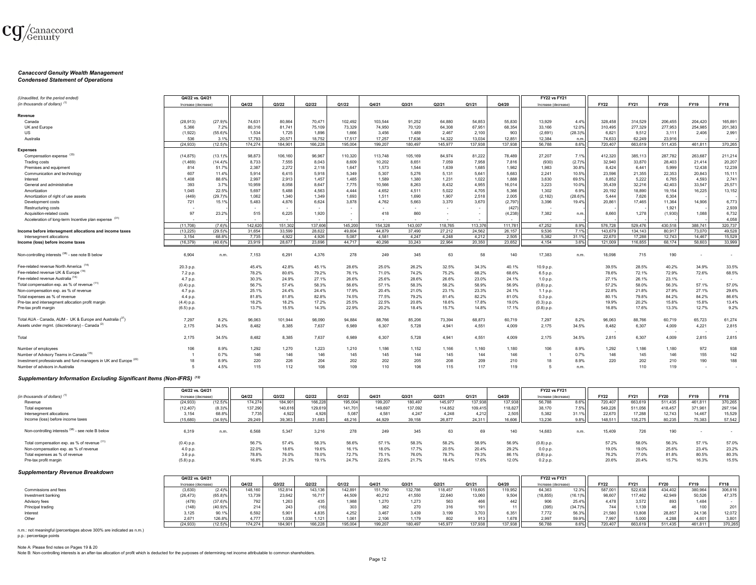### *Canaccord Genuity Wealth Management*
### *Condensed Statement of Operations*

| *(Unaudited, for the period ended)* *(in thousands of dollars)* [1] | Q4/22 vs. Q4/21 Increase (decrease) | | Q4/22 | Q3/22 | Q2/22 | Q1/22 | Q4/21 | Q3/21 | Q2/21 | Q1/21 | Q4/20 | FY22 vs FY21 Increase (decrease) | | FY22 | FY21 | FY20 | FY19 | FY18 |
|---|---|---|---|---|---|---|---|---|---|---|---|---|---|---|---|---|---|---|
| **Revenue** | | | | | | | | | | | | | | | | | | |
| Canada | (28,913) | (27.9)% | 74,631 | 80,864 | 70,471 | 102,492 | 103,544 | 91,252 | 64,880 | 54,853 | 55,830 | 13,929 | 4.4% | 328,458 | 314,529 | 206,455 | 204,420 | 165,891 |
| UK and Europe | 5,366 | 7.2% | 80,316 | 81,741 | 75,109 | 73,329 | 74,950 | 70,120 | 64,308 | 67,951 | 68,354 | 33,166 | 12.0% | 310,495 | 277,329 | 277,953 | 254,985 | 201,383 |
| US | (1,922) | (55.6)% | 1,534 | 1,725 | 1,896 | 1,666 | 3,456 | 1,489 | 2,467 | 2,100 | 903 | (2,691) | (28.3)% | 6,821 | 9,512 | 3,111 | 2,406 | 2,991 |
| Australia | 536 | 3.1% | 17,793 | 20,571 | 18,752 | 17,517 | 17,257 | 17,636 | 14,322 | 13,034 | 12,851 | 12,384 | n.m. | 74,633 | 62,249 | 23,916 | - | - |
| | (24,933) | (12.5)% | 174,274 | 184,901 | 166,228 | 195,004 | 199,207 | 180,497 | 145,977 | 137,938 | 137,938 | 56,788 | 8.6% | 720,407 | 663,619 | 511,435 | 461,811 | 370,265 |
| **Expenses** | | | | | | | | | | | | | | | | | | |
| Compensation expense [30] | (14,875) | (13.1)% | 98,873 | 106,160 | 96,967 | 110,320 | 113,748 | 105,169 | 84,974 | 81,222 | 78,489 | 27,207 | 7.1% | 412,320 | 385,113 | 287,782 | 263,687 | 211,214 |
| Trading costs | (1,469) | (14.4)% | 8,733 | 7,555 | 8,043 | 8,609 | 10,202 | 8,651 | 7,059 | 7,958 | 7,816 | (930) | (2.7)% | 32,940 | 33,870 | 28,403 | 21,414 | 20,207 |
| Premises and equipment | 814 | 51.7% | 2,387 | 2,272 | 2,118 | 1,647 | 1,573 | 1,544 | 1,639 | 1,685 | 1,982 | 1,983 | 30.8% | 8,424 | 6,441 | 5,999 | 12,438 | 12,239 |
| Communication and technology | 607 | 11.4% | 5,914 | 6,415 | 5,918 | 5,349 | 5,307 | 5,276 | 5,131 | 5,641 | 5,683 | 2,241 | 10.5% | 23,596 | 21,355 | 22,353 | 20,843 | 15,111 |
| Interest | 1,408 | 88.6% | 2,997 | 2,913 | 1,457 | 1,485 | 1,589 | 1,380 | 1,231 | 1,022 | 1,888 | 3,630 | 69.5% | 8,852 | 5,222 | 6,765 | 4,593 | 2,741 |
| General and administrative | 393 | 3.7% | 10,959 | 8,058 | 8,647 | 7,775 | 10,566 | 8,263 | 8,432 | 4,955 | 16,014 | 3,223 | 10.0% | 35,439 | 32,216 | 42,403 | 33,547 | 25,571 |
| Amortization | 1,045 | 22.5% | 5,697 | 5,488 | 4,563 | 4,444 | 4,652 | 4,511 | 5,022 | 4,705 | 5,366 | 1,302 | 6.9% | 20,192 | 18,890 | 19,154 | 16,225 | 13,152 |
| Amortization of right of use assets | (449) | (29.7)% | 1,062 | 1,340 | 1,349 | 1,693 | 1,511 | 1,690 | 1,907 | 2,518 | 2,005 | (2,182) | (28.6)% | 5,444 | 7,626 | 6,304 | - | - |
| Development costs | 721 | 15.1% | 5,483 | 4,876 | 6,624 | 3,878 | 4,762 | 5,663 | 3,370 | 3,670 | (2,797) | 3,396 | 19.4% | 20,861 | 17,465 | 11,364 | 14,906 | 6,773 |
| Restructuring costs | - | - | - | - | - | - | - | - | - | - | (427) | - | - | - | - | 1,921 | - | 2,939 |
| Acquisition-related costs | 97 | 23.2% | 515 | 6,225 | 1,920 | - | 418 | 860 | - | - | (4,238) | 7,382 | n.m. | 8,660 | 1,278 | (1,930) | 1,088 | 6,732 |
| Acceleration of long-term incentive plan expense [31] | - | - | - | - | - | - | - | - | - | - | - | - | - | - | - | - | - | 4,058 |
| | (11,708) | (7.6)% | 142,620 | 151,302 | 137,606 | 145,200 | 154,328 | 143,007 | 118,765 | 113,376 | 111,781 | 47,252 | 8.9% | 576,728 | 529,476 | 430,518 | 388,741 | 320,737 |
| **Income before intersegment allocations and income taxes** | (13,225) | (29.5)% | 31,654 | 33,599 | 28,622 | 49,804 | 44,879 | 37,490 | 27,212 | 24,562 | 26,157 | 9,536 | 7.1% | 143,679 | 134,143 | 80,917 | 73,070 | 49,528 |
| Intersegment allocations | 3,154 | 68.8% | 7,735 | 4,922 | 4,926 | 5,087 | 4,581 | 4,247 | 4,248 | 4,212 | 2,505 | 5,382 | 31.1% | 22,670 | 17,288 | 12,743 | 14,467 | 15,529 |
| **Income (loss) before income taxes** | (16,379) | (40.6)% | 23,919 | 28,677 | 23,696 | 44,717 | 40,298 | 33,243 | 22,964 | 20,350 | 23,652 | 4,154 | 3.6% | 121,009 | 116,855 | 68,174 | 58,603 | 33,999 |
| Non-controlling interests [38] - see note B below | 6,904 | n.m. | 7,153 | 6,291 | 4,376 | 278 | 249 | 345 | 63 | 58 | 140 | 17,383 | n.m. | 18,098 | 715 | 190 | - | - |
| Fee-related revenue North America [14] | 20.3 p.p. | | 45.4% | 42.8% | 45.1% | 28.6% | 25.0% | 26.2% | 32.5% | 34.3% | 40.1% | 10.9 p.p. | | 39.5% | 28.5% | 40.2% | 34.9% | 33.5% |
| Fee-related revenue UK & Europe [14] | 7.2 p.p. | | 78.2% | 80.6% | 79.2% | 76.1% | 71.0% | 74.2% | 75.2% | 68.2% | 68.6% | 6.5 p.p. | | 78.6% | 72.1% | 72.9% | 72.6% | 68.5% |
| Fee-related revenue Australia [14] | 4.7 p.p. | | 30.3% | 24.9% | 27.1% | 26.6% | 25.6% | 28.6% | 26.6% | 23.0% | 24.1% | 1.0 p.p. | | 27.1% | 26.1% | 23.1% | - | - |
| Total compensation exp. as % of revenue [11] | (0.4) p.p. | | 56.7% | 57.4% | 58.3% | 56.6% | 57.1% | 58.3% | 58.2% | 58.9% | 56.9% | (0.8) p.p. | | 57.2% | 58.0% | 56.3% | 57.1% | 57.0% |
| Non-compensation exp. as % of revenue | 4.7 p.p. | | 25.1% | 24.4% | 24.4% | 17.9% | 20.4% | 21.0% | 23.1% | 23.3% | 24.1% | 1.1 p.p. | | 22.8% | 21.8% | 27.9% | 27.1% | 29.6% |
| Total expenses as % of revenue | 4.4 p.p. | | 81.8% | 81.8% | 82.8% | 74.5% | 77.5% | 79.2% | 81.4% | 82.2% | 81.0% | 0.3 p.p. | | 80.1% | 79.8% | 84.2% | 84.2% | 86.6% |
| Pre-tax and intersegment allocation profit margin | (4.4) p.p. | | 18.2% | 18.2% | 17.2% | 25.5% | 22.5% | 20.8% | 18.6% | 17.8% | 19.0% | (0.3) p.p. | | 19.9% | 20.2% | 15.8% | 15.8% | 13.4% |
| Pre-tax profit margin | (6.5) p.p. | | 13.7% | 15.5% | 14.3% | 22.9% | 20.2% | 18.4% | 15.7% | 14.8% | 17.1% | (0.8) p.p. | | 16.8% | 17.6% | 13.3% | 12.7% | 9.2% |
| Total AUA - Canada, AUM - UK & Europe and Australia [37] | 7,297 | 8.2% | 96,063 | 101,944 | 98,090 | 94,884 | 88,766 | 85,206 | 73,394 | 68,873 | 60,719 | 7,297 | 8.2% | 96,063 | 88,766 | 60,719 | 65,723 | 61,274 |
| Assets under mgmt. (discretionary) - Canada [2] | 2,175 | 34.5% | 8,482 | 8,385 | 7,637 | 6,989 | 6,307 | 5,728 | 4,941 | 4,551 | 4,009 | 2,175 | 34.5% | 8,482 | 6,307 | 4,009 | 4,221 | 2,815 |
| Total | 2,175 | 34.5% | 8,482 | 8,385 | 7,637 | 6,989 | 6,307 | 5,728 | 4,941 | 4,551 | 4,009 | 2,175 | 34.5% | 2,815 | 6,307 | 4,009 | 2,815 | 2,815 |
| Number of employees | 106 | 8.9% | 1,292 | 1,270 | 1,223 | 1,210 | 1,186 | 1,152 | 1,166 | 1,160 | 1,180 | 106 | 8.9% | 1,292 | 1,186 | 1,180 | 972 | 938 |
| Number of Advisory Teams in Canada [15] | 1 | 0.7% | 146 | 146 | 146 | 145 | 145 | 144 | 145 | 144 | 146 | 1 | 0.7% | 146 | 145 | 146 | 155 | 142 |
| Investment professionals and fund managers in UK and Europe [22] | 18 | 8.9% | 220 | 226 | 204 | 202 | 202 | 205 | 208 | 209 | 210 | 18 | 8.9% | 220 | 202 | 210 | 190 | 188 |
| Number of advisors in Australia | 5 | 4.5% | 115 | 112 | 108 | 109 | 110 | 106 | 115 | 117 | 119 | 5 | n.m. | | 110 | 119 | - | - |

### *Supplementary Information Excluding Significant Items (Non-IFRS)* [12]

| *(in thousands of dollars)* [1] | Q4/22 vs. Q4/21 Increase (decrease) | | Q4/22 | Q3/22 | Q2/22 | Q1/22 | Q4/21 | Q3/21 | Q2/21 | Q1/21 | Q4/20 | FY22 vs FY21 Increase (decrease) | | FY22 | FY21 | FY20 | FY19 | FY18 |
|---|---|---|---|---|---|---|---|---|---|---|---|---|---|---|---|---|---|---|
| Revenue | (24,933) | (12.5)% | 174,274 | 184,901 | 166,228 | 195,004 | 199,207 | 180,497 | 145,977 | 137,938 | 137,938 | 56,788 | 8.6% | 720,407 | 663,619 | 511,435 | 461,811 | 370,265 |
| Total expenses | (12,407) | (8.3)% | 137,290 | 140,616 | 129,619 | 141,701 | 149,697 | 137,092 | 114,852 | 109,415 | 118,827 | 38,170 | 7.5% | 549,226 | 511,056 | 418,457 | 371,961 | 297,194 |
| Intersegment allocations | 3,154 | 68.8% | 7,735 | 4,922 | 4,926 | 5,087 | 4,581 | 4,247 | 4,248 | 4,212 | 2,505 | 5,382 | 31.1% | 22,670 | 17,288 | 12,743 | 14,467 | 15,529 |
| Income (loss) before income taxes | (15,680) | (34.9)% | 29,249 | 39,363 | 31,683 | 48,216 | 44,929 | 39,158 | 26,877 | 24,311 | 16,606 | 13,236 | 9.8% | 148,511 | 135,275 | 80,235 | 75,383 | 57,542 |
| Non-controlling interests [38] - see note B below | 6,319 | n.m. | 6,568 | 5,347 | 3,216 | 278 | 249 | 345 | 63 | 69 | 140 | 14,683 | n.m. | 15,409 | 726 | 190 | - | - |
| Total compensation exp. as % of revenue [11] | (0.4) p.p. | | 56.7% | 57.4% | 58.3% | 56.6% | 57.1% | 58.3% | 58.2% | 58.9% | 56.9% | (0.8) p.p. | | 57.2% | 58.0% | 56.3% | 57.1% | 57.0% |
| Non-compensation exp. as % of revenue | 4.0 p.p. | | 22.0% | 18.6% | 19.6% | 16.1% | 18.0% | 17.7% | 20.5% | 20.4% | 29.2% | 0.0 p.p. | | 19.0% | 19.0% | 25.6% | 23.4% | 23.2% |
| Total expenses as % of revenue | 3.6 p.p. | | 78.8% | 76.0% | 78.0% | 72.7% | 75.1% | 76.0% | 78.7% | 79.3% | 86.1% | (0.8) p.p. | | 76.2% | 77.0% | 81.8% | 80.5% | 80.3% |
| Pre-tax profit margin | (5.8) p.p. | | 16.8% | 21.3% | 19.1% | 24.7% | 22.6% | 21.7% | 18.4% | 17.6% | 12.0% | 0.2 p.p. | | 20.6% | 20.4% | 15.7% | 16.3% | 15.5% |

### *Supplementary Revenue Breakdown*

| | Q4/22 vs. Q4/21 Increase (decrease) | | Q4/22 | Q3/22 | Q2/22 | Q1/22 | Q4/21 | Q3/21 | Q2/21 | Q1/21 | Q4/20 | FY22 vs FY21 Increase (decrease) | | FY22 | FY21 | FY20 | FY19 | FY18 |
|---|---|---|---|---|---|---|---|---|---|---|---|---|---|---|---|---|---|---|
| Commissions and fees | (3,630) | (2.4)% | 148,160 | 152,814 | 143,136 | 142,891 | 151,790 | 132,786 | 118,457 | 119,605 | 119,952 | 64,363 | 12.3% | 587,001 | 522,638 | 434,402 | 380,964 | 306,816 |
| Investment banking | (26,473) | (65.8)% | 13,739 | 23,642 | 16,717 | 44,509 | 40,212 | 41,550 | 22,640 | 13,060 | 9,504 | (18,855) | (16.1)% | 98,607 | 117,462 | 42,949 | 50,526 | 47,375 |
| Advisory fees | (478) | (37.6)% | 792 | 1,263 | 435 | 1,988 | 1,270 | 1,273 | 563 | 466 | 442 | 906 | 25.4% | 4,478 | 3,572 | 893 | 1,484 | - |
| Principal trading | (148) | (40.9)% | 214 | 243 | (16) | 303 | 362 | 270 | 316 | 191 | 11 | (395) | (34.7)% | 744 | 1,139 | 46 | 100 | 201 |
| Interest | 3,125 | 90.1% | 6,592 | 5,901 | 4,835 | 4,252 | 3,467 | 3,439 | 3,199 | 3,703 | 6,351 | 7,772 | 56.3% | 21,580 | 13,808 | 28,857 | 24,136 | 12,072 |
| Other | 2,671 | 126.8% | 4,777 | 1,038 | 1,121 | 1,061 | 2,106 | 1,179 | 802 | 913 | 1,678 | 2,997 | 59.9% | 7,997 | 5,000 | 4,288 | 4,601 | 3,801 |
| | (24,933) | (12.5)% | 174,274 | 184,901 | 166,228 | 195,004 | 199,207 | 180,497 | 145,977 | 137,938 | 137,938 | 56,788 | 8.6% | 720,407 | 663,619 | 511,435 | 461,811 | 370,265 |

n.m.: not meaningful (percentages above 300% are indicated as n.m.)
p.p.: percentage points

Note A: Please find notes on Pages 19 & 20
Note B: Non-controlling interests is an after-tax allocation of profit which is deducted for the purposes of determining net income attributable to common shareholders.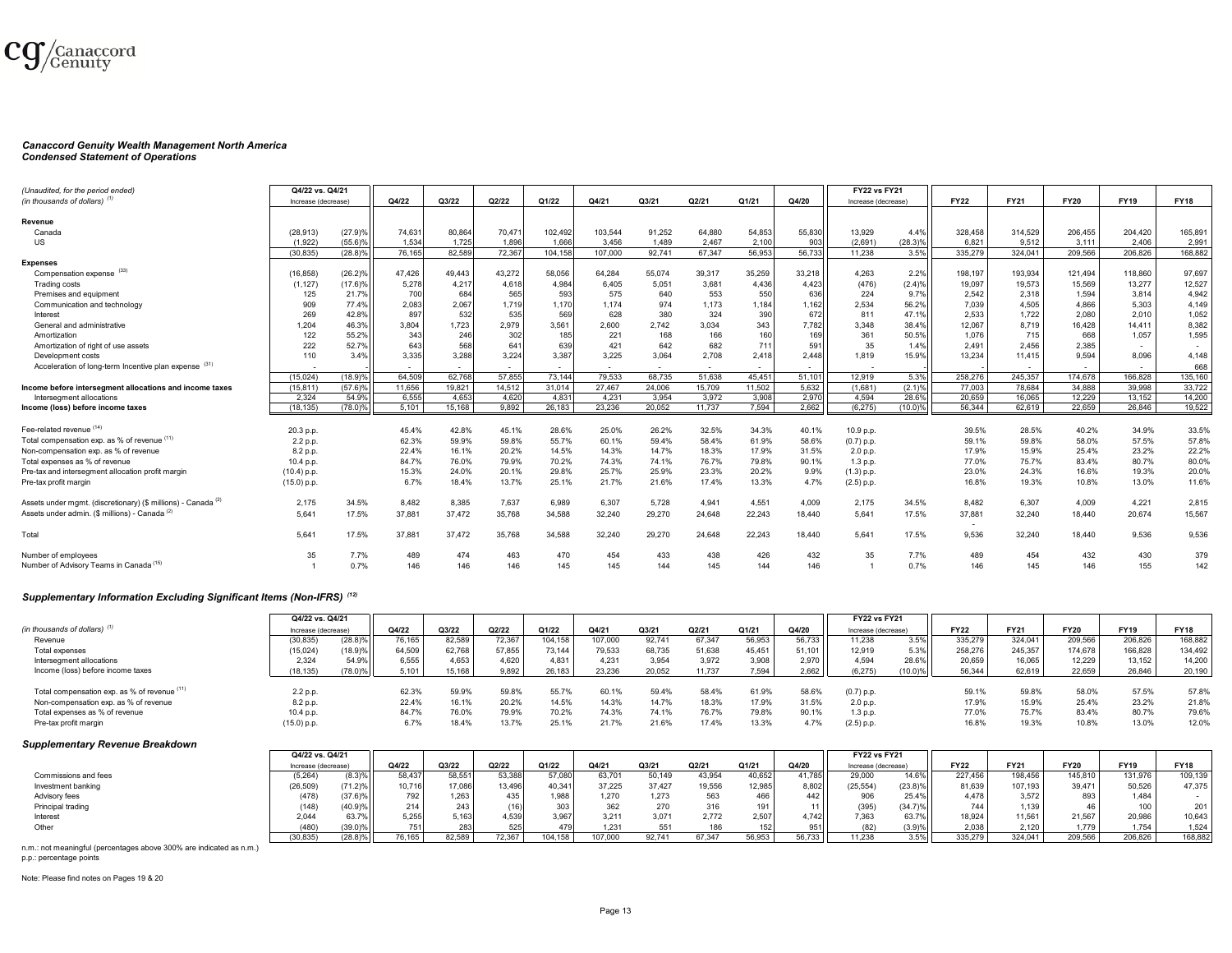### *Canaccord Genuity Wealth Management North America*
### *Condensed Statement of Operations*

| *(Unaudited, for the period ended)* *(in thousands of dollars)* [(1)] | Q4/22 vs. Q4/21 Increase (decrease) | | Q4/22 | Q3/22 | Q2/22 | Q1/22 | Q4/21 | Q3/21 | Q2/21 | Q1/21 | Q4/20 | FY22 vs FY21 Increase (decrease) | | FY22 | FY21 | FY20 | FY19 | FY18 |
|---|---|---|---|---|---|---|---|---|---|---|---|---|---|---|---|---|---|---|
| **Revenue** | | | | | | | | | | | | | | | | | | |
| Canada | (28,913) | (27.9)% | 74,631 | 80,864 | 70,471 | 102,492 | 103,544 | 91,252 | 64,880 | 54,853 | 55,830 | 13,929 | 4.4% | 328,458 | 314,529 | 206,455 | 204,420 | 165,891 |
| US | (1,922) | (55.6)% | 1,534 | 1,725 | 1,896 | 1,666 | 3,456 | 1,489 | 2,467 | 2,100 | 903 | (2,691) | (28.3)% | 6,821 | 9,512 | 3,111 | 2,406 | 2,991 |
| | (30,835) | (28.8)% | 76,165 | 82,589 | 72,367 | 104,158 | 107,000 | 92,741 | 67,347 | 56,953 | 56,733 | 11,238 | 3.5% | 335,279 | 324,041 | 209,566 | 206,826 | 168,882 |
| **Expenses** | | | | | | | | | | | | | | | | | | |
| Compensation expense [(33)] | (16,858) | (26.2)% | 47,426 | 49,443 | 43,272 | 58,056 | 64,284 | 55,074 | 39,317 | 35,259 | 33,218 | 4,263 | 2.2% | 198,197 | 193,934 | 121,494 | 118,860 | 97,697 |
| Trading costs | (1,127) | (17.6)% | 5,278 | 4,217 | 4,618 | 4,984 | 6,405 | 5,051 | 3,681 | 4,436 | 4,423 | (476) | (2.4)% | 19,097 | 19,573 | 15,569 | 13,277 | 12,527 |
| Premises and equipment | 125 | 21.7% | 700 | 684 | 565 | 593 | 575 | 640 | 553 | 550 | 636 | 224 | 9.7% | 2,542 | 2,318 | 1,594 | 3,814 | 4,942 |
| Communication and technology | 909 | 77.4% | 2,083 | 2,067 | 1,719 | 1,170 | 1,174 | 974 | 1,173 | 1,184 | 1,162 | 2,534 | 56.2% | 7,039 | 4,505 | 4,866 | 5,303 | 4,149 |
| Interest | 269 | 42.8% | 897 | 532 | 535 | 569 | 628 | 380 | 324 | 390 | 672 | 811 | 47.1% | 2,533 | 1,722 | 2,080 | 2,010 | 1,052 |
| General and administrative | 1,204 | 46.3% | 3,804 | 1,723 | 2,979 | 3,561 | 2,600 | 2,742 | 3,034 | 343 | 7,782 | 3,348 | 38.4% | 12,067 | 8,719 | 16,428 | 14,411 | 8,382 |
| Amortization | 122 | 55.2% | 343 | 246 | 302 | 185 | 221 | 168 | 166 | 160 | 169 | 361 | 50.5% | 1,076 | 715 | 668 | 1,057 | 1,595 |
| Amortization of right of use assets | 222 | 52.7% | 643 | 568 | 641 | 639 | 421 | 642 | 682 | 711 | 591 | 35 | 1.4% | 2,491 | 2,456 | 2,385 | - | - |
| Development costs | 110 | 3.4% | 3,335 | 3,288 | 3,224 | 3,387 | 3,225 | 3,064 | 2,708 | 2,418 | 2,448 | 1,819 | 15.9% | 13,234 | 11,415 | 9,594 | 8,096 | 4,148 |
| Acceleration of long-term Incentive plan expense [(31)] | - | - | - | - | - | - | - | - | - | - | - | - | - | - | - | - | - | 668 |
| | (15,024) | (18.9)% | 64,509 | 62,768 | 57,855 | 73,144 | 79,533 | 68,735 | 51,638 | 45,451 | 51,101 | 12,919 | 5.3% | 258,276 | 245,357 | 174,678 | 166,828 | 135,160 |
| **Income before intersegment allocations and income taxes** | (15,811) | (57.6)% | 11,656 | 19,821 | 14,512 | 31,014 | 27,467 | 24,006 | 15,709 | 11,502 | 5,632 | (1,681) | (2.1)% | 77,003 | 78,684 | 34,888 | 39,998 | 33,722 |
| Intersegment allocations | 2,324 | 54.9% | 6,555 | 4,653 | 4,620 | 4,831 | 4,231 | 3,954 | 3,972 | 3,908 | 2,970 | 4,594 | 28.6% | 20,659 | 16,065 | 12,229 | 13,152 | 14,200 |
| **Income (loss) before income taxes** | (18,135) | (78.0)% | 5,101 | 15,168 | 9,892 | 26,183 | 23,236 | 20,052 | 11,737 | 7,594 | 2,662 | (6,275) | (10.0)% | 56,344 | 62,619 | 22,659 | 26,846 | 19,522 |
| | | | | | | | | | | | | | | | | | | |
| Fee-related revenue [(14)] | 20.3 p.p. | | 45.4% | 42.8% | 45.1% | 28.6% | 25.0% | 26.2% | 32.5% | 34.3% | 40.1% | 10.9 p.p. | | 39.5% | 28.5% | 40.2% | 34.9% | 33.5% |
| Total compensation exp. as % of revenue [(11)] | 2.2 p.p. | | 62.3% | 59.9% | 59.8% | 55.7% | 60.1% | 59.4% | 58.4% | 61.9% | 58.6% | (0.7) p.p. | | 59.1% | 59.8% | 58.0% | 57.5% | 57.8% |
| Non-compensation exp. as % of revenue | 8.2 p.p. | | 22.4% | 16.1% | 20.2% | 14.5% | 14.3% | 14.7% | 18.3% | 17.9% | 31.5% | 2.0 p.p. | | 17.9% | 15.9% | 25.4% | 23.2% | 22.2% |
| Total expenses as % of revenue | 10.4 p.p. | | 84.7% | 76.0% | 79.9% | 70.2% | 74.3% | 74.1% | 76.7% | 79.8% | 90.1% | 1.3 p.p. | | 77.0% | 75.7% | 83.4% | 80.7% | 80.0% |
| Pre-tax and intersegment allocation profit margin | (10.4) p.p. | | 15.3% | 24.0% | 20.1% | 29.8% | 25.7% | 25.9% | 23.3% | 20.2% | 9.9% | (1.3) p.p. | | 23.0% | 24.3% | 16.6% | 19.3% | 20.0% |
| Pre-tax profit margin | (15.0) p.p. | | 6.7% | 18.4% | 13.7% | 25.1% | 21.7% | 21.6% | 17.4% | 13.3% | 4.7% | (2.5) p.p. | | 16.8% | 19.3% | 10.8% | 13.0% | 11.6% |
| | | | | | | | | | | | | | | | | | | |
| Assets under mgmt. (discretionary) ($ millions) - Canada [(2)] | 2,175 | 34.5% | 8,482 | 8,385 | 7,637 | 6,989 | 6,307 | 5,728 | 4,941 | 4,551 | 4,009 | 2,175 | 34.5% | 8,482 | 6,307 | 4,009 | 4,221 | 2,815 |
| Assets under admin. ($ millions) - Canada [(2)] | 5,641 | 17.5% | 37,881 | 37,472 | 35,768 | 34,588 | 32,240 | 29,270 | 24,648 | 22,243 | 18,440 | 5,641 | 17.5% | 37,881 | 32,240 | 18,440 | 20,674 | 15,567 |
| | | | | | | | | | | | | | | - | | | | |
| Total | 5,641 | 17.5% | 37,881 | 37,472 | 35,768 | 34,588 | 32,240 | 29,270 | 24,648 | 22,243 | 18,440 | 5,641 | 17.5% | 9,536 | 32,240 | 18,440 | 9,536 | 9,536 |
| | | | | | | | | | | | | | | | | | | |
| Number of employees | 35 | 7.7% | 489 | 474 | 463 | 470 | 454 | 433 | 438 | 426 | 432 | 35 | 7.7% | 489 | 454 | 432 | 430 | 379 |
| Number of Advisory Teams in Canada [(15)] | 1 | 0.7% | 146 | 146 | 146 | 145 | 145 | 144 | 145 | 144 | 146 | 1 | 0.7% | 146 | 145 | 146 | 155 | 142 |

### *Supplementary Information Excluding Significant Items (Non-IFRS)* [(12)]

| *(in thousands of dollars)* [(1)] | Q4/22 vs. Q4/21 Increase (decrease) | | Q4/22 | Q3/22 | Q2/22 | Q1/22 | Q4/21 | Q3/21 | Q2/21 | Q1/21 | Q4/20 | FY22 vs FY21 Increase (decrease) | | FY22 | FY21 | FY20 | FY19 | FY18 |
|---|---|---|---|---|---|---|---|---|---|---|---|---|---|---|---|---|---|---|
| Revenue | (30,835) | (28.8)% | 76,165 | 82,589 | 72,367 | 104,158 | 107,000 | 92,741 | 67,347 | 56,953 | 56,733 | 11,238 | 3.5% | 335,279 | 324,041 | 209,566 | 206,826 | 168,882 |
| Total expenses | (15,024) | (18.9)% | 64,509 | 62,768 | 57,855 | 73,144 | 79,533 | 68,735 | 51,638 | 45,451 | 51,101 | 12,919 | 5.3% | 258,276 | 245,357 | 174,678 | 166,828 | 134,492 |
| Intersegment allocations | 2,324 | 54.9% | 6,555 | 4,653 | 4,620 | 4,831 | 4,231 | 3,954 | 3,972 | 3,908 | 2,970 | 4,594 | 28.6% | 20,659 | 16,065 | 12,229 | 13,152 | 14,200 |
| Income (loss) before income taxes | (18,135) | (78.0)% | 5,101 | 15,168 | 9,892 | 26,183 | 23,236 | 20,052 | 11,737 | 7,594 | 2,662 | (6,275) | (10.0)% | 56,344 | 62,619 | 22,659 | 26,846 | 20,190 |
| | | | | | | | | | | | | | | | | | | |
| Total compensation exp. as % of revenue [(11)] | 2.2 p.p. | | 62.3% | 59.9% | 59.8% | 55.7% | 60.1% | 59.4% | 58.4% | 61.9% | 58.6% | (0.7) p.p. | | 59.1% | 59.8% | 58.0% | 57.5% | 57.8% |
| Non-compensation exp. as % of revenue | 8.2 p.p. | | 22.4% | 16.1% | 20.2% | 14.5% | 14.3% | 14.7% | 18.3% | 17.9% | 31.5% | 2.0 p.p. | | 17.9% | 15.9% | 25.4% | 23.2% | 21.8% |
| Total expenses as % of revenue | 10.4 p.p. | | 84.7% | 76.0% | 79.9% | 70.2% | 74.3% | 74.1% | 76.7% | 79.8% | 90.1% | 1.3 p.p. | | 77.0% | 75.7% | 83.4% | 80.7% | 79.6% |
| Pre-tax profit margin | (15.0) p.p. | | 6.7% | 18.4% | 13.7% | 25.1% | 21.7% | 21.6% | 17.4% | 13.3% | 4.7% | (2.5) p.p. | | 16.8% | 19.3% | 10.8% | 13.0% | 12.0% |

### *Supplementary Revenue Breakdown*

| | Q4/22 vs. Q4/21 Increase (decrease) | | Q4/22 | Q3/22 | Q2/22 | Q1/22 | Q4/21 | Q3/21 | Q2/21 | Q1/21 | Q4/20 | FY22 vs FY21 Increase (decrease) | | FY22 | FY21 | FY20 | FY19 | FY18 |
|---|---|---|---|---|---|---|---|---|---|---|---|---|---|---|---|---|---|---|
| Commissions and fees | (5,264) | (8.3)% | 58,437 | 58,551 | 53,388 | 57,080 | 63,701 | 50,149 | 43,954 | 40,652 | 41,785 | 29,000 | 14.6% | 227,456 | 198,456 | 145,810 | 131,976 | 109,139 |
| Investment banking | (26,509) | (71.2)% | 10,716 | 17,086 | 13,496 | 40,341 | 37,225 | 37,427 | 19,556 | 12,985 | 8,802 | (25,554) | (23.8)% | 81,639 | 107,193 | 39,471 | 50,526 | 47,375 |
| Advisory fees | (478) | (37.6)% | 792 | 1,263 | 435 | 1,988 | 1,270 | 1,273 | 563 | 466 | 442 | 906 | 25.4% | 4,478 | 3,572 | 893 | 1,484 | - |
| Principal trading | (148) | (40.9)% | 214 | 243 | (16) | 303 | 362 | 270 | 316 | 191 | 11 | (395) | (34.7)% | 744 | 1,139 | 46 | 100 | 201 |
| Interest | 2,044 | 63.7% | 5,255 | 5,163 | 4,539 | 3,967 | 3,211 | 3,071 | 2,772 | 2,507 | 4,742 | 7,363 | 63.7% | 18,924 | 11,561 | 21,567 | 20,986 | 10,643 |
| Other | (480) | (39.0)% | 751 | 283 | 525 | 479 | 1,231 | 551 | 186 | 152 | 951 | (82) | (3.9)% | 2,038 | 2,120 | 1,779 | 1,754 | 1,524 |
| | (30,835) | (28.8)% | 76,165 | 82,589 | 72,367 | 104,158 | 107,000 | 92,741 | 67,347 | 56,953 | 56,733 | 11,238 | 3.5% | 335,279 | 324,041 | 209,566 | 206,826 | 168,882 |

n.m.: not meaningful (percentages above 300% are indicated as n.m.)
p.p.: percentage points

Note: Please find notes on Pages 19 & 20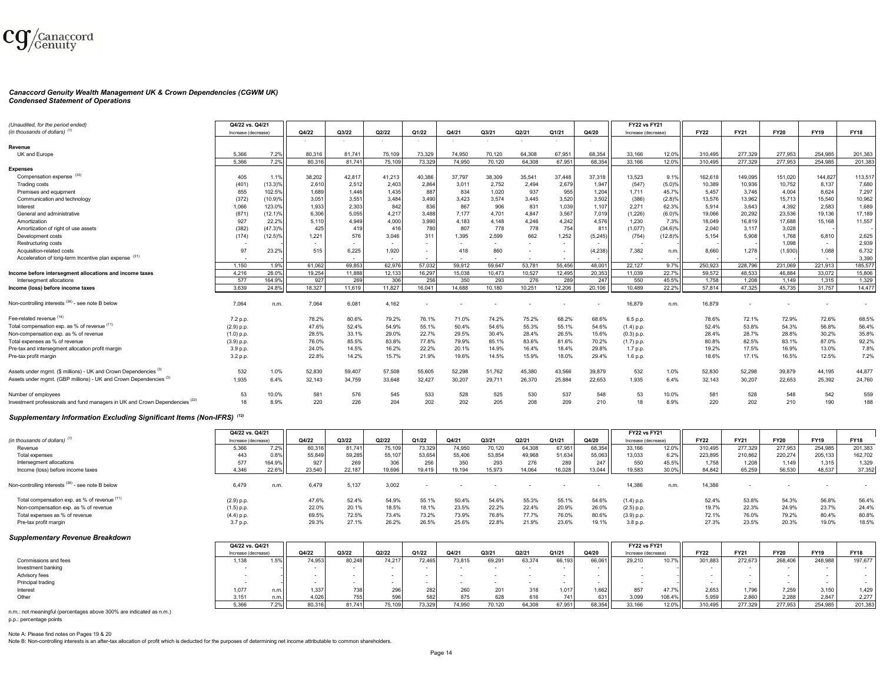***Canaccord Genuity Wealth Management UK & Crown Dependencies (CGWM UK)***
***Condensed Statement of Operations***

| *(Unaudited, for the period ended)* *(in thousands of dollars)* [(1)] | Q4/22 vs. Q4/21 Increase (decrease) | | Q4/22 | Q3/22 | Q2/22 | Q1/22 | Q4/21 | Q3/21 | Q2/21 | Q1/21 | Q4/20 | FY22 vs FY21 Increase (decrease) | | FY22 | FY21 | FY20 | FY19 | FY18 |
|---|---|---|---|---|---|---|---|---|---|---|---|---|---|---|---|---|---|---|
| **Revenue** | | | | | | | | | | | | | | | | | | |
| UK and Europe | 5,366 | 7.2% | 80,316 | 81,741 | 75,109 | 73,329 | 74,950 | 70,120 | 64,308 | 67,951 | 68,354 | 33,166 | 12.0% | 310,495 | 277,329 | 277,953 | 254,985 | 201,383 |
| | 5,366 | 7.2% | 80,316 | 81,741 | 75,109 | 73,329 | 74,950 | 70,120 | 64,308 | 67,951 | 68,354 | 33,166 | 12.0% | 310,495 | 277,329 | 277,953 | 254,985 | 201,383 |
| **Expenses** | | | | | | | | | | | | | | | | | | |
| Compensation expense [(33)] | 405 | 1.1% | 38,202 | 42,817 | 41,213 | 40,386 | 37,797 | 38,309 | 35,541 | 37,448 | 37,318 | 13,523 | 9.1% | 162,618 | 149,095 | 151,020 | 144,827 | 113,517 |
| Trading costs | (401) | (13.3)% | 2,610 | 2,512 | 2,403 | 2,864 | 3,011 | 2,752 | 2,494 | 2,679 | 1,947 | (547) | (5.0)% | 10,389 | 10,936 | 10,752 | 8,137 | 7,680 |
| Premises and equipment | 855 | 102.5% | 1,689 | 1,446 | 1,435 | 887 | 834 | 1,020 | 937 | 955 | 1,204 | 1,711 | 45.7% | 5,457 | 3,746 | 4,004 | 8,624 | 7,297 |
| Communication and technology | (372) | (10.9)% | 3,051 | 3,551 | 3,484 | 3,490 | 3,423 | 3,574 | 3,445 | 3,520 | 3,502 | (386) | (2.8)% | 13,576 | 13,962 | 15,713 | 15,540 | 10,962 |
| Interest | 1,066 | 123.0% | 1,933 | 2,303 | 842 | 836 | 867 | 906 | 831 | 1,039 | 1,107 | 2,271 | 62.3% | 5,914 | 3,643 | 4,392 | 2,583 | 1,689 |
| General and administrative | (871) | (12.1)% | 6,306 | 5,055 | 4,217 | 3,488 | 7,177 | 4,701 | 4,847 | 3,567 | 7,019 | (1,226) | (6.0)% | 19,066 | 20,292 | 23,536 | 19,136 | 17,189 |
| Amortization | 927 | 22.2% | 5,110 | 4,949 | 4,000 | 3,990 | 4,183 | 4,148 | 4,246 | 4,242 | 4,576 | 1,230 | 7.3% | 18,049 | 16,819 | 17,688 | 15,168 | 11,557 |
| Amortization of right of use assets | (382) | (47.3)% | 425 | 419 | 416 | 780 | 807 | 778 | 778 | 754 | 811 | (1,077) | (34.6)% | 2,040 | 3,117 | 3,028 | - | - |
| Development costs | (174) | (12.5)% | 1,221 | 576 | 3,046 | 311 | 1,395 | 2,599 | 662 | 1,252 | (5,245) | (754) | (12.8)% | 5,154 | 5,908 | 1,768 | 6,810 | 2,625 |
| Restructuring costs | - | - | - | - | - | - | - | - | - | - | - | - | - | - | - | 1,098 | - | 2,939 |
| Acquisition-related costs | 97 | 23.2% | 515 | 6,225 | 1,920 | - | 418 | 860 | - | - | (4,238) | 7,382 | n.m. | 8,660 | 1,278 | (1,930) | 1,088 | 6,732 |
| Acceleration of long-term incentive plan expense [(31)] | - | - | - | - | - | - | - | - | - | - | - | - | - | - | - | - | - | 3,390 |
| | 1,150 | 1.9% | 61,062 | 69,853 | 62,976 | 57,032 | 59,912 | 59,647 | 53,781 | 55,456 | 48,001 | 22,127 | 9.7% | 250,923 | 228,796 | 231,069 | 221,913 | 185,577 |
| **Income before intersegment allocations and income taxes** | 4,216 | 28.0% | 19,254 | 11,888 | 12,133 | 16,297 | 15,038 | 10,473 | 10,527 | 12,495 | 20,353 | 11,039 | 22.7% | 59,572 | 48,533 | 46,884 | 33,072 | 15,806 |
| Intersegment allocations | 577 | 164.9% | 927 | 269 | 306 | 256 | 350 | 293 | 276 | 289 | 247 | 550 | 45.5% | 1,758 | 1,208 | 1,149 | 1,315 | 1,329 |
| **Income (loss) before income taxes** | 3,639 | 24.8% | 18,327 | 11,619 | 11,827 | 16,041 | 14,688 | 10,180 | 10,251 | 12,206 | 20,106 | 10,489 | 22.2% | 57,814 | 47,325 | 45,735 | 31,757 | 14,477 |
| Non-controlling interests [(38)] - see note B below | 7,064 | n.m. | 7,064 | 6,081 | 4,162 | - | - | - | - | - | - | 16,879 | n.m. | 16,879 | - | - | - | - |
| Fee-related revenue [(14)] | 7.2 p.p. | | 78.2% | 80.6% | 79.2% | 76.1% | 71.0% | 74.2% | 75.2% | 68.2% | 68.6% | 6.5 p.p. | | 78.6% | 72.1% | 72.9% | 72.6% | 68.5% |
| Total compensation exp. as % of revenue [(11)] | (2.9) p.p. | | 47.6% | 52.4% | 54.9% | 55.1% | 50.4% | 54.6% | 55.3% | 55.1% | 54.6% | (1.4) p.p. | | 52.4% | 53.8% | 54.3% | 56.8% | 56.4% |
| Non-compensation exp. as % of revenue | (1.0) p.p. | | 28.5% | 33.1% | 29.0% | 22.7% | 29.5% | 30.4% | 28.4% | 26.5% | 15.6% | (0.3) p.p. | | 28.4% | 28.7% | 28.8% | 30.2% | 35.8% |
| Total expenses as % of revenue | (3.9) p.p. | | 76.0% | 85.5% | 83.8% | 77.8% | 79.9% | 85.1% | 83.6% | 81.6% | 70.2% | (1.7) p.p. | | 80.8% | 82.5% | 83.1% | 87.0% | 92.2% |
| Pre-tax and intersegment allocation profit margin | 3.9 p.p. | | 24.0% | 14.5% | 16.2% | 22.2% | 20.1% | 14.9% | 16.4% | 18.4% | 29.8% | 1.7 p.p. | | 19.2% | 17.5% | 16.9% | 13.0% | 7.8% |
| Pre-tax profit margin | 3.2 p.p. | | 22.8% | 14.2% | 15.7% | 21.9% | 19.6% | 14.5% | 15.9% | 18.0% | 29.4% | 1.6 p.p. | | 18.6% | 17.1% | 16.5% | 12.5% | 7.2% |
| Assets under mgmt. ($ millions) - UK and Crown Dependencies [(3)] | 532 | 1.0% | 52,830 | 59,407 | 57,508 | 55,605 | 52,298 | 51,762 | 45,380 | 43,566 | 39,879 | 532 | 1.0% | 52,830 | 52,298 | 39,879 | 44,195 | 44,877 |
| Assets under mgmt. (GBP millions) - UK and Crown Dependencies [(3)] | 1,935 | 6.4% | 32,143 | 34,759 | 33,648 | 32,427 | 30,207 | 29,711 | 26,370 | 25,884 | 22,653 | 1,935 | 6.4% | 32,143 | 30,207 | 22,653 | 25,392 | 24,760 |
| Number of employees | 53 | 10.0% | 581 | 576 | 545 | 533 | 528 | 525 | 530 | 537 | 548 | 53 | 10.0% | 581 | 528 | 548 | 542 | 559 |
| Investment professionals and fund managers in UK and Crown Dependencies [(22)] | 18 | 8.9% | 220 | 226 | 204 | 202 | 202 | 205 | 208 | 209 | 210 | 18 | 8.9% | 220 | 202 | 210 | 190 | 188 |

### *Supplementary Information Excluding Significant Items (Non-IFRS)* [(12)]

| *(in thousands of dollars)* [(1)] | Q4/22 vs. Q4/21 Increase (decrease) | | Q4/22 | Q3/22 | Q2/22 | Q1/22 | Q4/21 | Q3/21 | Q2/21 | Q1/21 | Q4/20 | FY22 vs FY21 Increase (decrease) | | FY22 | FY21 | FY20 | FY19 | FY18 |
|---|---|---|---|---|---|---|---|---|---|---|---|---|---|---|---|---|---|---|
| Revenue | 5,366 | 7.2% | 80,316 | 81,741 | 75,109 | 73,329 | 74,950 | 70,120 | 64,308 | 67,951 | 68,354 | 33,166 | 12.0% | 310,495 | 277,329 | 277,953 | 254,985 | 201,383 |
| Total expenses | 443 | 0.8% | 55,849 | 59,285 | 55,107 | 53,654 | 55,406 | 53,854 | 49,968 | 51,634 | 55,063 | 13,033 | 6.2% | 223,895 | 210,862 | 220,274 | 205,133 | 162,702 |
| Intersegment allocations | 577 | 164.9% | 927 | 269 | 306 | 256 | 350 | 293 | 276 | 289 | 247 | 550 | 45.5% | 1,758 | 1,208 | 1,149 | 1,315 | 1,329 |
| Income (loss) before income taxes | 4,346 | 22.6% | 23,540 | 22,187 | 19,696 | 19,419 | 19,194 | 15,973 | 14,064 | 16,028 | 13,044 | 19,583 | 30.0% | 84,842 | 65,259 | 56,530 | 48,537 | 37,352 |
| Non-controlling interests [(38)] - see note B below | 6,479 | n.m. | 6,479 | 5,137 | 3,002 | - | - | - | - | - | - | 14,386 | n.m. | 14,386 | - | - | - | - |
| Total compensation exp. as % of revenue [(11)] | (2.9) p.p. | | 47.6% | 52.4% | 54.9% | 55.1% | 50.4% | 54.6% | 55.3% | 55.1% | 54.6% | (1.4) p.p. | | 52.4% | 53.8% | 54.3% | 56.8% | 56.4% |
| Non-compensation exp. as % of revenue | (1.5) p.p. | | 22.0% | 20.1% | 18.5% | 18.1% | 23.5% | 22.2% | 22.4% | 20.9% | 26.0% | (2.5) p.p. | | 19.7% | 22.3% | 24.9% | 23.7% | 24.4% |
| Total expenses as % of revenue | (4.4) p.p. | | 69.5% | 72.5% | 73.4% | 73.2% | 73.9% | 76.8% | 77.7% | 76.0% | 80.6% | (3.9) p.p. | | 72.1% | 76.0% | 79.2% | 80.4% | 80.8% |
| Pre-tax profit margin | 3.7 p.p. | | 29.3% | 27.1% | 26.2% | 26.5% | 25.6% | 22.8% | 21.9% | 23.6% | 19.1% | 3.8 p.p. | | 27.3% | 23.5% | 20.3% | 19.0% | 18.5% |

### *Supplementary Revenue Breakdown*

| | Q4/22 vs. Q4/21 Increase (decrease) | | Q4/22 | Q3/22 | Q2/22 | Q1/22 | Q4/21 | Q3/21 | Q2/21 | Q1/21 | Q4/20 | FY22 vs FY21 Increase (decrease) | | FY22 | FY21 | FY20 | FY19 | FY18 |
|---|---|---|---|---|---|---|---|---|---|---|---|---|---|---|---|---|---|---|
| Commissions and fees | 1,138 | 1.5% | 74,953 | 80,248 | 74,217 | 72,465 | 73,815 | 69,291 | 63,374 | 66,193 | 66,061 | 29,210 | 10.7% | 301,883 | 272,673 | 268,406 | 248,988 | 197,677 |
| Investment banking | - | - | - | - | - | - | - | - | - | - | - | - | - | - | - | - | - | - |
| Advisory fees | - | - | - | - | - | - | - | - | - | - | - | - | - | - | - | - | - | - |
| Principal trading | - | - | - | - | - | - | - | - | - | - | - | - | - | - | - | - | - | - |
| Interest | 1,077 | n.m. | 1,337 | 738 | 296 | 282 | 260 | 201 | 318 | 1,017 | 1,662 | 857 | 47.7% | 2,653 | 1,796 | 7,259 | 3,150 | 1,429 |
| Other | 3,151 | n.m. | 4,026 | 755 | 596 | 582 | 875 | 628 | 616 | 741 | 631 | 3,099 | 108.4% | 5,959 | 2,860 | 2,288 | 2,847 | 2,277 |
| | 5,366 | 7.2% | 80,316 | 81,741 | 75,109 | 73,329 | 74,950 | 70,120 | 64,308 | 67,951 | 68,354 | 33,166 | 12.0% | 310,495 | 277,329 | 277,953 | 254,985 | 201,383 |

n.m.: not meaningful (percentages above 300% are indicated as n.m.)
p.p.: percentage points

Note A: Please find notes on Pages 19 & 20
Note B: Non-controlling interests is an after-tax allocation of profit which is deducted for the purposes of determining net income attributable to common shareholders.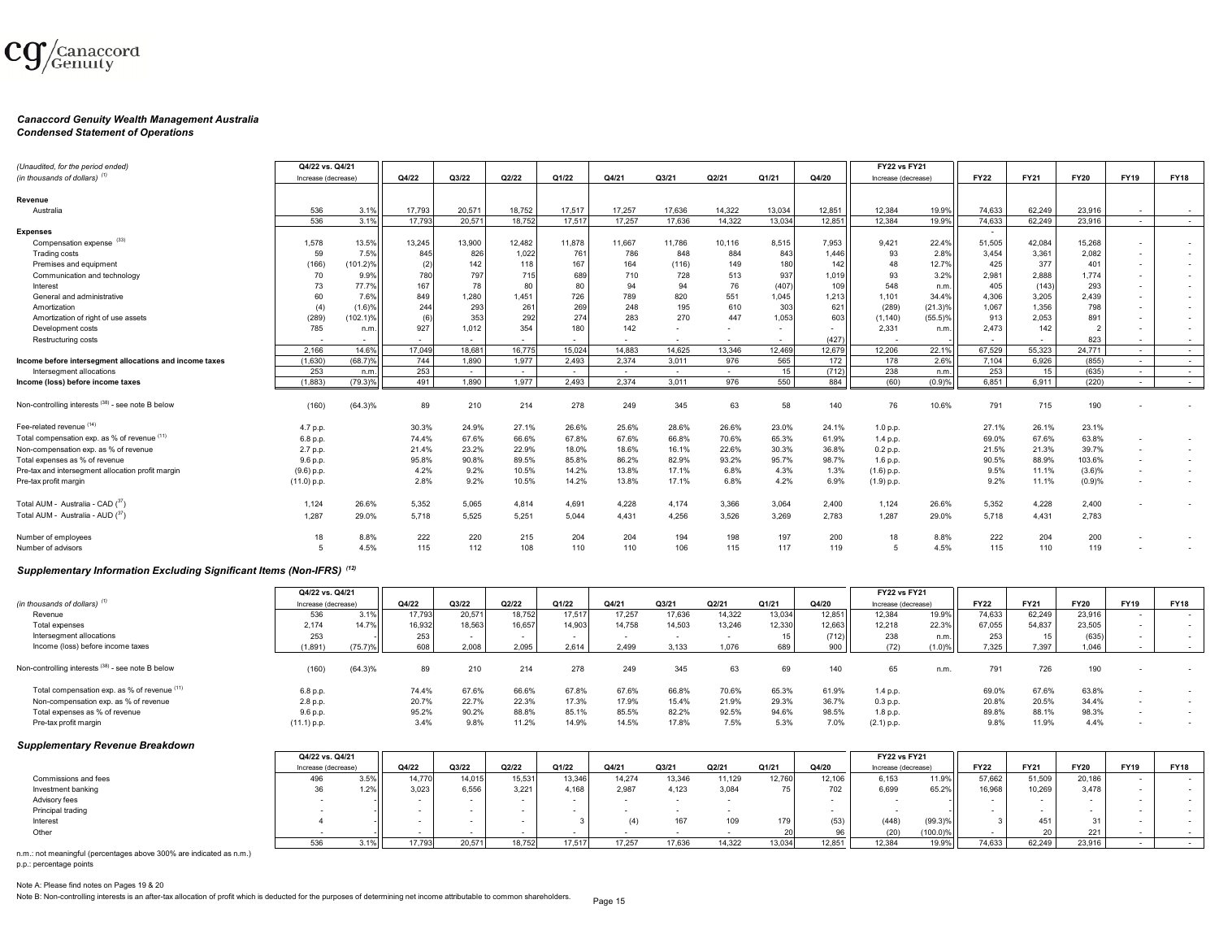*Canaccord Genuity Wealth Management Australia*
***Condensed Statement of Operations***

| (Unaudited, for the period ended) (in thousands of dollars) [1] | Q4/22 vs. Q4/21 Increase (decrease) | | Q4/22 | Q3/22 | Q2/22 | Q1/22 | Q4/21 | Q3/21 | Q2/21 | Q1/21 | Q4/20 | FY22 vs FY21 Increase (decrease) | | FY22 | FY21 | FY20 | FY19 | FY18 |
|---|---|---|---|---|---|---|---|---|---|---|---|---|---|---|---|---|---|---|
| **Revenue** | | | | | | | | | | | | | | | | | | |
| Australia | 536 | 3.1% | 17,793 | 20,571 | 18,752 | 17,517 | 17,257 | 17,636 | 14,322 | 13,034 | 12,851 | 12,384 | 19.9% | 74,633 | 62,249 | 23,916 | - | - |
| | 536 | 3.1% | 17,793 | 20,571 | 18,752 | 17,517 | 17,257 | 17,636 | 14,322 | 13,034 | 12,851 | 12,384 | 19.9% | 74,633 | 62,249 | 23,916 | - | - |
| **Expenses** | | | | | | | | | | | | | | - | | | | |
| Compensation expense [33] | 1,578 | 13.5% | 13,245 | 13,900 | 12,482 | 11,878 | 11,667 | 11,786 | 10,116 | 8,515 | 7,953 | 9,421 | 22.4% | 51,505 | 42,084 | 15,268 | - | - |
| Trading costs | 59 | 7.5% | 845 | 826 | 1,022 | 761 | 786 | 848 | 884 | 843 | 1,446 | 93 | 2.8% | 3,454 | 3,361 | 2,082 | - | - |
| Premises and equipment | (166) | (101.2)% | (2) | 142 | 118 | 167 | 164 | (116) | 149 | 180 | 142 | 48 | 12.7% | 425 | 377 | 401 | - | - |
| Communication and technology | 70 | 9.9% | 780 | 797 | 715 | 689 | 710 | 728 | 513 | 937 | 1,019 | 93 | 3.2% | 2,981 | 2,888 | 1,774 | - | - |
| Interest | 73 | 77.7% | 167 | 78 | 80 | 80 | 94 | 94 | 76 | (407) | 109 | 548 | n.m. | 405 | (143) | 293 | - | - |
| General and administrative | 60 | 7.6% | 849 | 1,280 | 1,451 | 726 | 789 | 820 | 551 | 1,045 | 1,213 | 1,101 | 34.4% | 4,306 | 3,205 | 2,439 | - | - |
| Amortization | (4) | (1.6)% | 244 | 293 | 261 | 269 | 248 | 195 | 610 | 303 | 621 | (289) | (21.3)% | 1,067 | 1,356 | 798 | - | - |
| Amortization of right of use assets | (289) | (102.1)% | (6) | 353 | 292 | 274 | 283 | 270 | 447 | 1,053 | 603 | (1,140) | (55.5)% | 913 | 2,053 | 891 | - | - |
| Development costs | 785 | n.m. | 927 | 1,012 | 354 | 180 | 142 | - | - | - | - | 2,331 | n.m. | 2,473 | 142 | 2 | - | - |
| Restructuring costs | - | - | - | - | - | - | - | - | - | - | (427) | - | - | - | - | 823 | - | - |
| | 2,166 | 14.6% | 17,049 | 18,681 | 16,775 | 15,024 | 14,883 | 14,625 | 13,346 | 12,469 | 12,679 | 12,206 | 22.1% | 67,529 | 55,323 | 24,771 | - | - |
| **Income before intersegment allocations and income taxes** | (1,630) | (68.7)% | 744 | 1,890 | 1,977 | 2,493 | 2,374 | 3,011 | 976 | 565 | 172 | 178 | 2.6% | 7,104 | 6,926 | (855) | - | - |
| Intersegment allocations | 253 | n.m. | 253 | - | - | - | - | - | - | 15 | (712) | 238 | n.m. | 253 | 15 | (635) | - | - |
| **Income (loss) before income taxes** | (1,883) | (79.3)% | 491 | 1,890 | 1,977 | 2,493 | 2,374 | 3,011 | 976 | 550 | 884 | (60) | (0.9)% | 6,851 | 6,911 | (220) | - | - |
| Non-controlling interests [38] - see note B below | (160) | (64.3)% | 89 | 210 | 214 | 278 | 249 | 345 | 63 | 58 | 140 | 76 | 10.6% | 791 | 715 | 190 | - | - |
| Fee-related revenue [14] | 4.7 p.p. | | 30.3% | 24.9% | 27.1% | 26.6% | 25.6% | 28.6% | 26.6% | 23.0% | 24.1% | 1.0 p.p. | | 27.1% | 26.1% | 23.1% | | |
| Total compensation exp. as % of revenue [11] | 6.8 p.p. | | 74.4% | 67.6% | 66.6% | 67.8% | 67.6% | 66.8% | 70.6% | 65.3% | 61.9% | 1.4 p.p. | | 69.0% | 67.6% | 63.8% | - | - |
| Non-compensation exp. as % of revenue | 2.7 p.p. | | 21.4% | 23.2% | 22.9% | 18.0% | 18.6% | 16.1% | 22.6% | 30.3% | 36.8% | 0.2 p.p. | | 21.5% | 21.3% | 39.7% | - | - |
| Total expenses as % of revenue | 9.6 p.p. | | 95.8% | 90.8% | 89.5% | 85.8% | 86.2% | 82.9% | 93.2% | 95.7% | 98.7% | 1.6 p.p. | | 90.5% | 88.9% | 103.6% | - | - |
| Pre-tax and intersegment allocation profit margin | (9.6) p.p. | | 4.2% | 9.2% | 10.5% | 14.2% | 13.8% | 17.1% | 6.8% | 4.3% | 1.3% | (1.6) p.p. | | 9.5% | 11.1% | (3.6)% | - | - |
| Pre-tax profit margin | (11.0) p.p. | | 2.8% | 9.2% | 10.5% | 14.2% | 13.8% | 17.1% | 6.8% | 4.2% | 6.9% | (1.9) p.p. | | 9.2% | 11.1% | (0.9)% | - | - |
| Total AUM - Australia - CAD ([37]) | 1,124 | 26.6% | 5,352 | 5,065 | 4,814 | 4,691 | 4,228 | 4,174 | 3,366 | 3,064 | 2,400 | 1,124 | 26.6% | 5,352 | 4,228 | 2,400 | - | - |
| Total AUM - Australia - AUD ([37]) | 1,287 | 29.0% | 5,718 | 5,525 | 5,251 | 5,044 | 4,431 | 4,256 | 3,526 | 3,269 | 2,783 | 1,287 | 29.0% | 5,718 | 4,431 | 2,783 | | |
| Number of employees | 18 | 8.8% | 222 | 220 | 215 | 204 | 204 | 194 | 198 | 197 | 200 | 18 | 8.8% | 222 | 204 | 200 | - | - |
| Number of advisors | 5 | 4.5% | 115 | 112 | 108 | 110 | 110 | 106 | 115 | 117 | 119 | 5 | 4.5% | 115 | 110 | 119 | - | - |

### *Supplementary Information Excluding Significant Items (Non-IFRS)* [12]

| (in thousands of dollars) [1] | Q4/22 vs. Q4/21 Increase (decrease) | | Q4/22 | Q3/22 | Q2/22 | Q1/22 | Q4/21 | Q3/21 | Q2/21 | Q1/21 | Q4/20 | FY22 vs FY21 Increase (decrease) | | FY22 | FY21 | FY20 | FY19 | FY18 |
|---|---|---|---|---|---|---|---|---|---|---|---|---|---|---|---|---|---|---|
| Revenue | 536 | 3.1% | 17,793 | 20,571 | 18,752 | 17,517 | 17,257 | 17,636 | 14,322 | 13,034 | 12,851 | 12,384 | 19.9% | 74,633 | 62,249 | 23,916 | - | - |
| Total expenses | 2,174 | 14.7% | 16,932 | 18,563 | 16,657 | 14,903 | 14,758 | 14,503 | 13,246 | 12,330 | 12,663 | 12,218 | 22.3% | 67,055 | 54,837 | 23,505 | - | - |
| Intersegment allocations | 253 | - | 253 | - | - | - | - | - | - | 15 | (712) | 238 | n.m. | 253 | 15 | (635) | - | - |
| Income (loss) before income taxes | (1,891) | (75.7)% | 608 | 2,008 | 2,095 | 2,614 | 2,499 | 3,133 | 1,076 | 689 | 900 | (72) | (1.0)% | 7,325 | 7,397 | 1,046 | - | - |
| Non-controlling interests [38] - see note B below | (160) | (64.3)% | 89 | 210 | 214 | 278 | 249 | 345 | 63 | 69 | 140 | 65 | n.m. | 791 | 726 | 190 | - | - |
| Total compensation exp. as % of revenue [11] | 6.8 p.p. | | 74.4% | 67.6% | 66.6% | 67.8% | 67.6% | 66.8% | 70.6% | 65.3% | 61.9% | 1.4 p.p. | | 69.0% | 67.6% | 63.8% | - | - |
| Non-compensation exp. as % of revenue | 2.8 p.p. | | 20.7% | 22.7% | 22.3% | 17.3% | 17.9% | 15.4% | 21.9% | 29.3% | 36.7% | 0.3 p.p. | | 20.8% | 20.5% | 34.4% | - | - |
| Total expenses as % of revenue | 9.6 p.p. | | 95.2% | 90.2% | 88.8% | 85.1% | 85.5% | 82.2% | 92.5% | 94.6% | 98.5% | 1.8 p.p. | | 89.8% | 88.1% | 98.3% | - | - |
| Pre-tax profit margin | (11.1) p.p. | | 3.4% | 9.8% | 11.2% | 14.9% | 14.5% | 17.8% | 7.5% | 5.3% | 7.0% | (2.1) p.p. | | 9.8% | 11.9% | 4.4% | - | - |

### *Supplementary Revenue Breakdown*

| | Q4/22 vs. Q4/21 Increase (decrease) | | Q4/22 | Q3/22 | Q2/22 | Q1/22 | Q4/21 | Q3/21 | Q2/21 | Q1/21 | Q4/20 | FY22 vs FY21 Increase (decrease) | | FY22 | FY21 | FY20 | FY19 | FY18 |
|---|---|---|---|---|---|---|---|---|---|---|---|---|---|---|---|---|---|---|
| Commissions and fees | 496 | 3.5% | 14,770 | 14,015 | 15,531 | 13,346 | 14,274 | 13,346 | 11,129 | 12,760 | 12,106 | 6,153 | 11.9% | 57,662 | 51,509 | 20,186 | - | - |
| Investment banking | 36 | 1.2% | 3,023 | 6,556 | 3,221 | 4,168 | 2,987 | 4,123 | 3,084 | 75 | 702 | 6,699 | 65.2% | 16,968 | 10,269 | 3,478 | - | - |
| Advisory fees | - | - | - | - | - | - | - | - | - | | - | - | | - | - | - | - | - |
| Principal trading | - | - | - | - | - | - | - | - | - | | - | - | | - | - | - | - | - |
| Interest | 4 | - | - | - | - | 3 | (4) | 167 | 109 | 179 | (53) | (448) | (99.3)% | 3 | 451 | 31 | - | - |
| Other | - | - | - | - | - | - | - | - | - | 20 | 96 | (20) | (100.0)% | - | 20 | 221 | - | - |
| | 536 | 3.1% | 17,793 | 20,571 | 18,752 | 17,517 | 17,257 | 17,636 | 14,322 | 13,034 | 12,851 | 12,384 | 19.9% | 74,633 | 62,249 | 23,916 | - | - |

n.m.: not meaningful (percentages above 300% are indicated as n.m.)
p.p.: percentage points

Note A: Please find notes on Pages 19 & 20

Note B: Non-controlling interests is an after-tax allocation of profit which is deducted for the purposes of determining net income attributable to common shareholders.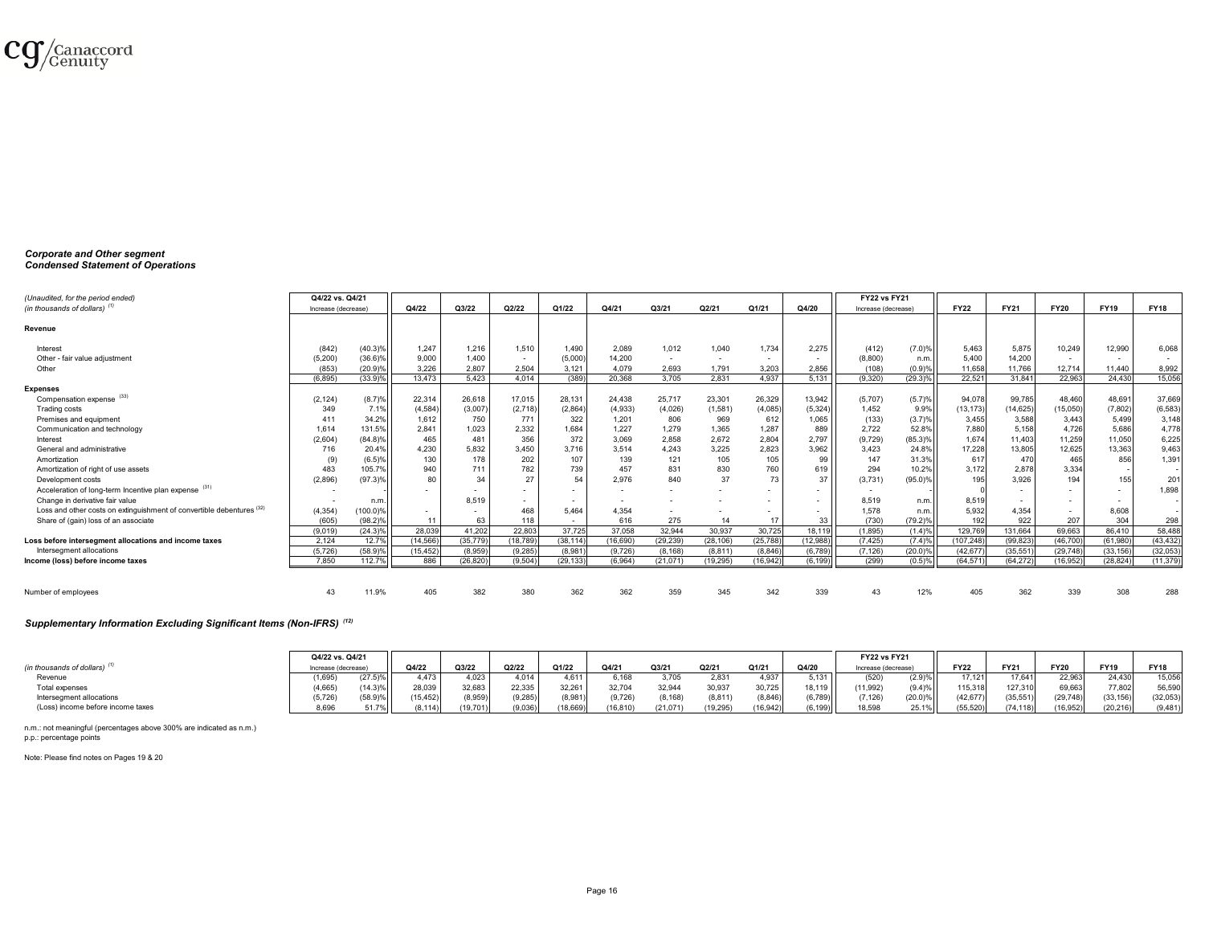### *Corporate and Other segment*
### *Condensed Statement of Operations*

| *(Unaudited, for the period ended)* *(in thousands of dollars)* [1] | Q4/22 vs. Q4/21 Increase (decrease) | | Q4/22 | Q3/22 | Q2/22 | Q1/22 | Q4/21 | Q3/21 | Q2/21 | Q1/21 | Q4/20 | FY22 vs FY21 Increase (decrease) | | FY22 | FY21 | FY20 | FY19 | FY18 |
|---|---|---|---|---|---|---|---|---|---|---|---|---|---|---|---|---|---|---|
| **Revenue** | | | | | | | | | | | | | | | | | | |
| Interest | (842) | (40.3)% | 1,247 | 1,216 | 1,510 | 1,490 | 2,089 | 1,012 | 1,040 | 1,734 | 2,275 | (412) | (7.0)% | 5,463 | 5,875 | 10,249 | 12,990 | 6,068 |
| Other - fair value adjustment | (5,200) | (36.6)% | 9,000 | 1,400 | - | (5,000) | 14,200 | - | - | - | - | (8,800) | n.m. | 5,400 | 14,200 | - | - | - |
| Other | (853) | (20.9)% | 3,226 | 2,807 | 2,504 | 3,121 | 4,079 | 2,693 | 1,791 | 3,203 | 2,856 | (108) | (0.9)% | 11,658 | 11,766 | 12,714 | 11,440 | 8,992 |
| | (6,895) | (33.9)% | 13,473 | 5,423 | 4,014 | (389) | 20,368 | 3,705 | 2,831 | 4,937 | 5,131 | (9,320) | (29.3)% | 22,521 | 31,841 | 22,963 | 24,430 | 15,056 |
| **Expenses** | | | | | | | | | | | | | | | | | | |
| Compensation expense [33] | (2,124) | (8.7)% | 22,314 | 26,618 | 17,015 | 28,131 | 24,438 | 25,717 | 23,301 | 26,329 | 13,942 | (5,707) | (5.7)% | 94,078 | 99,785 | 48,460 | 48,691 | 37,669 |
| Trading costs | 349 | 7.1% | (4,584) | (3,007) | (2,718) | (2,864) | (4,933) | (4,026) | (1,581) | (4,085) | (5,324) | 1,452 | 9.9% | (13,173) | (14,625) | (15,050) | (7,802) | (6,583) |
| Premises and equipment | 411 | 34.2% | 1,612 | 750 | 771 | 322 | 1,201 | 806 | 969 | 612 | 1,065 | (133) | (3.7)% | 3,455 | 3,588 | 3,443 | 5,499 | 3,148 |
| Communication and technology | 1,614 | 131.5% | 2,841 | 1,023 | 2,332 | 1,684 | 1,227 | 1,279 | 1,365 | 1,287 | 889 | 2,722 | 52.8% | 7,880 | 5,158 | 4,726 | 5,686 | 4,778 |
| Interest | (2,604) | (84.8)% | 465 | 481 | 356 | 372 | 3,069 | 2,858 | 2,672 | 2,804 | 2,797 | (9,729) | (85.3)% | 1,674 | 11,403 | 11,259 | 11,050 | 6,225 |
| General and administrative | 716 | 20.4% | 4,230 | 5,832 | 3,450 | 3,716 | 3,514 | 4,243 | 3,225 | 2,823 | 3,962 | 3,423 | 24.8% | 17,228 | 13,805 | 12,625 | 13,363 | 9,463 |
| Amortization | (9) | (6.5)% | 130 | 178 | 202 | 107 | 139 | 121 | 105 | 105 | 99 | 147 | 31.3% | 617 | 470 | 465 | 856 | 1,391 |
| Amortization of right of use assets | 483 | 105.7% | 940 | 711 | 782 | 739 | 457 | 831 | 830 | 760 | 619 | 294 | 10.2% | 3,172 | 2,878 | 3,334 | - | - |
| Development costs | (2,896) | (97.3)% | 80 | 34 | 27 | 54 | 2,976 | 840 | 37 | 73 | 37 | (3,731) | (95.0)% | 195 | 3,926 | 194 | 155 | 201 |
| Acceleration of long-term incentive plan expense [31] | - | - | - | - | - | - | - | - | - | - | - | - | - | 0 | - | - | - | 1,898 |
| Change in derivative fair value | - | n.m. | | 8,519 | - | - | - | - | - | - | - | 8,519 | n.m. | 8,519 | - | - | - | - |
| Loss and other costs on extinguishment of convertible debentures [32] | (4,354) | (100.0)% | - | - | 468 | 5,464 | 4,354 | - | - | - | - | 1,578 | n.m. | 5,932 | 4,354 | - | 8,608 | - |
| Share of (gain) loss of an associate | (605) | (98.2)% | 11 | 63 | 118 | - | 616 | 275 | 14 | 17 | 33 | (730) | (79.2)% | 192 | 922 | 207 | 304 | 298 |
| | (9,019) | (24.3)% | 28,039 | 41,202 | 22,803 | 37,725 | 37,058 | 32,944 | 30,937 | 30,725 | 18,119 | (1,895) | (1.4)% | 129,769 | 131,664 | 69,663 | 86,410 | 58,488 |
| **Loss before intersegment allocations and income taxes** | 2,124 | 12.7% | (14,566) | (35,779) | (18,789) | (38,114) | (16,690) | (29,239) | (28,106) | (25,788) | (12,988) | (7,425) | (7.4)% | (107,248) | (99,823) | (46,700) | (61,980) | (43,432) |
| Intersegment allocations | (5,726) | (58.9)% | (15,452) | (8,959) | (9,285) | (8,981) | (9,726) | (8,168) | (8,811) | (8,846) | (6,789) | (7,126) | (20.0)% | (42,677) | (35,551) | (29,748) | (33,156) | (32,053) |
| **Income (loss) before income taxes** | 7,850 | 112.7% | 886 | (26,820) | (9,504) | (29,133) | (6,964) | (21,071) | (19,295) | (16,942) | (6,199) | (299) | (0.5)% | (64,571) | (64,272) | (16,952) | (28,824) | (11,379) |
| | | | | | | | | | | | | | | | | | | |
| Number of employees | 43 | 11.9% | 405 | 382 | 380 | 362 | 362 | 359 | 345 | 342 | 339 | 43 | 12% | 405 | 362 | 339 | 308 | 288 |

### *Supplementary Information Excluding Significant Items (Non-IFRS)* [12]

| *(in thousands of dollars)* [1] | Q4/22 vs. Q4/21 Increase (decrease) | | Q4/22 | Q3/22 | Q2/22 | Q1/22 | Q4/21 | Q3/21 | Q2/21 | Q1/21 | Q4/20 | FY22 vs FY21 Increase (decrease) | | FY22 | FY21 | FY20 | FY19 | FY18 |
|---|---|---|---|---|---|---|---|---|---|---|---|---|---|---|---|---|---|---|
| Revenue | (1,695) | (27.5)% | 4,473 | 4,023 | 4,014 | 4,611 | 6,168 | 3,705 | 2,831 | 4,937 | 5,131 | (520) | (2.9)% | 17,121 | 17,641 | 22,963 | 24,430 | 15,056 |
| Total expenses | (4,665) | (14.3)% | 28,039 | 32,683 | 22,335 | 32,261 | 32,704 | 32,944 | 30,937 | 30,725 | 18,119 | (11,992) | (9.4)% | 115,318 | 127,310 | 69,663 | 77,802 | 56,590 |
| Intersegment allocations | (5,726) | (58.9)% | (15,452) | (8,959) | (9,285) | (8,981) | (9,726) | (8,168) | (8,811) | (8,846) | (6,789) | (7,126) | (20.0)% | (42,677) | (35,551) | (29,748) | (33,156) | (32,053) |
| (Loss) income before income taxes | 8,696 | 51.7% | (8,114) | (19,701) | (9,036) | (18,669) | (16,810) | (21,071) | (19,295) | (16,942) | (6,199) | 18,598 | 25.1% | (55,520) | (74,118) | (16,952) | (20,216) | (9,481) |

n.m.: not meaningful (percentages above 300% are indicated as n.m.)
p.p.: percentage points

Note: Please find notes on Pages 19 & 20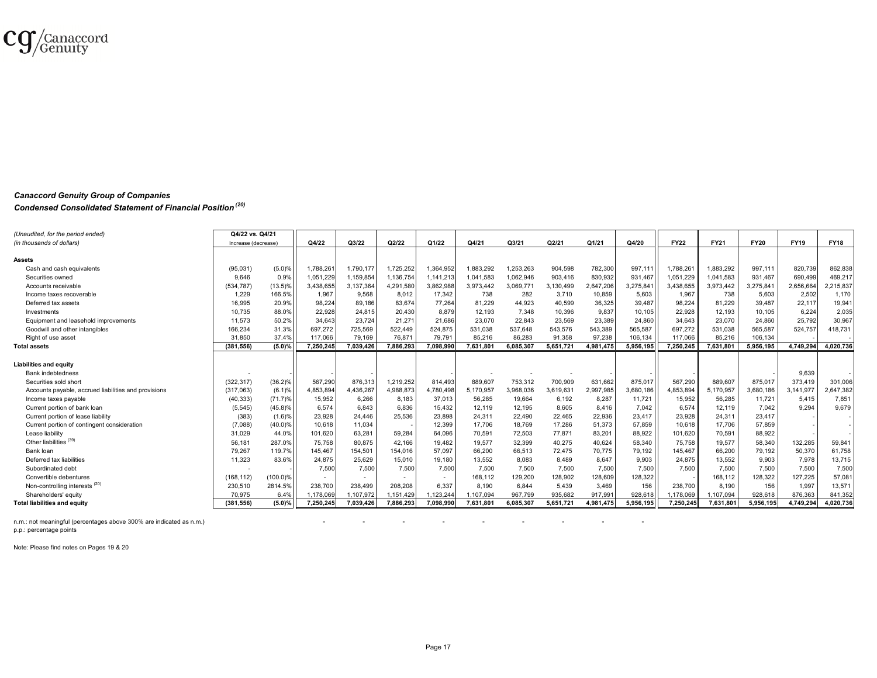*Canaccord Genuity Group of Companies*

*Condensed Consolidated Statement of Financial Position [20]*

| (Unaudited, for the period ended) (in thousands of dollars) | Q4/22 vs. Q4/21 Increase (decrease) | | Q4/22 | Q3/22 | Q2/22 | Q1/22 | Q4/21 | Q3/21 | Q2/21 | Q1/21 | Q4/20 | FY22 | FY21 | FY20 | FY19 | FY18 |
|---|---|---|---|---|---|---|---|---|---|---|---|---|---|---|---|---|
| **Assets** | | | | | | | | | | | | | | | | |
| Cash and cash equivalents | (95,031) | (5.0)% | 1,788,261 | 1,790,177 | 1,725,252 | 1,364,952 | 1,883,292 | 1,253,263 | 904,598 | 782,300 | 997,111 | 1,788,261 | 1,883,292 | 997,111 | 820,739 | 862,838 |
| Securities owned | 9,646 | 0.9% | 1,051,229 | 1,159,854 | 1,136,754 | 1,141,213 | 1,041,583 | 1,062,946 | 903,416 | 830,932 | 931,467 | 1,051,229 | 1,041,583 | 931,467 | 690,499 | 469,217 |
| Accounts receivable | (534,787) | (13.5)% | 3,438,655 | 3,137,364 | 4,291,580 | 3,862,988 | 3,973,442 | 3,069,771 | 3,130,499 | 2,647,206 | 3,275,841 | 3,438,655 | 3,973,442 | 3,275,841 | 2,656,664 | 2,215,837 |
| Income taxes recoverable | 1,229 | 166.5% | 1,967 | 9,568 | 8,012 | 17,342 | 738 | 282 | 3,710 | 10,859 | 5,603 | 1,967 | 738 | 5,603 | 2,502 | 1,170 |
| Deferred tax assets | 16,995 | 20.9% | 98,224 | 89,186 | 83,674 | 77,264 | 81,229 | 44,923 | 40,599 | 36,325 | 39,487 | 98,224 | 81,229 | 39,487 | 22,117 | 19,941 |
| Investments | 10,735 | 88.0% | 22,928 | 24,815 | 20,430 | 8,879 | 12,193 | 7,348 | 10,396 | 9,837 | 10,105 | 22,928 | 12,193 | 10,105 | 6,224 | 2,035 |
| Equipment and leasehold improvements | 11,573 | 50.2% | 34,643 | 23,724 | 21,271 | 21,686 | 23,070 | 22,843 | 23,569 | 23,389 | 24,860 | 34,643 | 23,070 | 24,860 | 25,792 | 30,967 |
| Goodwill and other intangibles | 166,234 | 31.3% | 697,272 | 725,569 | 522,449 | 524,875 | 531,038 | 537,648 | 543,576 | 543,389 | 565,587 | 697,272 | 531,038 | 565,587 | 524,757 | 418,731 |
| Right of use asset | 31,850 | 37.4% | 117,066 | 79,169 | 76,871 | 79,791 | 85,216 | 86,283 | 91,358 | 97,238 | 106,134 | 117,066 | 85,216 | 106,134 | - | - |
| **Total assets** | **(381,556)** | **(5.0)%** | **7,250,245** | **7,039,426** | **7,886,293** | **7,098,990** | **7,631,801** | **6,085,307** | **5,651,721** | **4,981,475** | **5,956,195** | **7,250,245** | **7,631,801** | **5,956,195** | **4,749,294** | **4,020,736** |
| **Liabilities and equity** | | | | | | | | | | | | | | | | |
| Bank indebtedness | - | - | - | - | - | - | - | - | - | - | - | - | - | - | 9,639 | - |
| Securities sold short | (322,317) | (36.2)% | 567,290 | 876,313 | 1,219,252 | 814,493 | 889,607 | 753,312 | 700,909 | 631,662 | 875,017 | 567,290 | 889,607 | 875,017 | 373,419 | 301,006 |
| Accounts payable, accrued liabilities and provisions | (317,063) | (6.1)% | 4,853,894 | 4,436,267 | 4,988,873 | 4,780,498 | 5,170,957 | 3,968,036 | 3,619,631 | 2,997,985 | 3,680,186 | 4,853,894 | 5,170,957 | 3,680,186 | 3,141,977 | 2,647,382 |
| Income taxes payable | (40,333) | (71.7)% | 15,952 | 6,266 | 8,183 | 37,013 | 56,285 | 19,664 | 6,192 | 8,287 | 11,721 | 15,952 | 56,285 | 11,721 | 5,415 | 7,851 |
| Current portion of bank loan | (5,545) | (45.8)% | 6,574 | 6,843 | 6,836 | 15,432 | 12,119 | 12,195 | 8,605 | 8,416 | 7,042 | 6,574 | 12,119 | 7,042 | 9,294 | 9,679 |
| Current portion of lease liability | (383) | (1.6)% | 23,928 | 24,446 | 25,536 | 23,898 | 24,311 | 22,490 | 22,465 | 22,936 | 23,417 | 23,928 | 24,311 | 23,417 | - | - |
| Current portion of contingent consideration | (7,088) | (40.0)% | 10,618 | 11,034 | - | 12,399 | 17,706 | 18,769 | 17,286 | 51,373 | 57,859 | 10,618 | 17,706 | 57,859 | - | - |
| Lease liability | 31,029 | 44.0% | 101,620 | 63,281 | 59,284 | 64,096 | 70,591 | 72,503 | 77,871 | 83,201 | 88,922 | 101,620 | 70,591 | 88,922 | - | - |
| Other liabilities [39] | 56,181 | 287.0% | 75,758 | 80,875 | 42,166 | 19,482 | 19,577 | 32,399 | 40,275 | 40,624 | 58,340 | 75,758 | 19,577 | 58,340 | 132,285 | 59,841 |
| Bank loan | 79,267 | 119.7% | 145,467 | 154,501 | 154,016 | 57,097 | 66,200 | 66,513 | 72,475 | 70,775 | 79,192 | 145,467 | 66,200 | 79,192 | 50,370 | 61,758 |
| Deferred tax liabilities | 11,323 | 83.6% | 24,875 | 25,629 | 15,010 | 19,180 | 13,552 | 8,083 | 8,489 | 8,647 | 9,903 | 24,875 | 13,552 | 9,903 | 7,978 | 13,715 |
| Subordinated debt | - | - | 7,500 | 7,500 | 7,500 | 7,500 | 7,500 | 7,500 | 7,500 | 7,500 | 7,500 | 7,500 | 7,500 | 7,500 | 7,500 | 7,500 |
| Convertible debentures | (168,112) | (100.0)% | - | - | - | - | 168,112 | 129,200 | 128,902 | 128,609 | 128,322 | - | 168,112 | 128,322 | 127,225 | 57,081 |
| Non-controlling interests [20] | 230,510 | 2814.5% | 238,700 | 238,499 | 208,208 | 6,337 | 8,190 | 6,844 | 5,439 | 3,469 | 156 | 238,700 | 8,190 | 156 | 1,997 | 13,571 |
| Shareholders' equity | 70,975 | 6.4% | 1,178,069 | 1,107,972 | 1,151,429 | 1,123,244 | 1,107,094 | 967,799 | 935,682 | 917,991 | 928,618 | 1,178,069 | 1,107,094 | 928,618 | 876,363 | 841,352 |
| **Total liabilities and equity** | **(381,556)** | **(5.0)%** | **7,250,245** | **7,039,426** | **7,886,293** | **7,098,990** | **7,631,801** | **6,085,307** | **5,651,721** | **4,981,475** | **5,956,195** | **7,250,245** | **7,631,801** | **5,956,195** | **4,749,294** | **4,020,736** |

n.m.: not meaningful (percentages above 300% are indicated as n.m.)

p.p.: percentage points

Note: Please find notes on Pages 19 & 20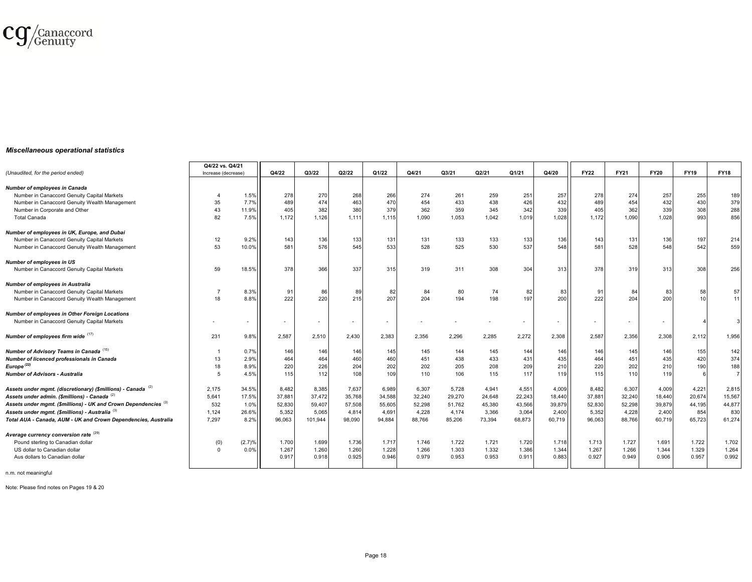### *Miscellaneous operational statistics*

| *(Unaudited, for the period ended)* | Q4/22 vs. Q4/21 Increase (decrease) | | Q4/22 | Q3/22 | Q2/22 | Q1/22 | Q4/21 | Q3/21 | Q2/21 | Q1/21 | Q4/20 | FY22 | FY21 | FY20 | FY19 | FY18 |
|---|---|---|---|---|---|---|---|---|---|---|---|---|---|---|---|---|
| ***Number of employees in Canada*** | | | | | | | | | | | | | | | | |
| Number in Canaccord Genuity Capital Markets | 4 | 1.5% | 278 | 270 | 268 | 266 | 274 | 261 | 259 | 251 | 257 | 278 | 274 | 257 | 255 | 189 |
| Number in Canaccord Genuity Wealth Management | 35 | 7.7% | 489 | 474 | 463 | 470 | 454 | 433 | 438 | 426 | 432 | 489 | 454 | 432 | 430 | 379 |
| Number in Corporate and Other | 43 | 11.9% | 405 | 382 | 380 | 379 | 362 | 359 | 345 | 342 | 339 | 405 | 362 | 339 | 308 | 288 |
| Total Canada | 82 | 7.5% | 1,172 | 1,126 | 1,111 | 1,115 | 1,090 | 1,053 | 1,042 | 1,019 | 1,028 | 1,172 | 1,090 | 1,028 | 993 | 856 |
| ***Number of employees in UK, Europe, and Dubai*** | | | | | | | | | | | | | | | | |
| Number in Canaccord Genuity Capital Markets | 12 | 9.2% | 143 | 136 | 133 | 131 | 131 | 133 | 133 | 133 | 136 | 143 | 131 | 136 | 197 | 214 |
| Number in Canaccord Genuity Wealth Management | 53 | 10.0% | 581 | 576 | 545 | 533 | 528 | 525 | 530 | 537 | 548 | 581 | 528 | 548 | 542 | 559 |
| ***Number of employees in US*** | | | | | | | | | | | | | | | | |
| Number in Canaccord Genuity Capital Markets | 59 | 18.5% | 378 | 366 | 337 | 315 | 319 | 311 | 308 | 304 | 313 | 378 | 319 | 313 | 308 | 256 |
| ***Number of employees in Australia*** | | | | | | | | | | | | | | | | |
| Number in Canaccord Genuity Capital Markets | 7 | 8.3% | 91 | 86 | 89 | 82 | 84 | 80 | 74 | 82 | 83 | 91 | 84 | 83 | 58 | 57 |
| Number in Canaccord Genuity Wealth Management | 18 | 8.8% | 222 | 220 | 215 | 207 | 204 | 194 | 198 | 197 | 200 | 222 | 204 | 200 | 10 | 11 |
| ***Number of employees in Other Foreign Locations*** | | | | | | | | | | | | | | | | |
| Number in Canaccord Genuity Capital Markets | - | - | - | - | - | - | - | - | - | - | - | - | - | - | 4 | 3 |
| ***Number of employees firm wide*** [17] | 231 | 9.8% | 2,587 | 2,510 | 2,430 | 2,383 | 2,356 | 2,296 | 2,285 | 2,272 | 2,308 | 2,587 | 2,356 | 2,308 | 2,112 | 1,956 |
| ***Number of Advisory Teams in Canada*** [15] | 1 | 0.7% | 146 | 146 | 146 | 145 | 145 | 144 | 145 | 144 | 146 | 146 | 145 | 146 | 155 | 142 |
| ***Number of licenced professionals in Canada*** | 13 | 2.9% | 464 | 464 | 460 | 460 | 451 | 438 | 433 | 431 | 435 | 464 | 451 | 435 | 420 | 374 |
| ***Europe*** [22] | 18 | 8.9% | 220 | 226 | 204 | 202 | 202 | 205 | 208 | 209 | 210 | 220 | 202 | 210 | 190 | 188 |
| ***Number of Advisors - Australia*** | 5 | 4.5% | 115 | 112 | 108 | 109 | 110 | 106 | 115 | 117 | 119 | 115 | 110 | 119 | 6 | 7 |
| ***Assets under mgmt. (discretionary) ($millions) - Canada*** [2] | 2,175 | 34.5% | 8,482 | 8,385 | 7,637 | 6,989 | 6,307 | 5,728 | 4,941 | 4,551 | 4,009 | 8,482 | 6,307 | 4,009 | 4,221 | 2,815 |
| ***Assets under admin. ($millions) - Canada*** [2] | 5,641 | 17.5% | 37,881 | 37,472 | 35,768 | 34,588 | 32,240 | 29,270 | 24,648 | 22,243 | 18,440 | 37,881 | 32,240 | 18,440 | 20,674 | 15,567 |
| ***Assets under mgmt. ($millions) - UK and Crown Dependencies*** [3] | 532 | 1.0% | 52,830 | 59,407 | 57,508 | 55,605 | 52,298 | 51,762 | 45,380 | 43,566 | 39,879 | 52,830 | 52,298 | 39,879 | 44,195 | 44,877 |
| ***Assets under mgmt. ($millions) - Australia*** [3] | 1,124 | 26.6% | 5,352 | 5,065 | 4,814 | 4,691 | 4,228 | 4,174 | 3,366 | 3,064 | 2,400 | 5,352 | 4,228 | 2,400 | 854 | 830 |
| ***Total AUA - Canada, AUM - UK and Crown Dependencies, Australia*** | 7,297 | 8.2% | 96,063 | 101,944 | 98,090 | 94,884 | 88,766 | 85,206 | 73,394 | 68,873 | 60,719 | 96,063 | 88,766 | 60,719 | 65,723 | 61,274 |
| ***Average currency conversion rate*** [29] | | | | | | | | | | | | | | | | |
| Pound sterling to Canadian dollar | (0) | (2.7)% | 1.700 | 1.699 | 1.736 | 1.717 | 1.746 | 1.722 | 1.721 | 1.720 | 1.718 | 1.713 | 1.727 | 1.691 | 1.722 | 1.702 |
| US dollar to Canadian dollar | 0 | 0.0% | 1.267 | 1.260 | 1.260 | 1.228 | 1.266 | 1.303 | 1.332 | 1.386 | 1.344 | 1.267 | 1.266 | 1.344 | 1.329 | 1.264 |
| Aus dollars to Canadian dollar | | | 0.917 | 0.918 | 0.925 | 0.946 | 0.979 | 0.953 | 0.953 | 0.911 | 0.883 | 0.927 | 0.949 | 0.906 | 0.957 | 0.992 |

n.m. not meaningful

Note: Please find notes on Pages 19 & 20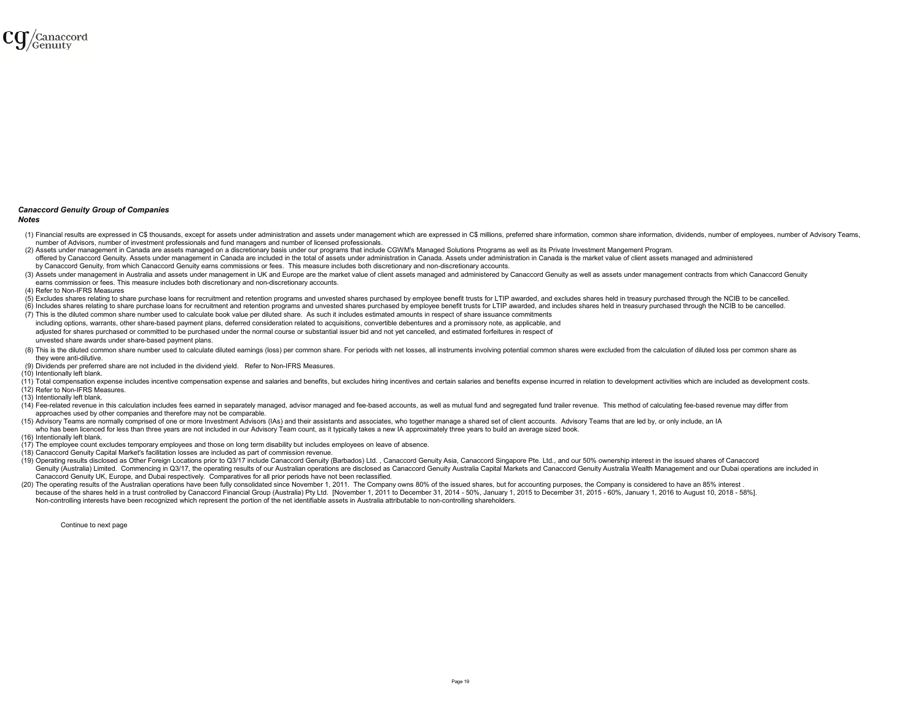***Canaccord Genuity Group of Companies***

***Notes***

(1) Financial results are expressed in C$ thousands, except for assets under administration and assets under management which are expressed in C$ millions, preferred share information, common share information, dividends, number of employees, number of Advisory Teams, number of Advisors, number of investment professionals and fund managers and number of licensed professionals.

(2) Assets under management in Canada are assets managed on a discretionary basis under our programs that include CGWM's Managed Solutions Programs as well as its Private Investment Mangement Program. offered by Canaccord Genuity. Assets under management in Canada are included in the total of assets under administration in Canada. Assets under administration in Canada is the market value of client assets managed and administered by Canaccord Genuity, from which Canaccord Genuity earns commissions or fees. This measure includes both discretionary and non-discretionary accounts.

(3) Assets under management in Australia and assets under management in UK and Europe are the market value of client assets managed and administered by Canaccord Genuity as well as assets under management contracts from which Canaccord Genuity earns commission or fees. This measure includes both discretionary and non-discretionary accounts.

(4) Refer to Non-IFRS Measures

(5) Excludes shares relating to share purchase loans for recruitment and retention programs and unvested shares purchased by employee benefit trusts for LTIP awarded, and excludes shares held in treasury purchased through the NCIB to be cancelled.

(6) Includes shares relating to share purchase loans for recruitment and retention programs and unvested shares purchased by employee benefit trusts for LTIP awarded, and includes shares held in treasury purchased through the NCIB to be cancelled.

(7) This is the diluted common share number used to calculate book value per diluted share. As such it includes estimated amounts in respect of share issuance commitments including options, warrants, other share-based payment plans, deferred consideration related to acquisitions, convertible debentures and a promissory note, as applicable, and adjusted for shares purchased or committed to be purchased under the normal course or substantial issuer bid and not yet cancelled, and estimated forfeitures in respect of unvested share awards under share-based payment plans.

(8) This is the diluted common share number used to calculate diluted earnings (loss) per common share. For periods with net losses, all instruments involving potential common shares were excluded from the calculation of diluted loss per common share as they were anti-dilutive.

(9) Dividends per preferred share are not included in the dividend yield. Refer to Non-IFRS Measures.

(10) Intentionally left blank.

(11) Total compensation expense includes incentive compensation expense and salaries and benefits, but excludes hiring incentives and certain salaries and benefits expense incurred in relation to development activities which are included as development costs.

(12) Refer to Non-IFRS Measures.

(13) Intentionally left blank.

(14) Fee-related revenue in this calculation includes fees earned in separately managed, advisor managed and fee-based accounts, as well as mutual fund and segregated fund trailer revenue. This method of calculating fee-based revenue may differ from approaches used by other companies and therefore may not be comparable.

(15) Advisory Teams are normally comprised of one or more Investment Advisors (IAs) and their assistants and associates, who together manage a shared set of client accounts. Advisory Teams that are led by, or only include, an IA who has been licenced for less than three years are not included in our Advisory Team count, as it typically takes a new IA approximately three years to build an average sized book.

(16) Intentionally left blank.

(17) The employee count excludes temporary employees and those on long term disability but includes employees on leave of absence.

(18) Canaccord Genuity Capital Market's facilitation losses are included as part of commission revenue.

(19) Operating results disclosed as Other Foreign Locations prior to Q3/17 include Canaccord Genuity (Barbados) Ltd. , Canaccord Genuity Asia, Canaccord Singapore Pte. Ltd., and our 50% ownership interest in the issued shares of Canaccord Genuity (Australia) Limited. Commencing in Q3/17, the operating results of our Australian operations are disclosed as Canaccord Genuity Australia Capital Markets and Canaccord Genuity Australia Wealth Management and our Dubai operations are included in Canaccord Genuity UK, Europe, and Dubai respectively. Comparatives for all prior periods have not been reclassified.

(20) The operating results of the Australian operations have been fully consolidated since November 1, 2011. The Company owns 80% of the issued shares, but for accounting purposes, the Company is considered to have an 85% interest . because of the shares held in a trust controlled by Canaccord Financial Group (Australia) Pty Ltd. [November 1, 2011 to December 31, 2014 - 50%, January 1, 2015 to December 31, 2015 - 60%, January 1, 2016 to August 10, 2018 - 58%]. Non-controlling interests have been recognized which represent the portion of the net identifiable assets in Australia attributable to non-controlling shareholders.

Continue to next page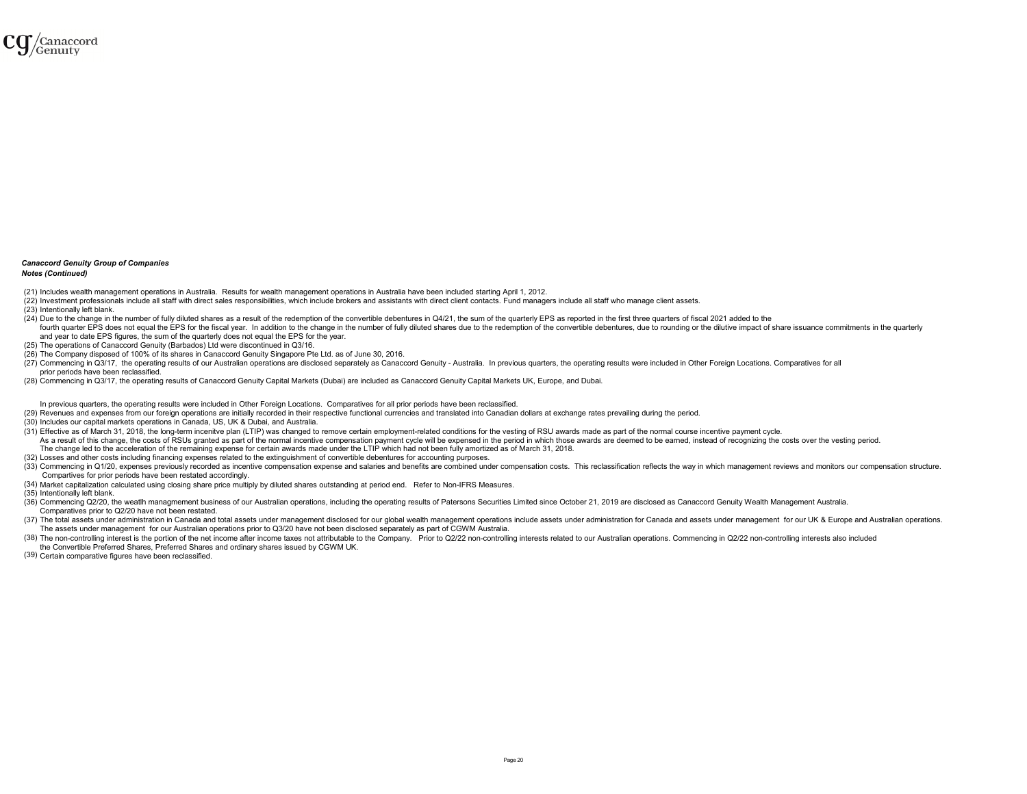***Canaccord Genuity Group of Companies***
***Notes (Continued)***

(21) Includes wealth management operations in Australia. Results for wealth management operations in Australia have been included starting April 1, 2012.
(22) Investment professionals include all staff with direct sales responsibilities, which include brokers and assistants with direct client contacts. Fund managers include all staff who manage client assets.
(23) Intentionally left blank.
(24) Due to the change in the number of fully diluted shares as a result of the redemption of the convertible debentures in Q4/21, the sum of the quarterly EPS as reported in the first three quarters of fiscal 2021 added to the fourth quarter EPS does not equal the EPS for the fiscal year. In addition to the change in the number of fully diluted shares due to the redemption of the convertible debentures, due to rounding or the dilutive impact of share issuance commitments in the quarterly and year to date EPS figures, the sum of the quarterly does not equal the EPS for the year.
(25) The operations of Canaccord Genuity (Barbados) Ltd were discontinued in Q3/16.
(26) The Company disposed of 100% of its shares in Canaccord Genuity Singapore Pte Ltd. as of June 30, 2016.
(27) Commencing in Q3/17, the operating results of our Australian operations are disclosed separately as Canaccord Genuity - Australia. In previous quarters, the operating results were included in Other Foreign Locations. Comparatives for all prior periods have been reclassified.
(28) Commencing in Q3/17, the operating results of Canaccord Genuity Capital Markets (Dubai) are included as Canaccord Genuity Capital Markets UK, Europe, and Dubai.

In previous quarters, the operating results were included in Other Foreign Locations. Comparatives for all prior periods have been reclassified.
(29) Revenues and expenses from our foreign operations are initially recorded in their respective functional currencies and translated into Canadian dollars at exchange rates prevailing during the period.
(30) Includes our capital markets operations in Canada, US, UK & Dubai, and Australia.
(31) Effective as of March 31, 2018, the long-term incenitve plan (LTIP) was changed to remove certain employment-related conditions for the vesting of RSU awards made as part of the normal course incentive compensation payment cycle. As a result of this change, the costs of RSUs granted as part of the normal incentive compensation payment cycle will be expensed in the period in which those awards are deemed to be earned, instead of recognizing the costs over the vesting period. The change led to the acceleration of the remaining expense for certain awards made under the LTIP which had not been fully amortized as of March 31, 2018.
(32) Losses and other costs including financing expenses related to the extinguishment of convertible debentures for accounting purposes.
(33) Commencing in Q1/20, expenses previously recorded as incentive compensation expense and salaries and benefits are combined under compensation costs. This reclassification reflects the way in which management reviews and monitors our compensation structure. Compartives for prior periods have been restated accordingly.
(34) Market capitalization calculated using closing share price multiply by diluted shares outstanding at period end. Refer to Non-IFRS Measures.
(35) Intentionally left blank.
(36) Commencing Q2/20, the weatlh managmement business of our Australian operations, including the operating results of Patersons Securities Limited since October 21, 2019 are disclosed as Canaccord Genuity Wealth Management Australia. Comparatives prior to Q2/20 have not been restated.
(37) The total assets under administration in Canada and total assets under management disclosed for our global wealth management operations include assets under administration for Canada and assets under management for our UK & Europe and Australian operations. The assets under management for our Australian operations prior to Q3/20 have not been disclosed separately as part of CGWM Australia.
(38) The non-controlling interest is the portion of the net income after income taxes not attributable to the Company. Prior to Q2/22 non-controlling interests related to our Australian operations. Commencing in Q2/22 non-controlling interests also included the Convertible Preferred Shares, Preferred Shares and ordinary shares issued by CGWM UK.
(39) Certain comparative figures have been reclassified.